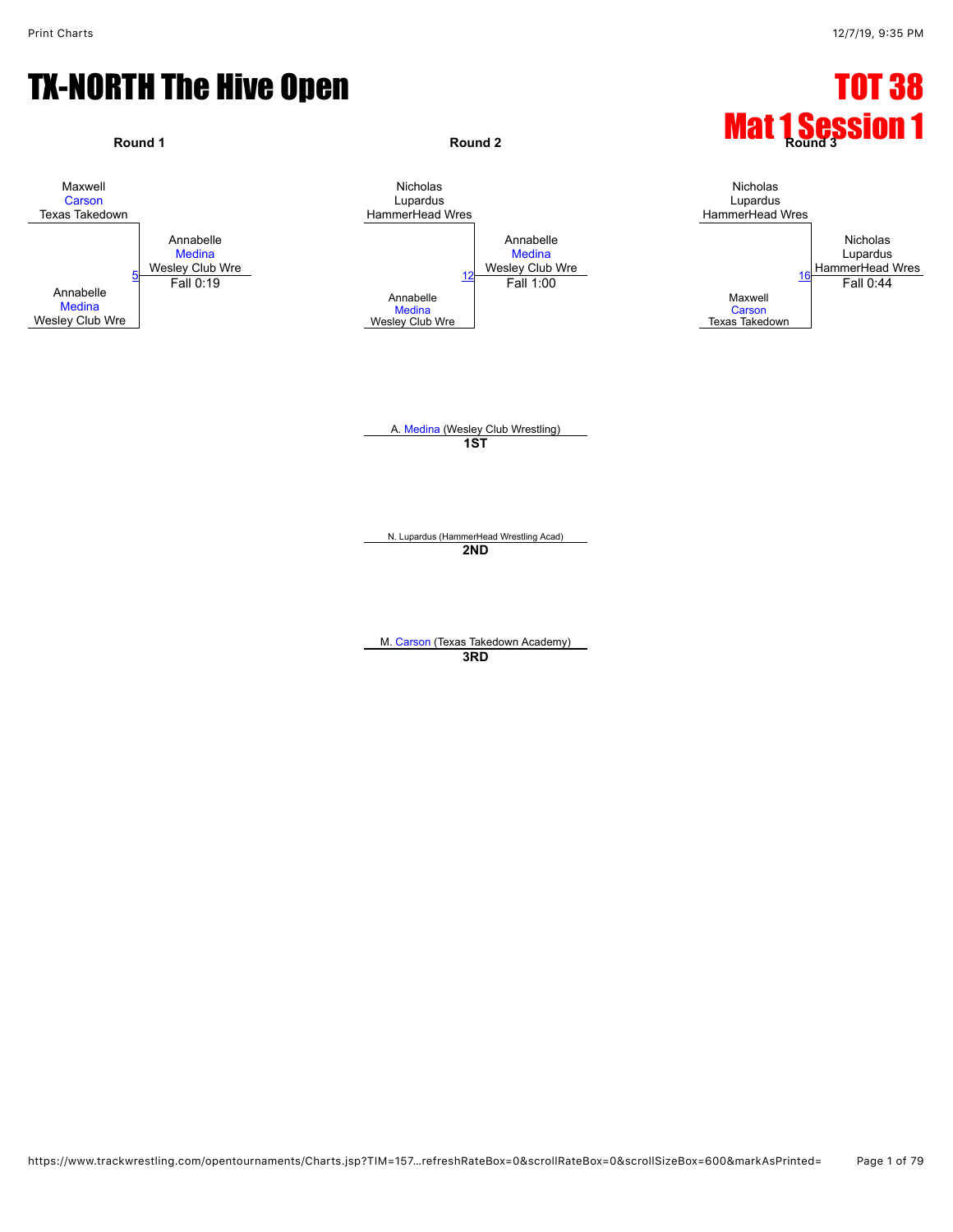# TX-NORTH The Hive Open

## TOT 38
## Mat 1 Session 1

**Round 1**

Maxwell Carson, Texas Takedown
vs.
Annabelle Medina, Wesley Club Wre

Match 5 — Winner: Annabelle Medina, Wesley Club Wre — Fall 0:19

**Round 2**

Nicholas Lupardus, HammerHead Wres
vs.
Annabelle Medina, Wesley Club Wre

Match 12 — Winner: Annabelle Medina, Wesley Club Wre — Fall 1:00

**Round 3**

Nicholas Lupardus, HammerHead Wres
vs.
Maxwell Carson, Texas Takedown

Match 16 — Winner: Nicholas Lupardus, HammerHead Wres — Fall 0:44

A. Medina (Wesley Club Wrestling)
**1ST**

N. Lupardus (HammerHead Wrestling Acad)
**2ND**

M. Carson (Texas Takedown Academy)
**3RD**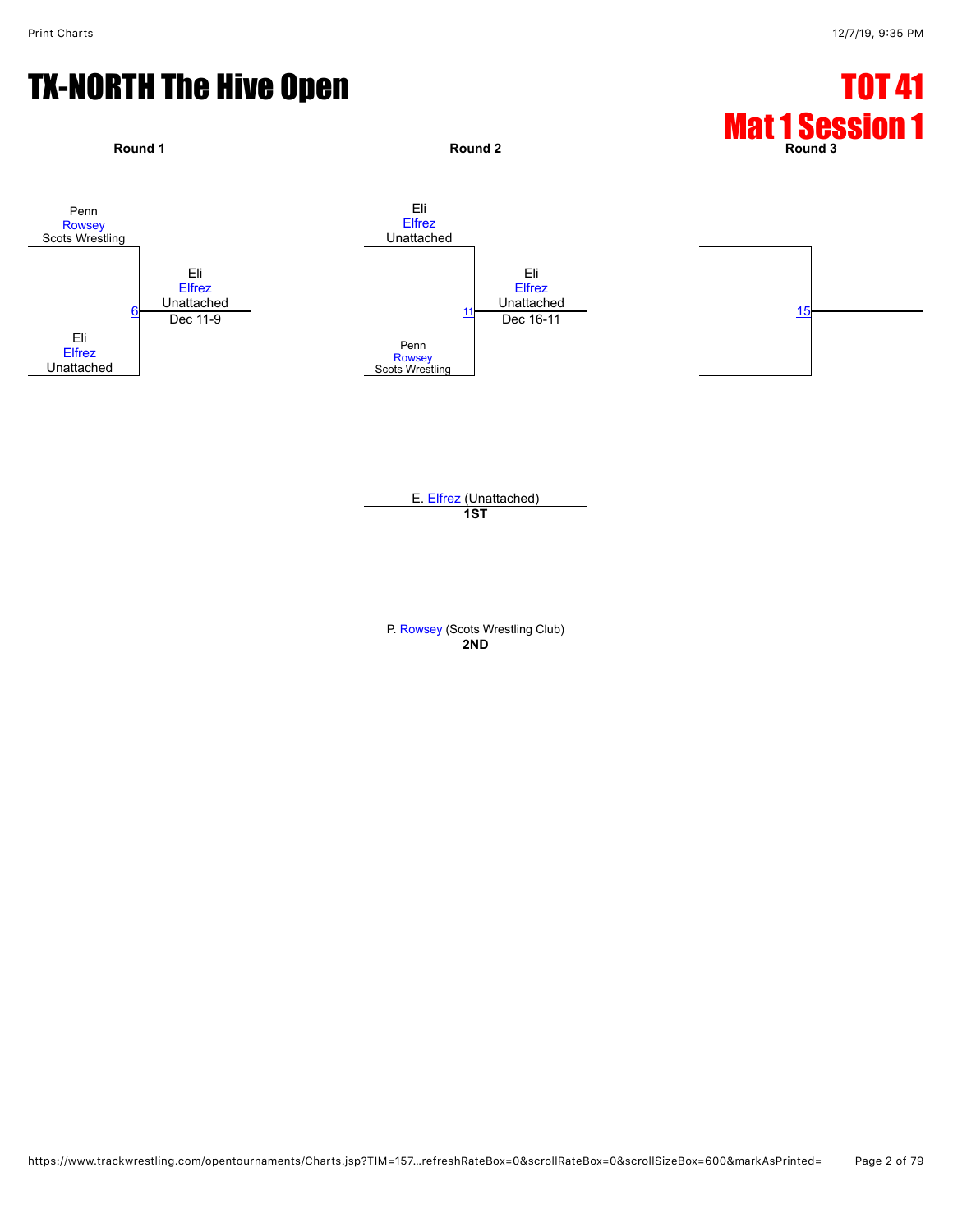# TX-NORTH The Hive Open

## TOT 41
## Mat 1 Session 1

**Round 1**

Penn
Rowsey
Scots Wrestling

6

Eli
Elfrez
Unattached

Eli
Elfrez
Unattached
Dec 11-9

**Round 2**

Eli
Elfrez
Unattached

11

Penn
Rowsey
Scots Wrestling

Eli
Elfrez
Unattached
Dec 16-11

**Round 3**

15

E. Elfrez (Unattached)
**1ST**

P. Rowsey (Scots Wrestling Club)
**2ND**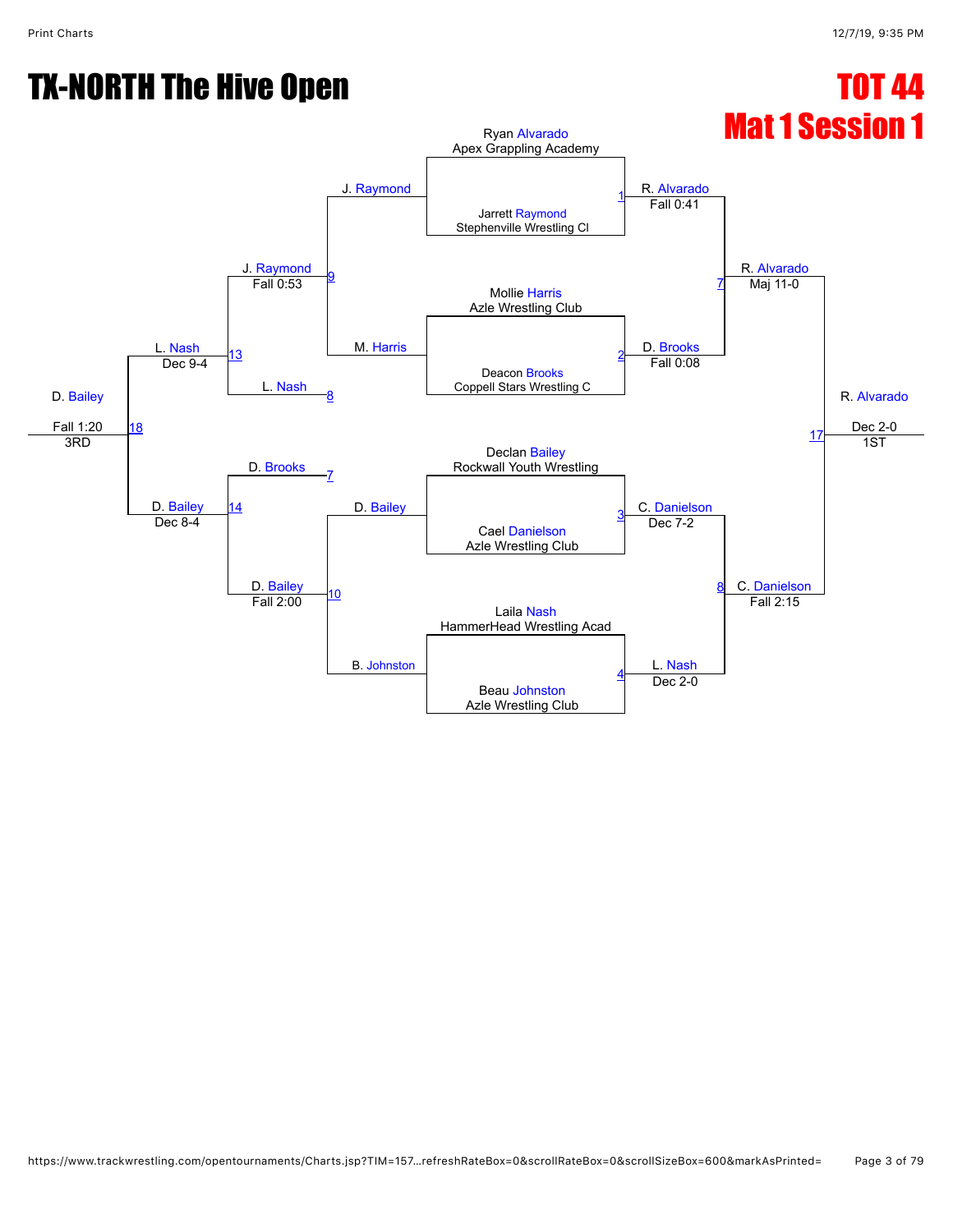# TX-NORTH The Hive Open

## TOT 44
## Mat 1 Session 1

### Championship Bracket

**First Round**

| Bout | Wrestler 1 | Wrestler 2 | Winner | Result |
| --- | --- | --- | --- | --- |
| 1 | Ryan Alvarado (Apex Grappling Academy) | Jarrett Raymond (Stephenville Wrestling Cl) | R. Alvarado | Fall 0:41 |
| 2 | Mollie Harris (Azle Wrestling Club) | Deacon Brooks (Coppell Stars Wrestling C) | D. Brooks | Fall 0:08 |
| 3 | Declan Bailey (Rockwall Youth Wrestling) | Cael Danielson (Azle Wrestling Club) | C. Danielson | Dec 7-2 |
| 4 | Laila Nash (HammerHead Wrestling Acad) | Beau Johnston (Azle Wrestling Club) | L. Nash | Dec 2-0 |

**Semifinals**

| Bout | Wrestler 1 | Wrestler 2 | Winner | Result |
| --- | --- | --- | --- | --- |
| 7 | R. Alvarado | D. Brooks | R. Alvarado | Maj 11-0 |
| 8 | C. Danielson | L. Nash | C. Danielson | Fall 2:15 |

**Final**

| Bout | Wrestler 1 | Wrestler 2 | Winner | Result |
| --- | --- | --- | --- | --- |
| 17 | R. Alvarado | C. Danielson | R. Alvarado | Dec 2-0 (1ST) |

### Consolation Bracket

| Bout | Wrestler 1 | Wrestler 2 | Winner | Result |
| --- | --- | --- | --- | --- |
| 9 | J. Raymond | M. Harris | J. Raymond | Fall 0:53 |
| 10 | D. Bailey | B. Johnston | D. Bailey | Fall 2:00 |
| 13 | J. Raymond | L. Nash (loser of 8) | L. Nash | Dec 9-4 |
| 14 | D. Brooks (loser of 7) | D. Bailey | D. Bailey | Dec 8-4 |
| 18 | L. Nash | D. Bailey | D. Bailey | Fall 1:20 (3RD) |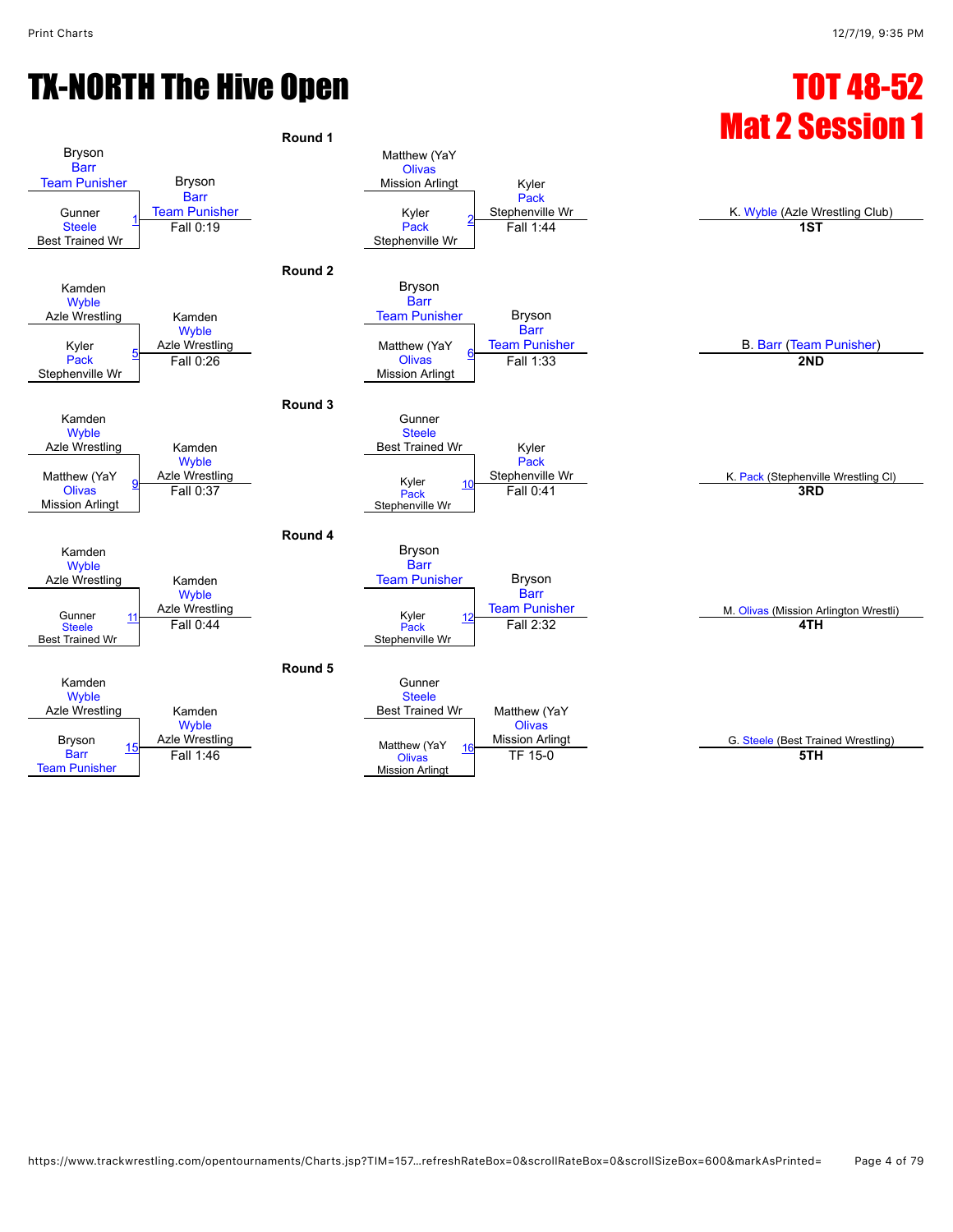# TX-NORTH The Hive Open

# TOT 48-52
# Mat 2 Session 1

### Round 1

| Bout | Wrestler 1 | Wrestler 2 | Winner | Result |
|---|---|---|---|---|
| 1 | Bryson Barr (Team Punisher) | Gunner Steele (Best Trained Wr) | Bryson Barr (Team Punisher) | Fall 0:19 |
| 2 | Matthew (YaY Olivas (Mission Arlingt) | Kyler Pack (Stephenville Wr) | Kyler Pack (Stephenville Wr) | Fall 1:44 |

### Round 2

| Bout | Wrestler 1 | Wrestler 2 | Winner | Result |
|---|---|---|---|---|
| 5 | Kamden Wyble (Azle Wrestling) | Kyler Pack (Stephenville Wr) | Kamden Wyble (Azle Wrestling) | Fall 0:26 |
| 6 | Bryson Barr (Team Punisher) | Matthew (YaY Olivas (Mission Arlingt) | Bryson Barr (Team Punisher) | Fall 1:33 |

### Round 3

| Bout | Wrestler 1 | Wrestler 2 | Winner | Result |
|---|---|---|---|---|
| 9 | Kamden Wyble (Azle Wrestling) | Matthew (YaY Olivas (Mission Arlingt) | Kamden Wyble (Azle Wrestling) | Fall 0:37 |
| 10 | Gunner Steele (Best Trained Wr) | Kyler Pack (Stephenville Wr) | Kyler Pack (Stephenville Wr) | Fall 0:41 |

### Round 4

| Bout | Wrestler 1 | Wrestler 2 | Winner | Result |
|---|---|---|---|---|
| 11 | Kamden Wyble (Azle Wrestling) | Gunner Steele (Best Trained Wr) | Kamden Wyble (Azle Wrestling) | Fall 0:44 |
| 12 | Bryson Barr (Team Punisher) | Kyler Pack (Stephenville Wr) | Bryson Barr (Team Punisher) | Fall 2:32 |

### Round 5

| Bout | Wrestler 1 | Wrestler 2 | Winner | Result |
|---|---|---|---|---|
| 15 | Kamden Wyble (Azle Wrestling) | Bryson Barr (Team Punisher) | Kamden Wyble (Azle Wrestling) | Fall 1:46 |
| 16 | Gunner Steele (Best Trained Wr) | Matthew (YaY Olivas (Mission Arlingt) | Matthew (YaY Olivas (Mission Arlingt) | TF 15-0 |

### Placements

| Place | Wrestler |
|---|---|
| 1ST | K. Wyble (Azle Wrestling Club) |
| 2ND | B. Barr (Team Punisher) |
| 3RD | K. Pack (Stephenville Wrestling Cl) |
| 4TH | M. Olivas (Mission Arlington Wrestli) |
| 5TH | G. Steele (Best Trained Wrestling) |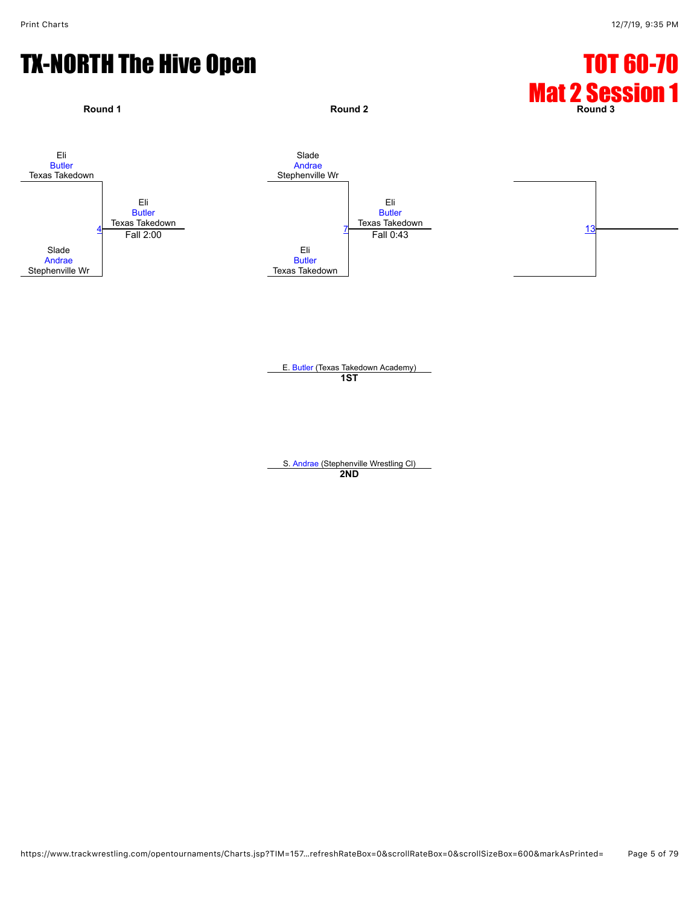# TX-NORTH The Hive Open

## TOT 60-70
## Mat 2 Session 1

### Round 1

Eli
Butler
Texas Takedown

4

Slade
Andrae
Stephenville Wr

Winner: Eli Butler, Texas Takedown — Fall 2:00

### Round 2

Slade
Andrae
Stephenville Wr

7

Eli
Butler
Texas Takedown

Winner: Eli Butler, Texas Takedown — Fall 0:43

### Round 3

13

---

E. Butler (Texas Takedown Academy)
**1ST**

S. Andrae (Stephenville Wrestling Cl)
**2ND**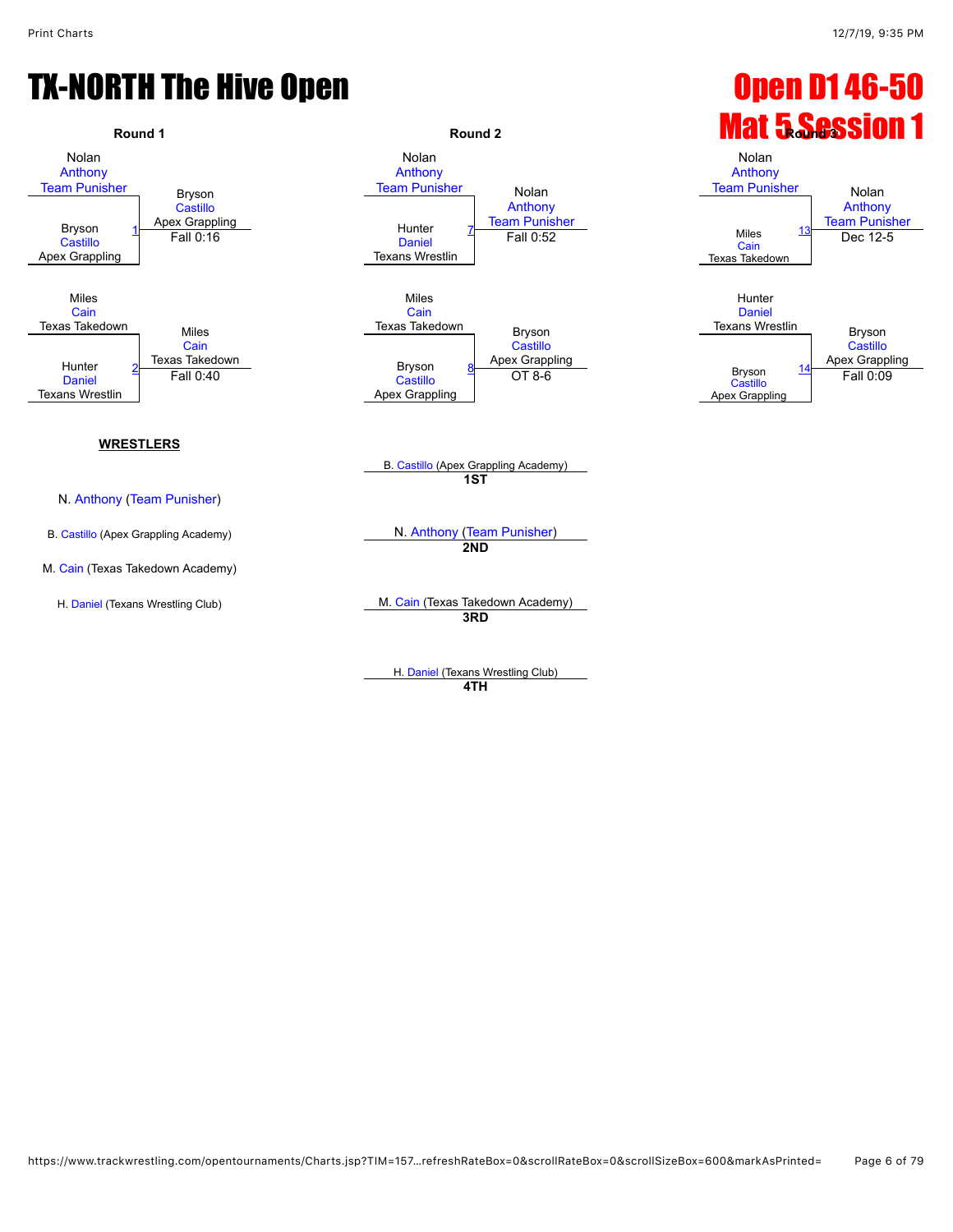# TX-NORTH The Hive Open

# Open D1 46-50
# Mat 5 Session 1

### Round 1

| Match | Wrestler 1 | Wrestler 2 | Winner | Result |
|---|---|---|---|---|
| 1 | Nolan Anthony, Team Punisher | Bryson Castillo, Apex Grappling | Bryson Castillo, Apex Grappling | Fall 0:16 |
| 2 | Miles Cain, Texas Takedown | Hunter Daniel, Texans Wrestlin | Miles Cain, Texas Takedown | Fall 0:40 |

### Round 2

| Match | Wrestler 1 | Wrestler 2 | Winner | Result |
|---|---|---|---|---|
| 7 | Nolan Anthony, Team Punisher | Hunter Daniel, Texans Wrestlin | Nolan Anthony, Team Punisher | Fall 0:52 |
| 8 | Miles Cain, Texas Takedown | Bryson Castillo, Apex Grappling | Bryson Castillo, Apex Grappling | OT 8-6 |

### Round 3

| Match | Wrestler 1 | Wrestler 2 | Winner | Result |
|---|---|---|---|---|
| 13 | Nolan Anthony, Team Punisher | Miles Cain, Texas Takedown | Nolan Anthony, Team Punisher | Dec 12-5 |
| 14 | Hunter Daniel, Texans Wrestlin | Bryson Castillo, Apex Grappling | Bryson Castillo, Apex Grappling | Fall 0:09 |

**WRESTLERS**

N. Anthony (Team Punisher)

B. Castillo (Apex Grappling Academy)

M. Cain (Texas Takedown Academy)

H. Daniel (Texans Wrestling Club)

**1ST** B. Castillo (Apex Grappling Academy)

**2ND** N. Anthony (Team Punisher)

**3RD** M. Cain (Texas Takedown Academy)

**4TH** H. Daniel (Texans Wrestling Club)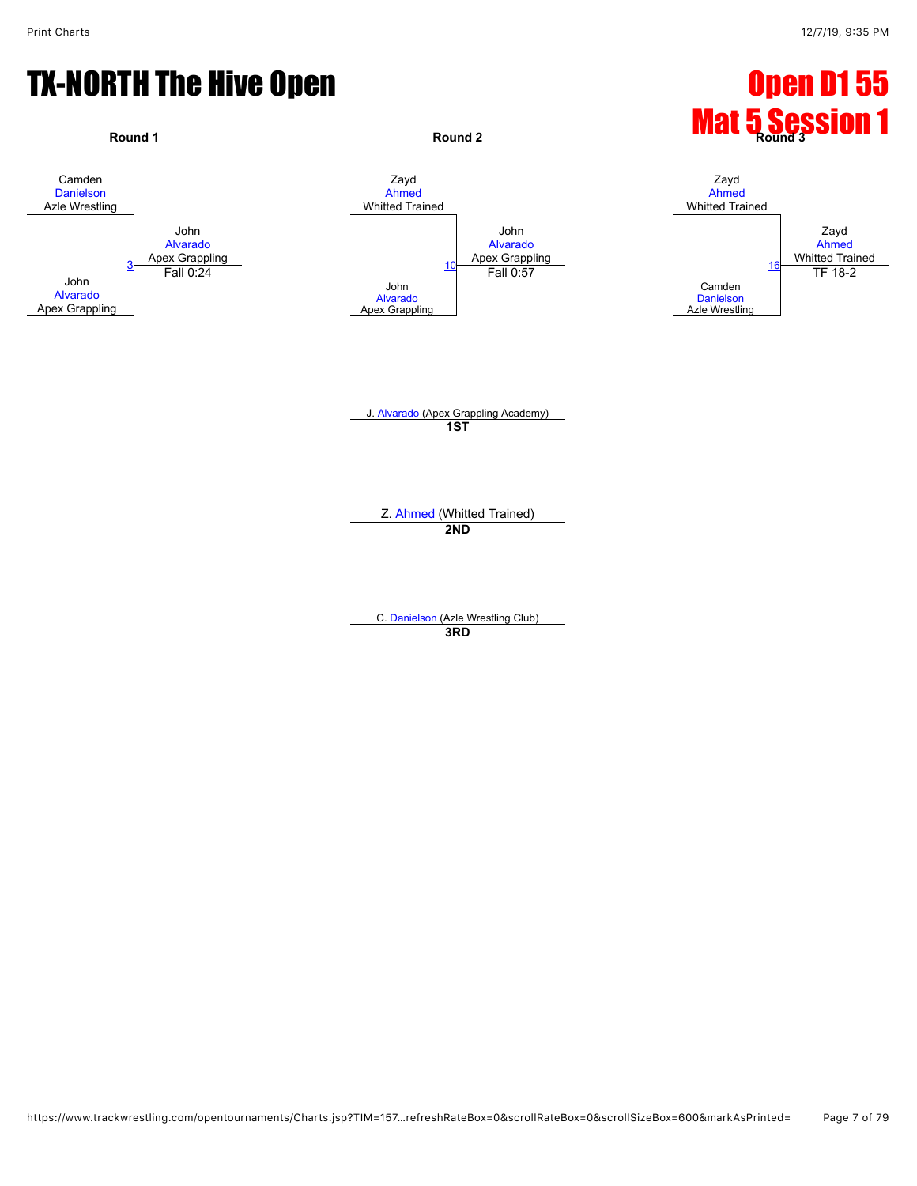# TX-NORTH The Hive Open

# Open D1 55
# Mat 5 Session 1

### Round 1

Camden Danielson, Azle Wrestling
vs.
John Alvarado, Apex Grappling

Bout 3 — Winner: John Alvarado, Apex Grappling — Fall 0:24

### Round 2

Zayd Ahmed, Whitted Trained
vs.
John Alvarado, Apex Grappling

Bout 10 — Winner: John Alvarado, Apex Grappling — Fall 0:57

### Round 3

Zayd Ahmed, Whitted Trained
vs.
Camden Danielson, Azle Wrestling

Bout 16 — Winner: Zayd Ahmed, Whitted Trained — TF 18-2

---

J. Alvarado (Apex Grappling Academy)
**1ST**

Z. Ahmed (Whitted Trained)
**2ND**

C. Danielson (Azle Wrestling Club)
**3RD**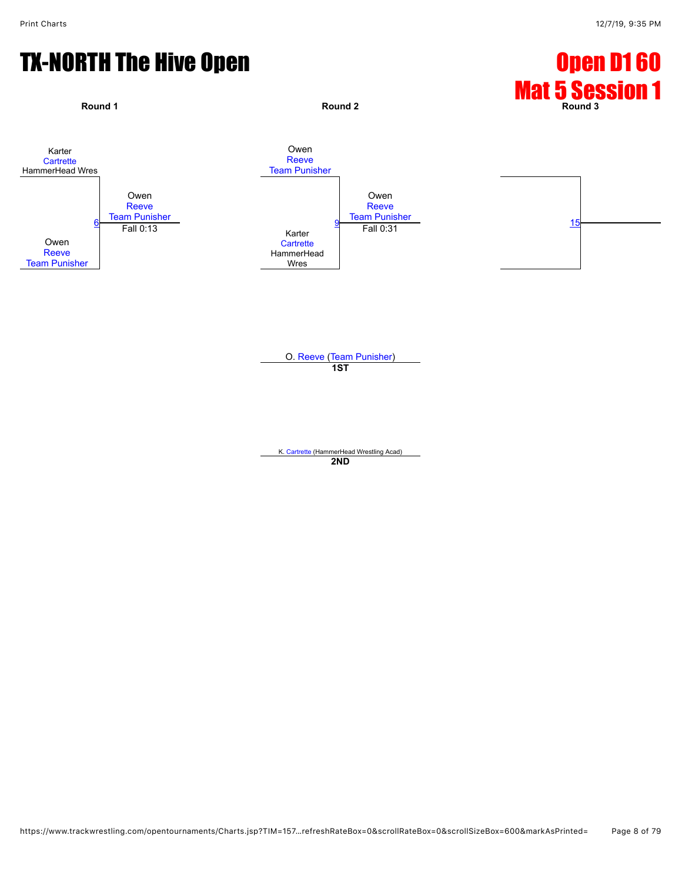# TX-NORTH The Hive Open

## Open D1 60
## Mat 5 Session 1

**Round 1**

Karter Cartrette
HammerHead Wres

Owen Reeve
Team Punisher

6 — Owen Reeve, Team Punisher — Fall 0:13

**Round 2**

Owen Reeve
Team Punisher

Karter Cartrette
HammerHead Wres

9 — Owen Reeve, Team Punisher — Fall 0:31

**Round 3**

15

O. Reeve (Team Punisher)
**1ST**

K. Cartrette (HammerHead Wrestling Acad)
**2ND**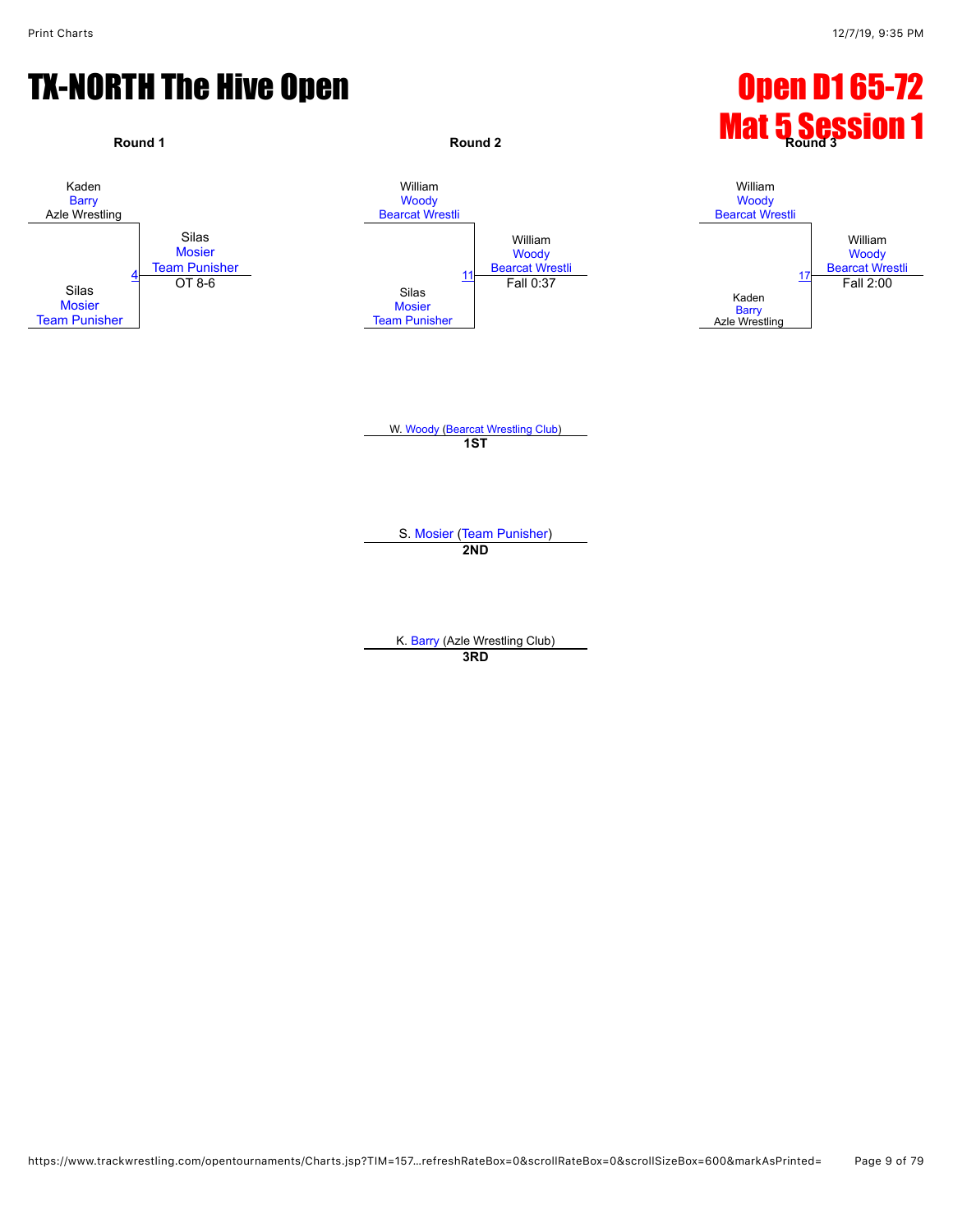# TX-NORTH The Hive Open

# Open D1 65-72
# Mat 5 Session 1

### Round 1

Kaden Barry, Azle Wrestling
vs.
Silas Mosier, Team Punisher

Bout 4 — Winner: Silas Mosier, Team Punisher — OT 8-6

### Round 2

William Woody, Bearcat Wrestli
vs.
Silas Mosier, Team Punisher

Bout 11 — Winner: William Woody, Bearcat Wrestli — Fall 0:37

### Round 3

William Woody, Bearcat Wrestli
vs.
Kaden Barry, Azle Wrestling

Bout 17 — Winner: William Woody, Bearcat Wrestli — Fall 2:00

W. Woody (Bearcat Wrestling Club)
**1ST**

S. Mosier (Team Punisher)
**2ND**

K. Barry (Azle Wrestling Club)
**3RD**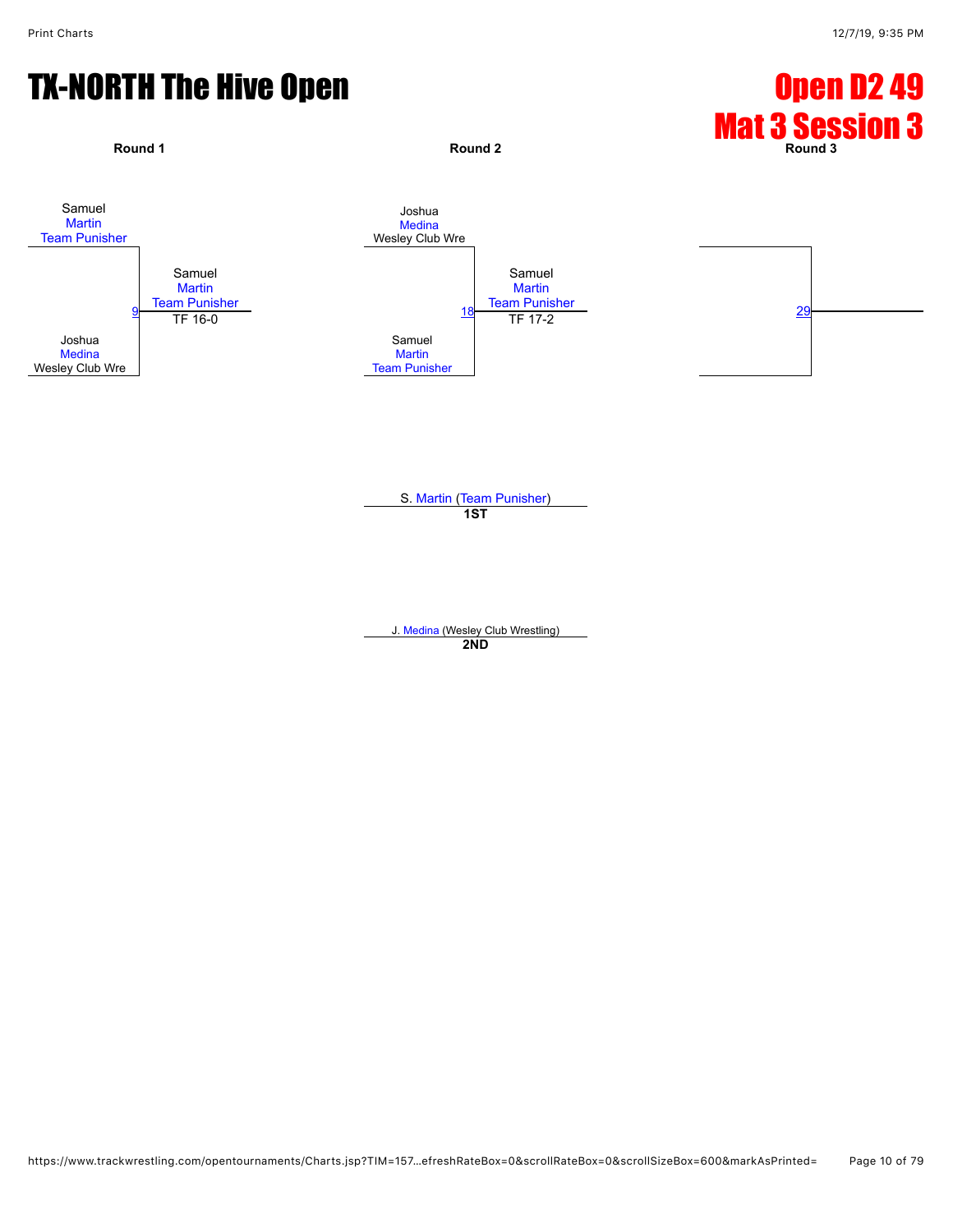# TX-NORTH The Hive Open

# Open D2 49
# Mat 3 Session 3

**Round 1**

Samuel
Martin
Team Punisher

9

Joshua
Medina
Wesley Club Wre

Samuel
Martin
Team Punisher
TF 16-0

**Round 2**

Joshua
Medina
Wesley Club Wre

18

Samuel
Martin
Team Punisher

Samuel
Martin
Team Punisher
TF 17-2

**Round 3**

29

S. Martin (Team Punisher)
**1ST**

J. Medina (Wesley Club Wrestling)
**2ND**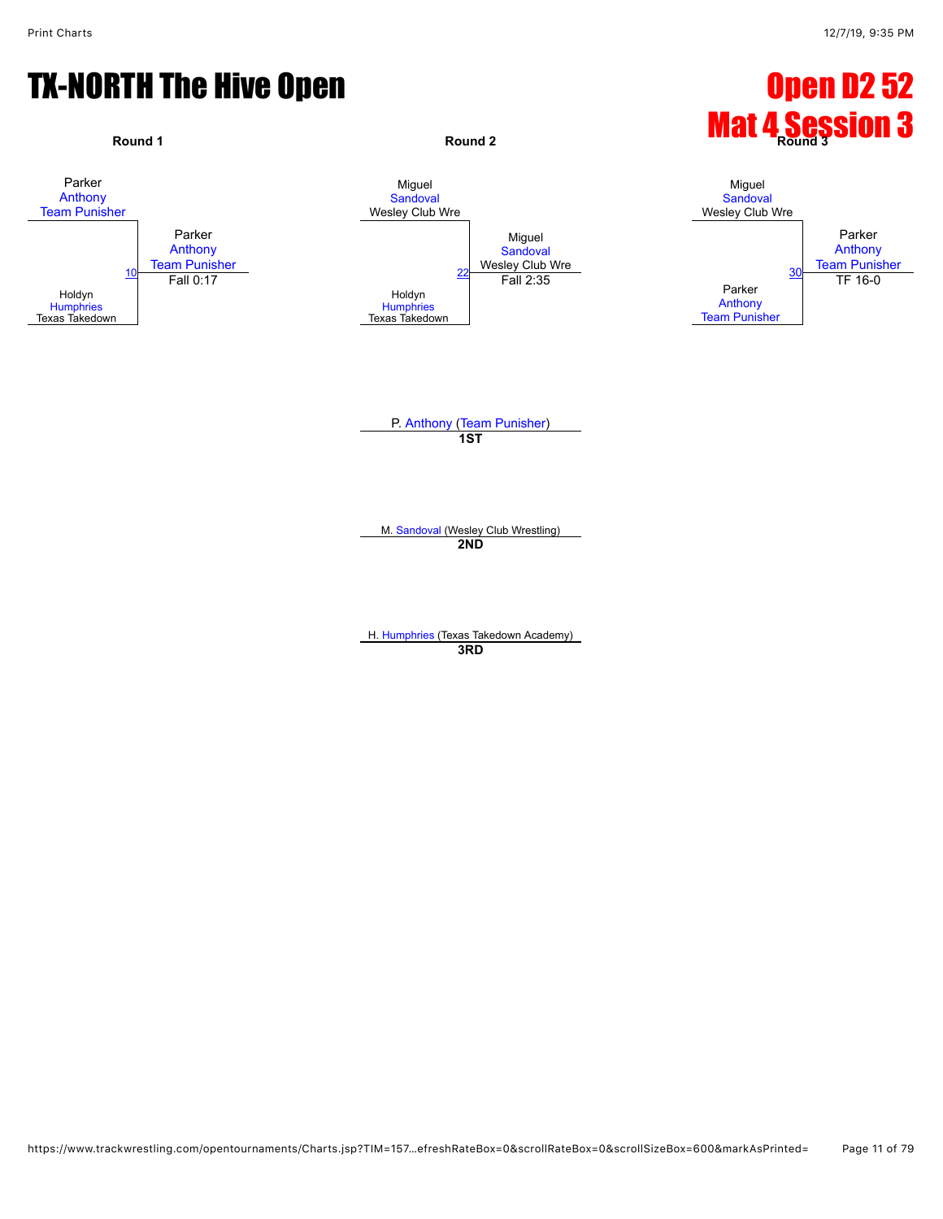# TX-NORTH The Hive Open

# Open D2 52
# Mat 4 Session 3

### Round 1

Parker Anthony, Team Punisher
vs
Holdyn Humphries, Texas Takedown

Bout 10 — Winner: Parker Anthony, Team Punisher — Fall 0:17

### Round 2

Miguel Sandoval, Wesley Club Wre
vs
Holdyn Humphries, Texas Takedown

Bout 22 — Winner: Miguel Sandoval, Wesley Club Wre — Fall 2:35

### Round 3

Miguel Sandoval, Wesley Club Wre
vs
Parker Anthony, Team Punisher

Bout 30 — Winner: Parker Anthony, Team Punisher — TF 16-0

---

P. Anthony (Team Punisher)
**1ST**

M. Sandoval (Wesley Club Wrestling)
**2ND**

H. Humphries (Texas Takedown Academy)
**3RD**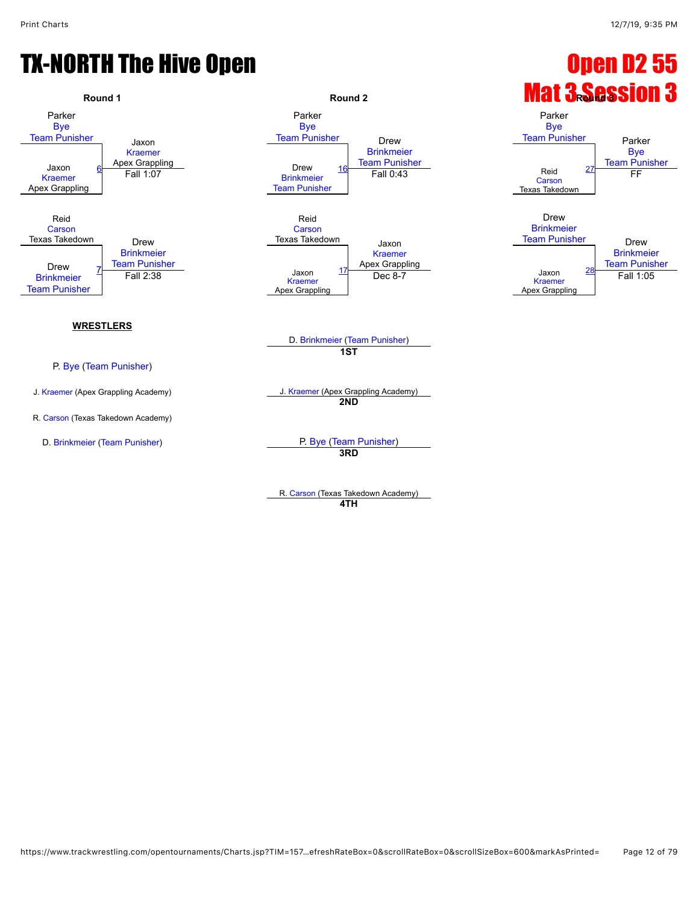# TX-NORTH The Hive Open

# Open D2 55
## Mat 3 Session 3

### Round 1

- Parker Bye (Team Punisher) vs. Jaxon Kraemer (Apex Grappling) — Bout 6 — Winner: Jaxon Kraemer (Apex Grappling), Fall 1:07
- Reid Carson (Texas Takedown) vs. Drew Brinkmeier (Team Punisher) — Bout 7 — Winner: Drew Brinkmeier (Team Punisher), Fall 2:38

### Round 2

- Parker Bye (Team Punisher) vs. Drew Brinkmeier (Team Punisher) — Bout 16 — Winner: Drew Brinkmeier (Team Punisher), Fall 0:43
- Reid Carson (Texas Takedown) vs. Jaxon Kraemer (Apex Grappling) — Bout 17 — Winner: Jaxon Kraemer (Apex Grappling), Dec 8-7

### Round 3

- Parker Bye (Team Punisher) vs. Reid Carson (Texas Takedown) — Bout 27 — Winner: Parker Bye (Team Punisher), FF
- Drew Brinkmeier (Team Punisher) vs. Jaxon Kraemer (Apex Grappling) — Bout 28 — Winner: Drew Brinkmeier (Team Punisher), Fall 1:05

### WRESTLERS

- P. Bye (Team Punisher)
- J. Kraemer (Apex Grappling Academy)
- R. Carson (Texas Takedown Academy)
- D. Brinkmeier (Team Punisher)

### Placements

| Place | Wrestler |
|---|---|
| 1ST | D. Brinkmeier (Team Punisher) |
| 2ND | J. Kraemer (Apex Grappling Academy) |
| 3RD | P. Bye (Team Punisher) |
| 4TH | R. Carson (Texas Takedown Academy) |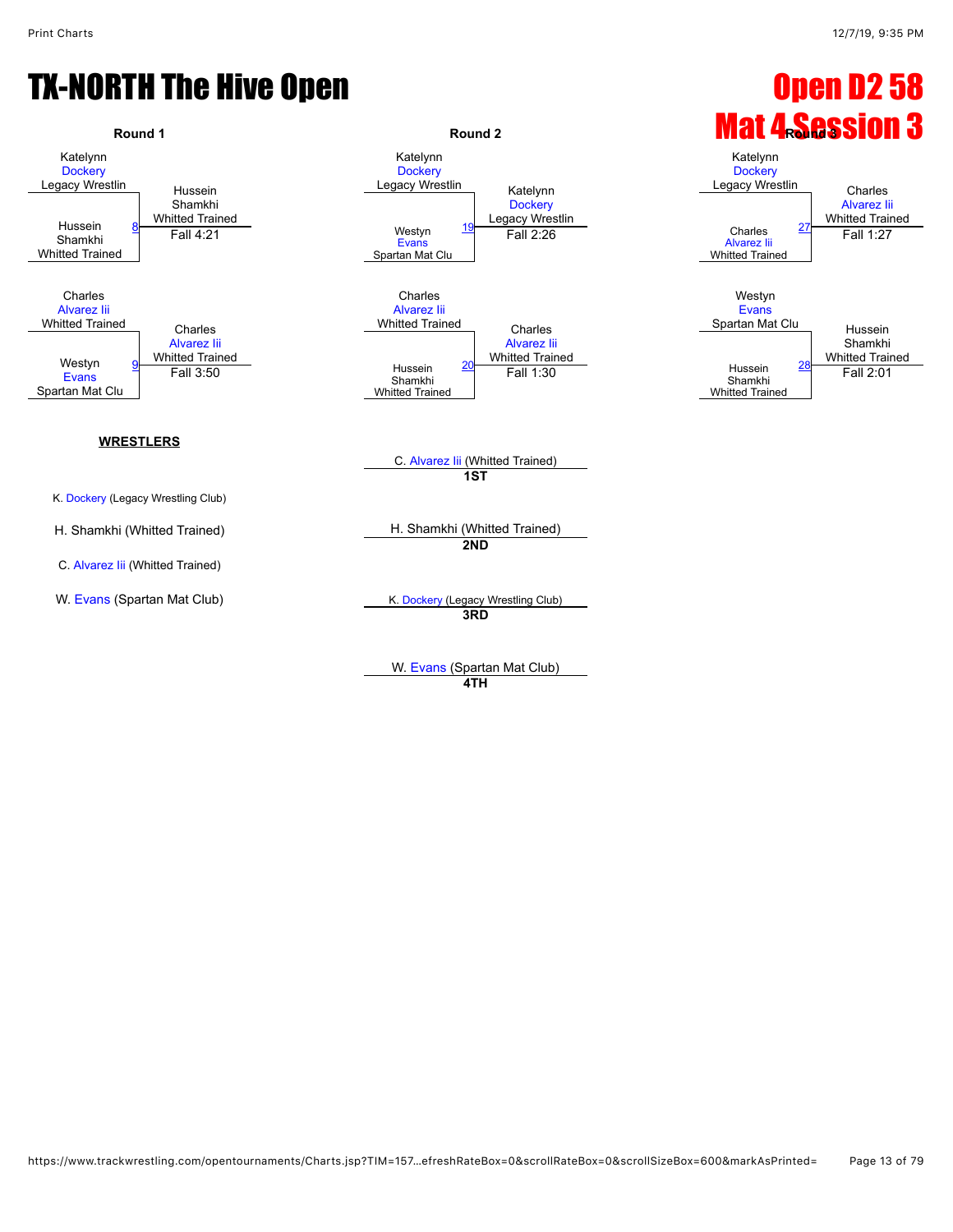# TX-NORTH The Hive Open

# Open D2 58

# Mat 4 Session 3

## Round 1

Katelynn Dockery, Legacy Wrestlin
vs.
Hussein Shamkhi, Whitted Trained — Match 8

Winner: Hussein Shamkhi, Whitted Trained — Fall 4:21

Charles Alvarez Iii, Whitted Trained
vs.
Westyn Evans, Spartan Mat Clu — Match 9

Winner: Charles Alvarez Iii, Whitted Trained — Fall 3:50

## Round 2

Katelynn Dockery, Legacy Wrestlin
vs.
Westyn Evans, Spartan Mat Clu — Match 19

Winner: Katelynn Dockery, Legacy Wrestlin — Fall 2:26

Charles Alvarez Iii, Whitted Trained
vs.
Hussein Shamkhi, Whitted Trained — Match 20

Winner: Charles Alvarez Iii, Whitted Trained — Fall 1:30

## Round 3

Katelynn Dockery, Legacy Wrestlin
vs.
Charles Alvarez Iii, Whitted Trained — Match 27

Winner: Charles Alvarez Iii, Whitted Trained — Fall 1:27

Westyn Evans, Spartan Mat Clu
vs.
Hussein Shamkhi, Whitted Trained — Match 28

Winner: Hussein Shamkhi, Whitted Trained — Fall 2:01

## WRESTLERS

K. Dockery (Legacy Wrestling Club)

H. Shamkhi (Whitted Trained)

C. Alvarez Iii (Whitted Trained)

W. Evans (Spartan Mat Club)

## Placements

**1ST**: C. Alvarez Iii (Whitted Trained)

**2ND**: H. Shamkhi (Whitted Trained)

**3RD**: K. Dockery (Legacy Wrestling Club)

**4TH**: W. Evans (Spartan Mat Club)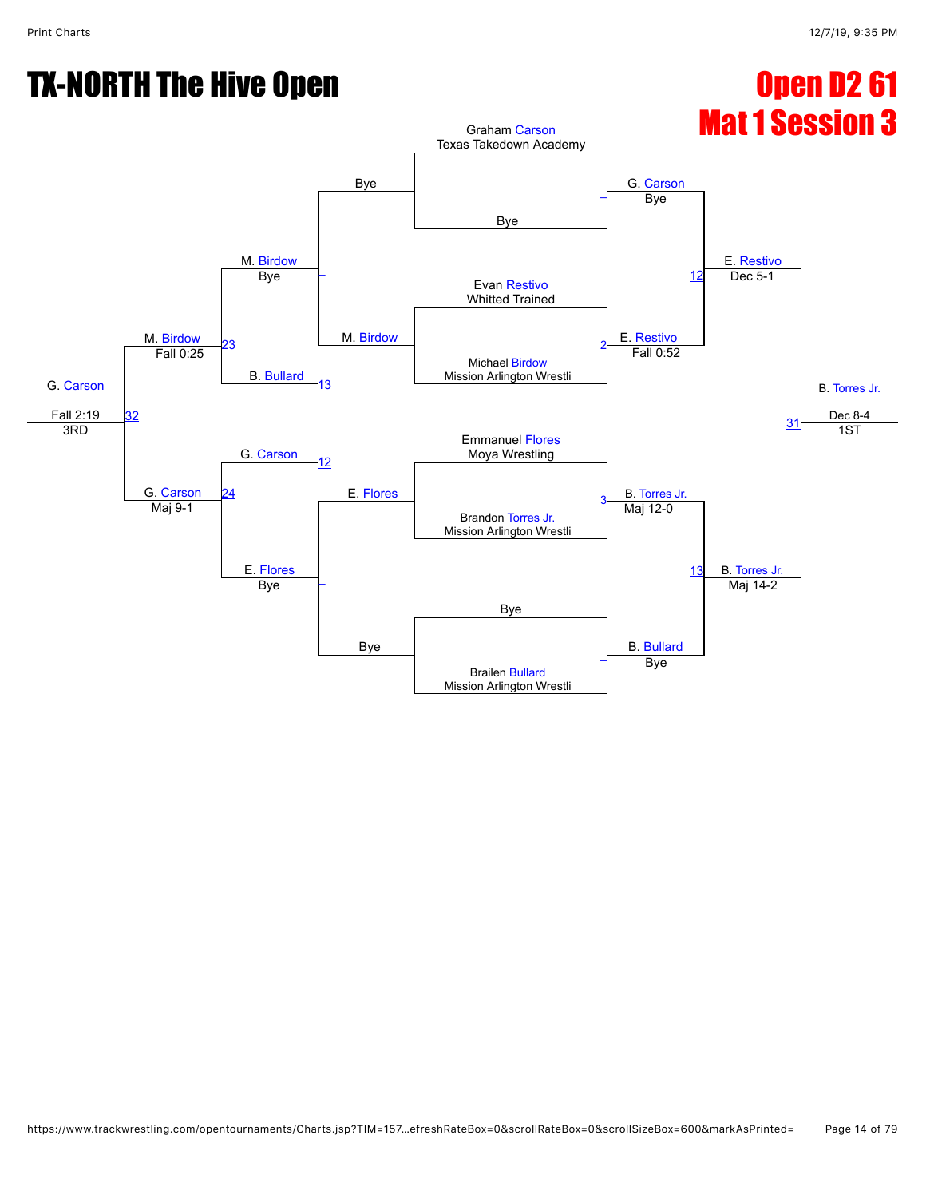# TX-NORTH The Hive Open

## Open D2 61
## Mat 1 Session 3

### Championship Bracket

**First Round (Pre-seeded matchups):**

- Graham Carson, Texas Takedown Academy vs Bye → G. Carson (Bye)
- Evan Restivo, Whitted Trained vs Michael Birdow, Mission Arlington Wrestli → E. Restivo (Fall 0:52) [Match 2]
- Emmanuel Flores, Moya Wrestling vs Brandon Torres Jr., Mission Arlington Wrestli → B. Torres Jr. (Maj 12-0) [Match 3]
- Bye vs Brailen Bullard, Mission Arlington Wrestli → B. Bullard (Bye)

**Semifinals:**

- G. Carson vs E. Restivo → E. Restivo (Dec 5-1) [Match 12]
- B. Torres Jr. vs B. Bullard → B. Torres Jr. (Maj 14-2) [Match 13]

**Final:**

- E. Restivo vs B. Torres Jr. → B. Torres Jr. (Dec 8-4) — 1ST [Match 31]

### Consolation Bracket

- Bye vs M. Birdow → M. Birdow (Bye)
- E. Flores vs Bye → E. Flores (Bye)
- M. Birdow vs B. Bullard [13] → M. Birdow (Fall 0:25) [Match 23]
- G. Carson [12] vs E. Flores → G. Carson (Maj 9-1) [Match 24]
- M. Birdow vs G. Carson → G. Carson (Fall 2:19) — 3RD [Match 32]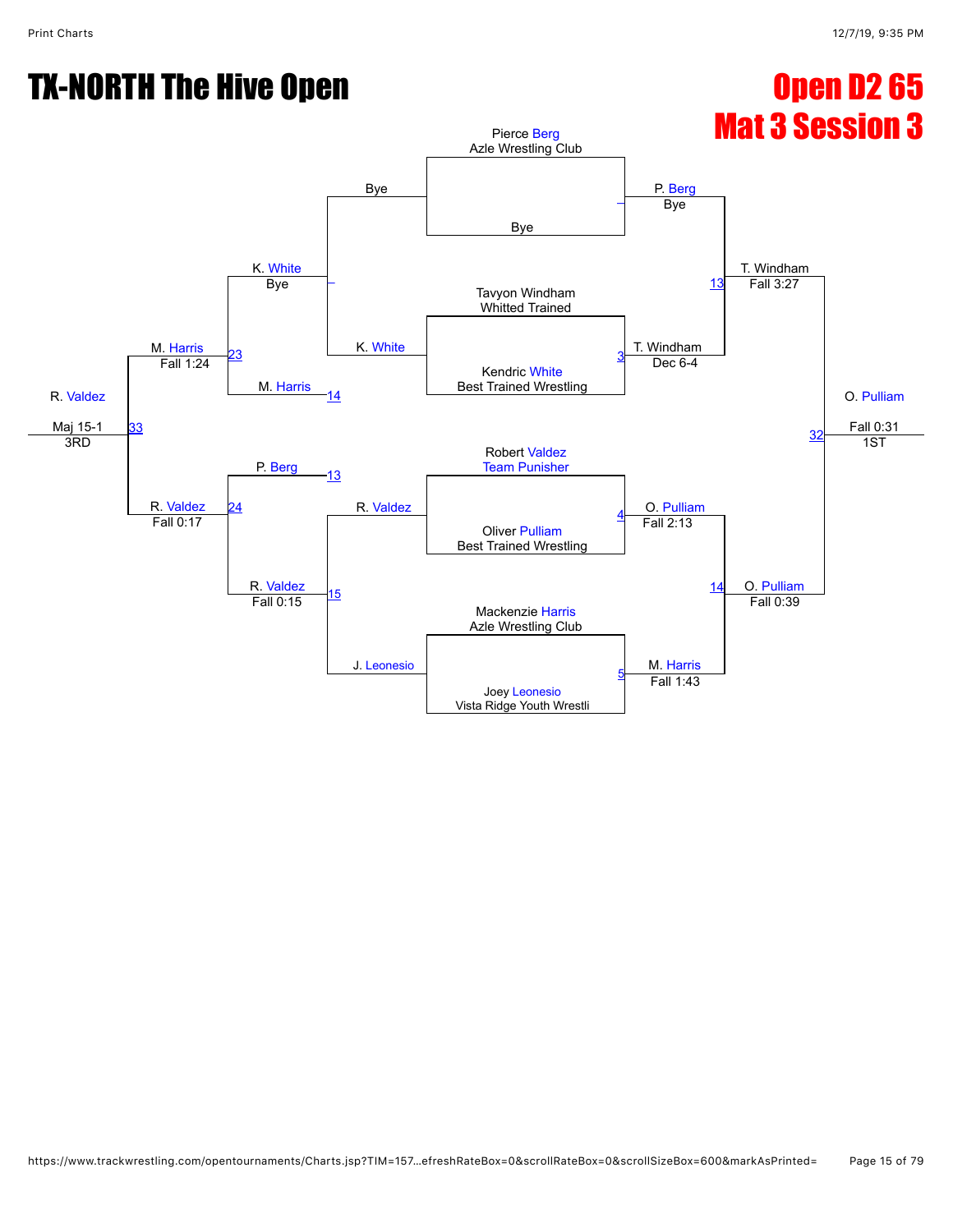# TX-NORTH The Hive Open

## Open D2 65
## Mat 3 Session 3

### Championship Bracket

**First round (bouts)**

- Pierce Berg (Azle Wrestling Club) vs Bye — Winner: P. Berg (Bye)
- Tavyon Windham (Whitted Trained) vs Kendric White (Best Trained Wrestling) — Bout 3 — Winner: T. Windham (Dec 6-4)
- Robert Valdez (Team Punisher) vs Oliver Pulliam (Best Trained Wrestling) — Bout 4 — Winner: O. Pulliam (Fall 2:13)
- Mackenzie Harris (Azle Wrestling Club) vs Joey Leonesio (Vista Ridge Youth Wrestli) — Bout 5 — Winner: M. Harris (Fall 1:43)

**Semifinals**

- P. Berg vs T. Windham — Bout 13 — Winner: T. Windham (Fall 3:27)
- O. Pulliam vs M. Harris — Bout 14 — Winner: O. Pulliam (Fall 0:39)

**Final**

- T. Windham vs O. Pulliam — Bout 32 — Winner: O. Pulliam (Fall 0:31) — 1ST

### Consolation Bracket

**First round**

- Bye vs K. White — Winner: K. White (Bye)
- R. Valdez vs J. Leonesio — Bout 15 — Winner: R. Valdez (Fall 0:15)

**Second round**

- K. White vs M. Harris (loser of 14) — Bout 23 — Winner: M. Harris (Fall 1:24)
- P. Berg (loser of 13) vs R. Valdez — Bout 24 — Winner: R. Valdez (Fall 0:17)

**3rd Place**

- M. Harris vs R. Valdez — Bout 33 — Winner: R. Valdez (Maj 15-1) — 3RD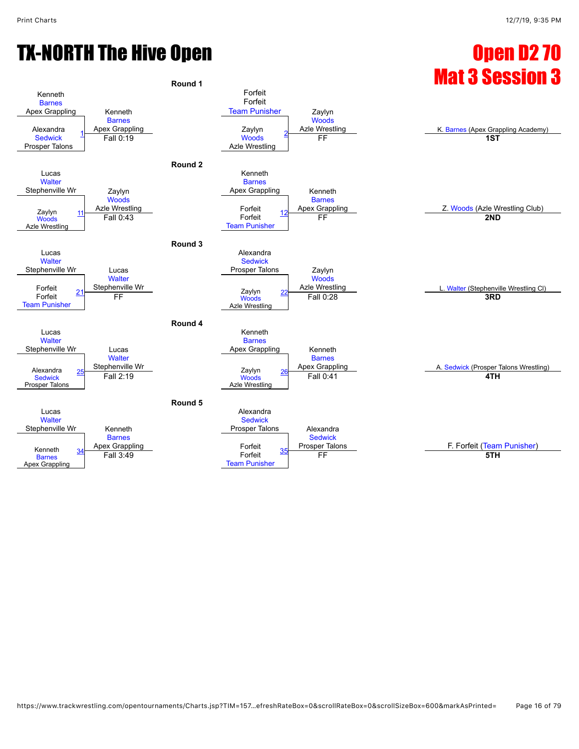# TX-NORTH The Hive Open

## Open D2 70
## Mat 3 Session 3

### Round 1

| Wrestler 1 | Wrestler 2 | Bout | Winner | Result |
|---|---|---|---|---|
| Kenneth Barnes (Apex Grappling) | Alexandra Sedwick (Prosper Talons) | 1 | Kenneth Barnes (Apex Grappling) | Fall 0:19 |
| Forfeit Forfeit (Team Punisher) | Zaylyn Woods (Azle Wrestling) | 2 | Zaylyn Woods (Azle Wrestling) | FF |

### Round 2

| Wrestler 1 | Wrestler 2 | Bout | Winner | Result |
|---|---|---|---|---|
| Lucas Walter (Stephenville Wr) | Zaylyn Woods (Azle Wrestling) | 11 | Zaylyn Woods (Azle Wrestling) | Fall 0:43 |
| Kenneth Barnes (Apex Grappling) | Forfeit Forfeit (Team Punisher) | 12 | Kenneth Barnes (Apex Grappling) | FF |

### Round 3

| Wrestler 1 | Wrestler 2 | Bout | Winner | Result |
|---|---|---|---|---|
| Lucas Walter (Stephenville Wr) | Forfeit Forfeit (Team Punisher) | 21 | Lucas Walter (Stephenville Wr) | FF |
| Alexandra Sedwick (Prosper Talons) | Zaylyn Woods (Azle Wrestling) | 22 | Zaylyn Woods (Azle Wrestling) | Fall 0:28 |

### Round 4

| Wrestler 1 | Wrestler 2 | Bout | Winner | Result |
|---|---|---|---|---|
| Lucas Walter (Stephenville Wr) | Alexandra Sedwick (Prosper Talons) | 25 | Lucas Walter (Stephenville Wr) | Fall 2:19 |
| Kenneth Barnes (Apex Grappling) | Zaylyn Woods (Azle Wrestling) | 26 | Kenneth Barnes (Apex Grappling) | Fall 0:41 |

### Round 5

| Wrestler 1 | Wrestler 2 | Bout | Winner | Result |
|---|---|---|---|---|
| Lucas Walter (Stephenville Wr) | Kenneth Barnes (Apex Grappling) | 34 | Kenneth Barnes (Apex Grappling) | Fall 3:49 |
| Alexandra Sedwick (Prosper Talons) | Forfeit Forfeit (Team Punisher) | 35 | Alexandra Sedwick (Prosper Talons) | FF |

### Placements

| Place | Wrestler |
|---|---|
| 1ST | K. Barnes (Apex Grappling Academy) |
| 2ND | Z. Woods (Azle Wrestling Club) |
| 3RD | L. Walter (Stephenville Wrestling Cl) |
| 4TH | A. Sedwick (Prosper Talons Wrestling) |
| 5TH | F. Forfeit (Team Punisher) |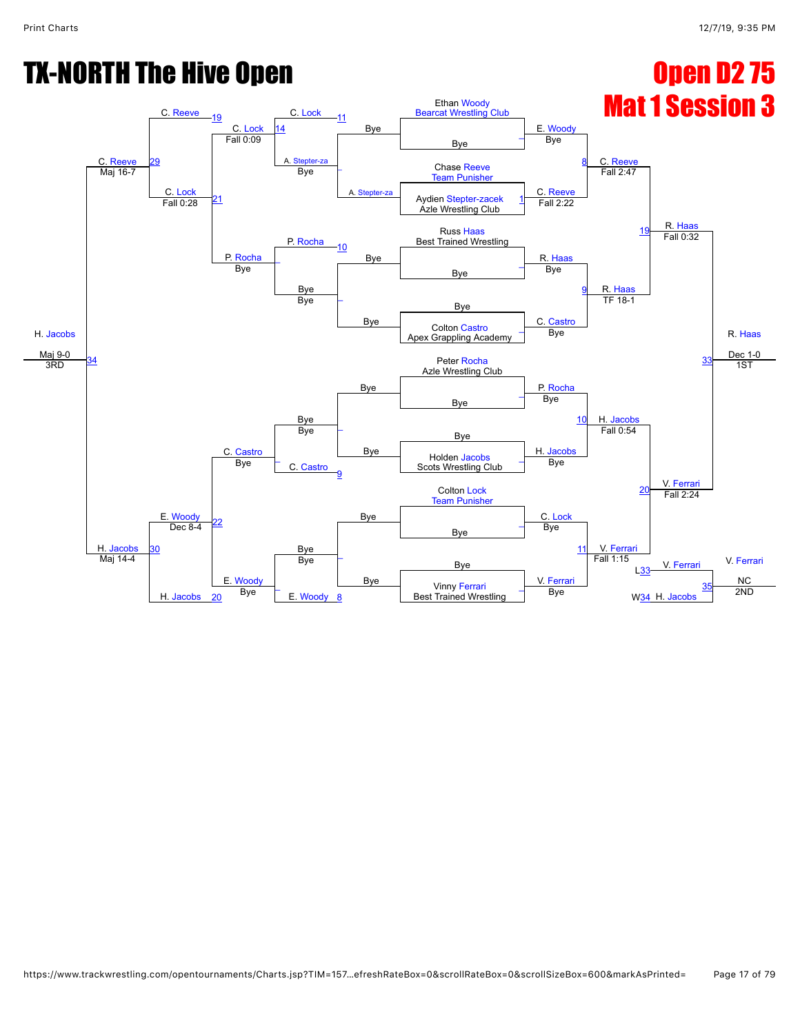# TX-NORTH The Hive Open

# Open D2 75

# Mat 1 Session 3

## Championship Bracket

| Wrestler | Team |
|---|---|
| Ethan Woody | Bearcat Wrestling Club |
| Bye | |
| Chase Reeve | Team Punisher |
| Aydien Stepter-zacek | Azle Wrestling Club |
| Russ Haas | Best Trained Wrestling |
| Bye | |
| Bye | |
| Colton Castro | Apex Grappling Academy |
| Peter Rocha | Azle Wrestling Club |
| Bye | |
| Bye | |
| Holden Jacobs | Scots Wrestling Club |
| Colton Lock | Team Punisher |
| Bye | |
| Bye | |
| Vinny Ferrari | Best Trained Wrestling |

### Round 1
- E. Woody — Bye
- C. Reeve (1) — Fall 2:22
- R. Haas — Bye
- C. Castro — Bye
- P. Rocha — Bye
- H. Jacobs — Bye
- C. Lock — Bye
- V. Ferrari — Bye

### Quarterfinals
- (8) C. Reeve — Fall 2:47
- (9) R. Haas — TF 18-1
- (10) H. Jacobs — Fall 0:54
- (11) V. Ferrari — Fall 1:15

### Semifinals
- (19) R. Haas — Fall 0:32
- (20) V. Ferrari — Fall 2:24

### Final
- (33) R. Haas — Dec 1-0 — 1ST

### 2nd Place
- L33 V. Ferrari vs. W34 H. Jacobs
- (35) V. Ferrari — NC — 2ND

## Consolation Bracket

### Round 1
- A. Stepter-za — Bye vs. Bye
- Bye — Bye vs. Bye
- Bye — Bye vs. Bye
- Bye — Bye vs. Bye

### Round 2
- (11) C. Lock vs. A. Stepter-za — C. Lock (14), Bye
- (10) P. Rocha vs. Bye — P. Rocha, Bye
- Bye vs. (9) C. Castro — C. Castro, Bye
- Bye vs. (8) E. Woody — E. Woody, Bye

### Round 3
- C. Lock (14) — Fall 0:09
- P. Rocha — Bye
- C. Castro — Bye
- E. Woody — Bye

### Round 4
- (19) C. Reeve vs. C. Lock (21) — C. Lock, Fall 0:28
- E. Woody (22) — Dec 8-4 vs. (20) H. Jacobs

### Round 5
- (29) C. Reeve — Maj 16-7
- (30) H. Jacobs — Maj 14-4

### 3rd Place
- (34) H. Jacobs — Maj 9-0 — 3RD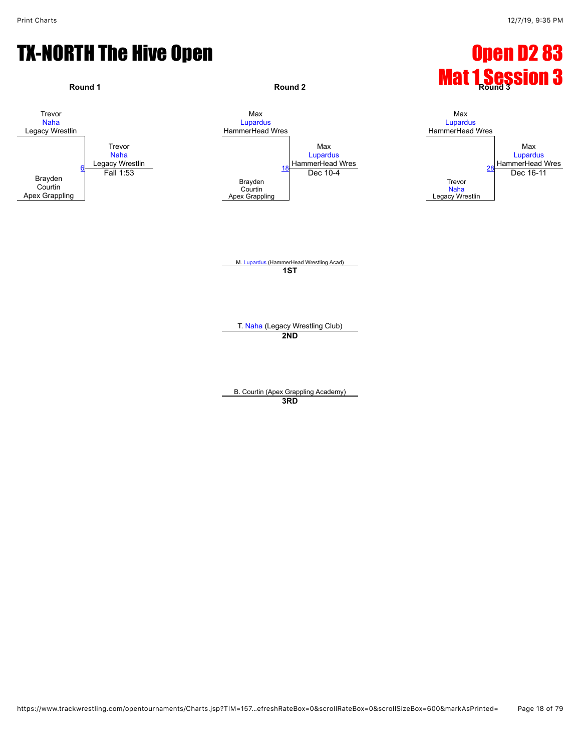# TX-NORTH The Hive Open

# Open D2 83
# Mat 1 Session 3

### Round 1

Trevor Naha, Legacy Wrestlin
vs.
Brayden Courtin, Apex Grappling

Match 6 — Winner: Trevor Naha, Legacy Wrestlin — Fall 1:53

### Round 2

Max Lupardus, HammerHead Wres
vs.
Brayden Courtin, Apex Grappling

Match 18 — Winner: Max Lupardus, HammerHead Wres — Dec 10-4

### Round 3

Max Lupardus, HammerHead Wres
vs.
Trevor Naha, Legacy Wrestlin

Match 28 — Winner: Max Lupardus, HammerHead Wres — Dec 16-11

M. Lupardus (HammerHead Wrestling Acad)
**1ST**

T. Naha (Legacy Wrestling Club)
**2ND**

B. Courtin (Apex Grappling Academy)
**3RD**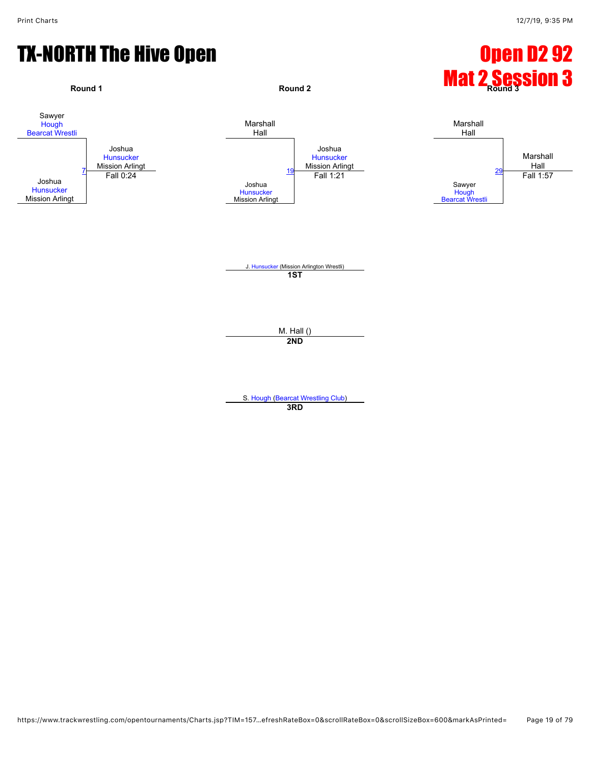# TX-NORTH The Hive Open

# Open D2 92
# Mat 2 Session 3

### Round 1

Sawyer Hough, Bearcat Wrestli
vs.
Joshua Hunsucker, Mission Arlingt

Bout 7 — Winner: Joshua Hunsucker, Mission Arlingt — Fall 0:24

### Round 2

Marshall Hall
vs.
Joshua Hunsucker, Mission Arlingt

Bout 19 — Winner: Joshua Hunsucker, Mission Arlingt — Fall 1:21

### Round 3

Marshall Hall
vs.
Sawyer Hough, Bearcat Wrestli

Bout 29 — Winner: Marshall Hall — Fall 1:57

### Placements

**1ST:** J. Hunsucker (Mission Arlington Wrestli)

**2ND:** M. Hall ()

**3RD:** S. Hough (Bearcat Wrestling Club)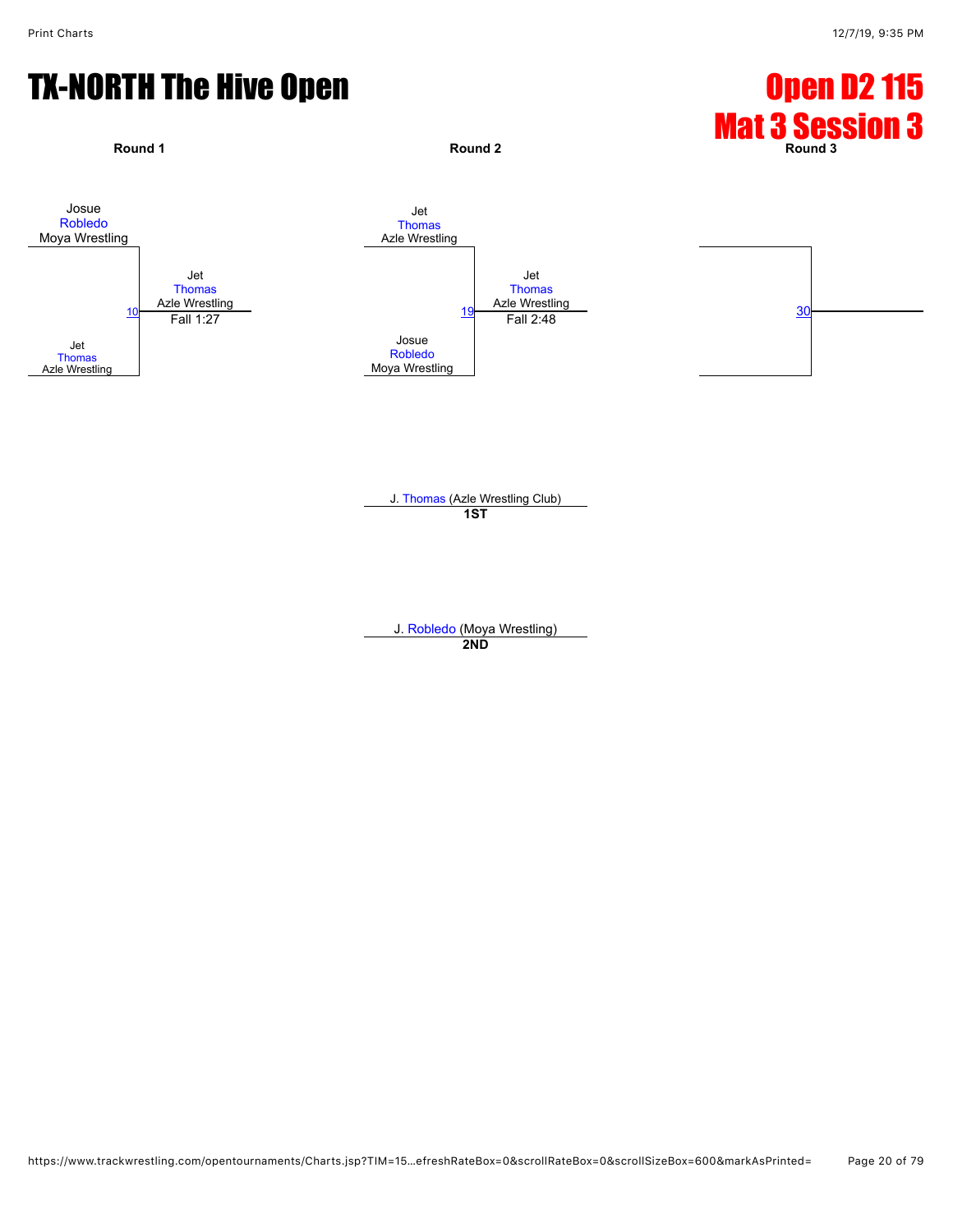# TX-NORTH The Hive Open

## Open D2 115
## Mat 3 Session 3

**Round 1**

Josue Robledo, Moya Wrestling
vs.
Jet Thomas, Azle Wrestling

Match 10 — Winner: Jet Thomas, Azle Wrestling — Fall 1:27

**Round 2**

Jet Thomas, Azle Wrestling
vs.
Josue Robledo, Moya Wrestling

Match 19 — Winner: Jet Thomas, Azle Wrestling — Fall 2:48

**Round 3**

Match 30

J. Thomas (Azle Wrestling Club)
**1ST**

J. Robledo (Moya Wrestling)
**2ND**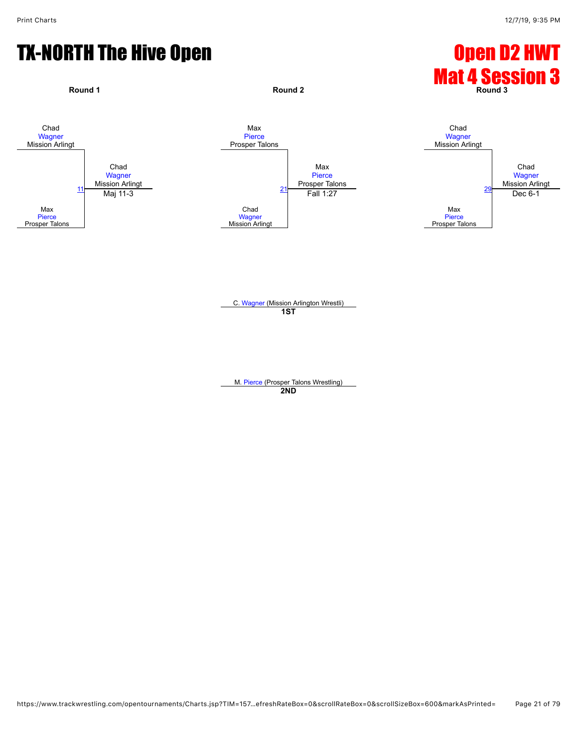# TX-NORTH The Hive Open

# Open D2 HWT
# Mat 4 Session 3

### Round 1

Chad Wagner, Mission Arlingt
vs.
Max Pierce, Prosper Talons

Match 11 — Winner: Chad Wagner, Mission Arlingt — Maj 11-3

### Round 2

Max Pierce, Prosper Talons
vs.
Chad Wagner, Mission Arlingt

Match 21 — Winner: Max Pierce, Prosper Talons — Fall 1:27

### Round 3

Chad Wagner, Mission Arlingt
vs.
Max Pierce, Prosper Talons

Match 29 — Winner: Chad Wagner, Mission Arlingt — Dec 6-1

C. Wagner (Mission Arlington Wrestli)
**1ST**

M. Pierce (Prosper Talons Wrestling)
**2ND**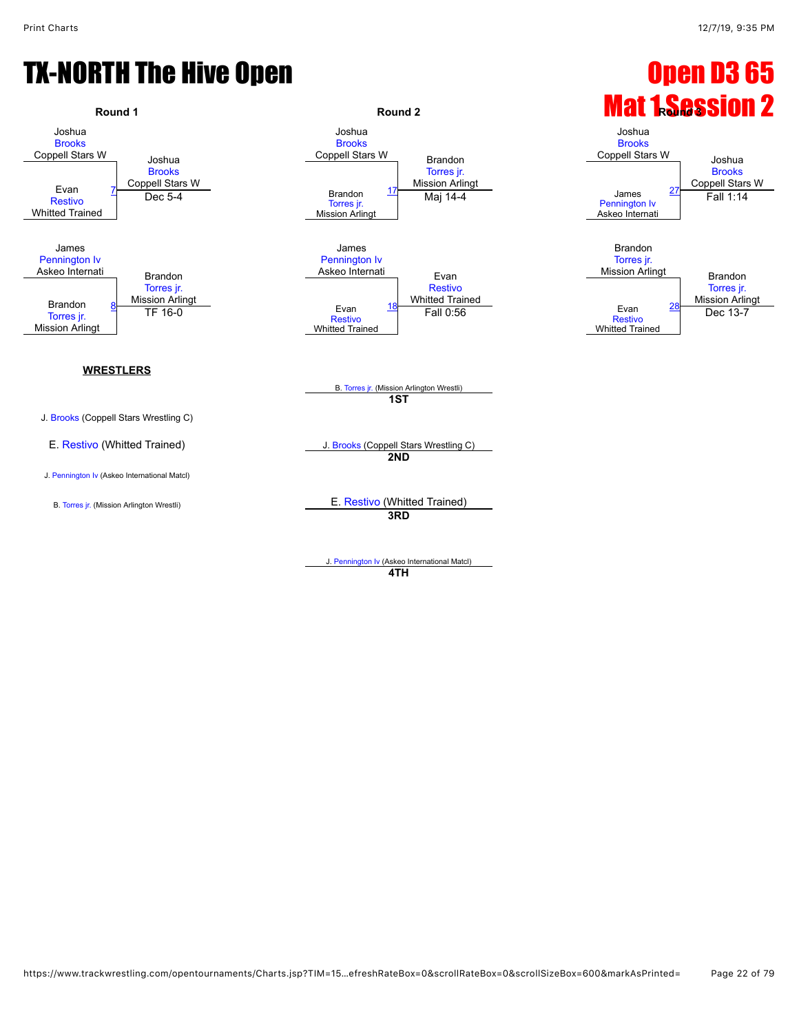# TX-NORTH The Hive Open

# Open D3 65

# Mat 1 Session 2

### Round 1

| Match | Wrestler 1 | Wrestler 2 | Winner | Result |
|---|---|---|---|---|
| 7 | Joshua Brooks (Coppell Stars W) | Evan Restivo (Whitted Trained) | Joshua Brooks (Coppell Stars W) | Dec 5-4 |
| 8 | James Pennington Iv (Askeo Internati) | Brandon Torres jr. (Mission Arlingt) | Brandon Torres jr. (Mission Arlingt) | TF 16-0 |

### Round 2

| Match | Wrestler 1 | Wrestler 2 | Winner | Result |
|---|---|---|---|---|
| 17 | Joshua Brooks (Coppell Stars W) | Brandon Torres jr. (Mission Arlingt) | Brandon Torres jr. (Mission Arlingt) | Maj 14-4 |
| 18 | James Pennington Iv (Askeo Internati) | Evan Restivo (Whitted Trained) | Evan Restivo (Whitted Trained) | Fall 0:56 |

### Round 3

| Match | Wrestler 1 | Wrestler 2 | Winner | Result |
|---|---|---|---|---|
| 27 | Joshua Brooks (Coppell Stars W) | James Pennington Iv (Askeo Internati) | Joshua Brooks (Coppell Stars W) | Fall 1:14 |
| 28 | Brandon Torres jr. (Mission Arlingt) | Evan Restivo (Whitted Trained) | Brandon Torres jr. (Mission Arlingt) | Dec 13-7 |

**WRESTLERS**

- J. Brooks (Coppell Stars Wrestling C)
- E. Restivo (Whitted Trained)
- J. Pennington Iv (Askeo International Matcl)
- B. Torres jr. (Mission Arlington Wrestli)

**1ST** B. Torres jr. (Mission Arlington Wrestli)

**2ND** J. Brooks (Coppell Stars Wrestling C)

**3RD** E. Restivo (Whitted Trained)

**4TH** J. Pennington Iv (Askeo International Matcl)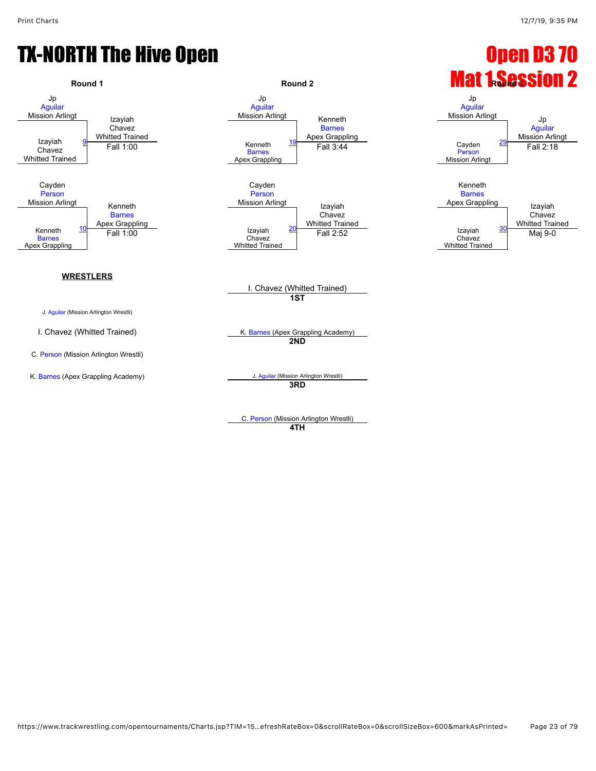# TX-NORTH The Hive Open

## Open D3 70
## Mat 1 Session 2

### Round 1

| Match | Wrestler 1 | Wrestler 2 | Winner | Result |
|---|---|---|---|---|
| 9 | Jp Aguilar, Mission Arlingt | Izayiah Chavez, Whitted Trained | Izayiah Chavez, Whitted Trained | Fall 1:00 |
| 10 | Cayden Person, Mission Arlingt | Kenneth Barnes, Apex Grappling | Kenneth Barnes, Apex Grappling | Fall 1:00 |

### Round 2

| Match | Wrestler 1 | Wrestler 2 | Winner | Result |
|---|---|---|---|---|
| 19 | Jp Aguilar, Mission Arlingt | Kenneth Barnes, Apex Grappling | Kenneth Barnes, Apex Grappling | Fall 3:44 |
| 20 | Cayden Person, Mission Arlingt | Izayiah Chavez, Whitted Trained | Izayiah Chavez, Whitted Trained | Fall 2:52 |

### Round 3

| Match | Wrestler 1 | Wrestler 2 | Winner | Result |
|---|---|---|---|---|
| 29 | Jp Aguilar, Mission Arlingt | Cayden Person, Mission Arlingt | Jp Aguilar, Mission Arlingt | Fall 2:18 |
| 30 | Kenneth Barnes, Apex Grappling | Izayiah Chavez, Whitted Trained | Izayiah Chavez, Whitted Trained | Maj 9-0 |

### WRESTLERS

- J. Aguilar (Mission Arlington Wrestli)
- I. Chavez (Whitted Trained)
- C. Person (Mission Arlington Wrestli)
- K. Barnes (Apex Grappling Academy)

### Placements

- **1ST**: I. Chavez (Whitted Trained)
- **2ND**: K. Barnes (Apex Grappling Academy)
- **3RD**: J. Aguilar (Mission Arlington Wrestli)
- **4TH**: C. Person (Mission Arlington Wrestli)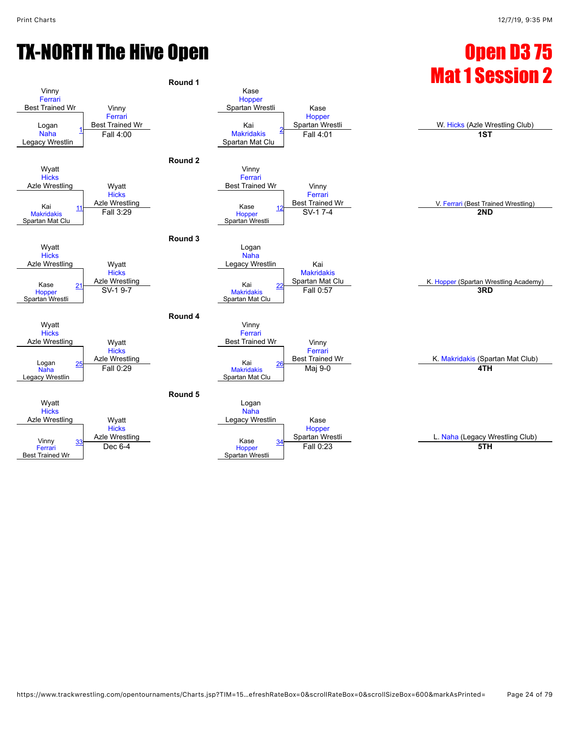# TX-NORTH The Hive Open

## Open D3 75
## Mat 1 Session 2

### Round 1

| Bout | Wrestler 1 | Wrestler 2 | Winner | Result |
|---|---|---|---|---|
| 1 | Vinny Ferrari (Best Trained Wr) | Logan Naha (Legacy Wrestlin) | Vinny Ferrari (Best Trained Wr) | Fall 4:00 |
| 2 | Kase Hopper (Spartan Wrestli) | Kai Makridakis (Spartan Mat Clu) | Kase Hopper (Spartan Wrestli) | Fall 4:01 |

### Round 2

| Bout | Wrestler 1 | Wrestler 2 | Winner | Result |
|---|---|---|---|---|
| 11 | Wyatt Hicks (Azle Wrestling) | Kai Makridakis (Spartan Mat Clu) | Wyatt Hicks (Azle Wrestling) | Fall 3:29 |
| 12 | Vinny Ferrari (Best Trained Wr) | Kase Hopper (Spartan Wrestli) | Vinny Ferrari (Best Trained Wr) | SV-1 7-4 |

### Round 3

| Bout | Wrestler 1 | Wrestler 2 | Winner | Result |
|---|---|---|---|---|
| 21 | Wyatt Hicks (Azle Wrestling) | Kase Hopper (Spartan Wrestli) | Wyatt Hicks (Azle Wrestling) | SV-1 9-7 |
| 22 | Logan Naha (Legacy Wrestlin) | Kai Makridakis (Spartan Mat Clu) | Kai Makridakis (Spartan Mat Clu) | Fall 0:57 |

### Round 4

| Bout | Wrestler 1 | Wrestler 2 | Winner | Result |
|---|---|---|---|---|
| 25 | Wyatt Hicks (Azle Wrestling) | Logan Naha (Legacy Wrestlin) | Wyatt Hicks (Azle Wrestling) | Fall 0:29 |
| 26 | Vinny Ferrari (Best Trained Wr) | Kai Makridakis (Spartan Mat Clu) | Vinny Ferrari (Best Trained Wr) | Maj 9-0 |

### Round 5

| Bout | Wrestler 1 | Wrestler 2 | Winner | Result |
|---|---|---|---|---|
| 33 | Wyatt Hicks (Azle Wrestling) | Vinny Ferrari (Best Trained Wr) | Wyatt Hicks (Azle Wrestling) | Dec 6-4 |
| 34 | Logan Naha (Legacy Wrestlin) | Kase Hopper (Spartan Wrestli) | Kase Hopper (Spartan Wrestli) | Fall 0:23 |

### Placements

| Place | Wrestler |
|---|---|
| 1ST | W. Hicks (Azle Wrestling Club) |
| 2ND | V. Ferrari (Best Trained Wrestling) |
| 3RD | K. Hopper (Spartan Wrestling Academy) |
| 4TH | K. Makridakis (Spartan Mat Club) |
| 5TH | L. Naha (Legacy Wrestling Club) |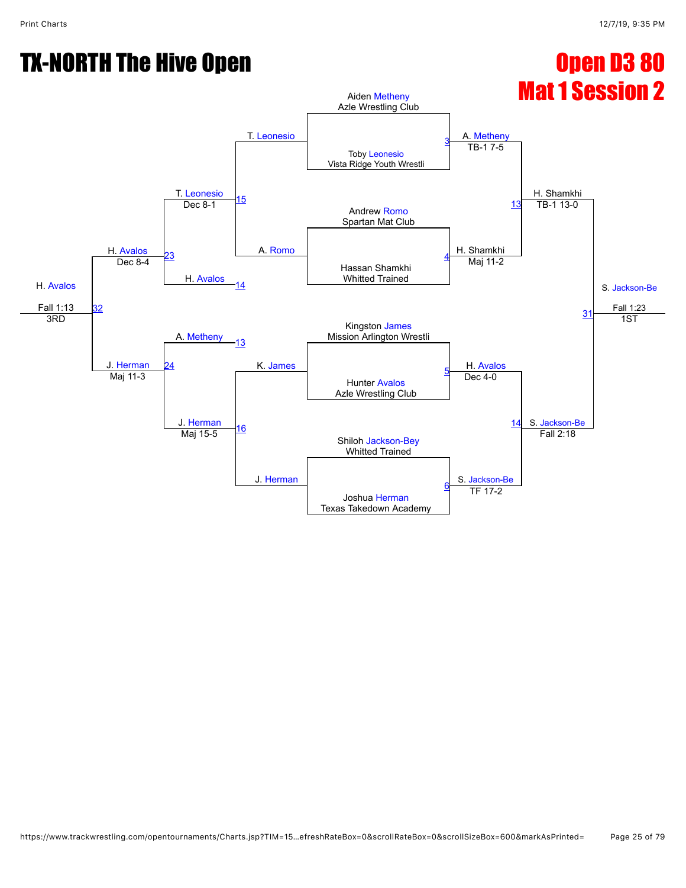# TX-NORTH The Hive Open

## Open D3 80
## Mat 1 Session 2

### Championship Bracket

**First Round**

- Match 3: Aiden Metheny (Azle Wrestling Club) vs. Toby Leonesio (Vista Ridge Youth Wrestli) — Winner: A. Metheny, TB-1 7-5
- Match 4: Andrew Romo (Spartan Mat Club) vs. Hassan Shamkhi (Whitted Trained) — Winner: H. Shamkhi, Maj 11-2
- Match 5: Kingston James (Mission Arlington Wrestli) vs. Hunter Avalos (Azle Wrestling Club) — Winner: H. Avalos, Dec 4-0
- Match 6: Shiloh Jackson-Bey (Whitted Trained) vs. Joshua Herman (Texas Takedown Academy) — Winner: S. Jackson-Be, TF 17-2

**Semifinals**

- Match 13: A. Metheny vs. H. Shamkhi — Winner: H. Shamkhi, TB-1 13-0
- Match 14: H. Avalos vs. S. Jackson-Be — Winner: S. Jackson-Be, Fall 2:18

**Final**

- Match 31: H. Shamkhi vs. S. Jackson-Be — Winner: S. Jackson-Be, Fall 1:23 — 1ST

### Consolation Bracket

- Match 15: T. Leonesio vs. A. Romo — Winner: T. Leonesio, Dec 8-1
- Match 16: K. James vs. J. Herman — Winner: J. Herman, Maj 15-5
- Match 23: T. Leonesio vs. H. Avalos — Winner: H. Avalos, Dec 8-4
- Match 24: A. Metheny vs. J. Herman — Winner: J. Herman, Maj 11-3
- Match 32: H. Avalos vs. J. Herman — Winner: H. Avalos, Fall 1:13 — 3RD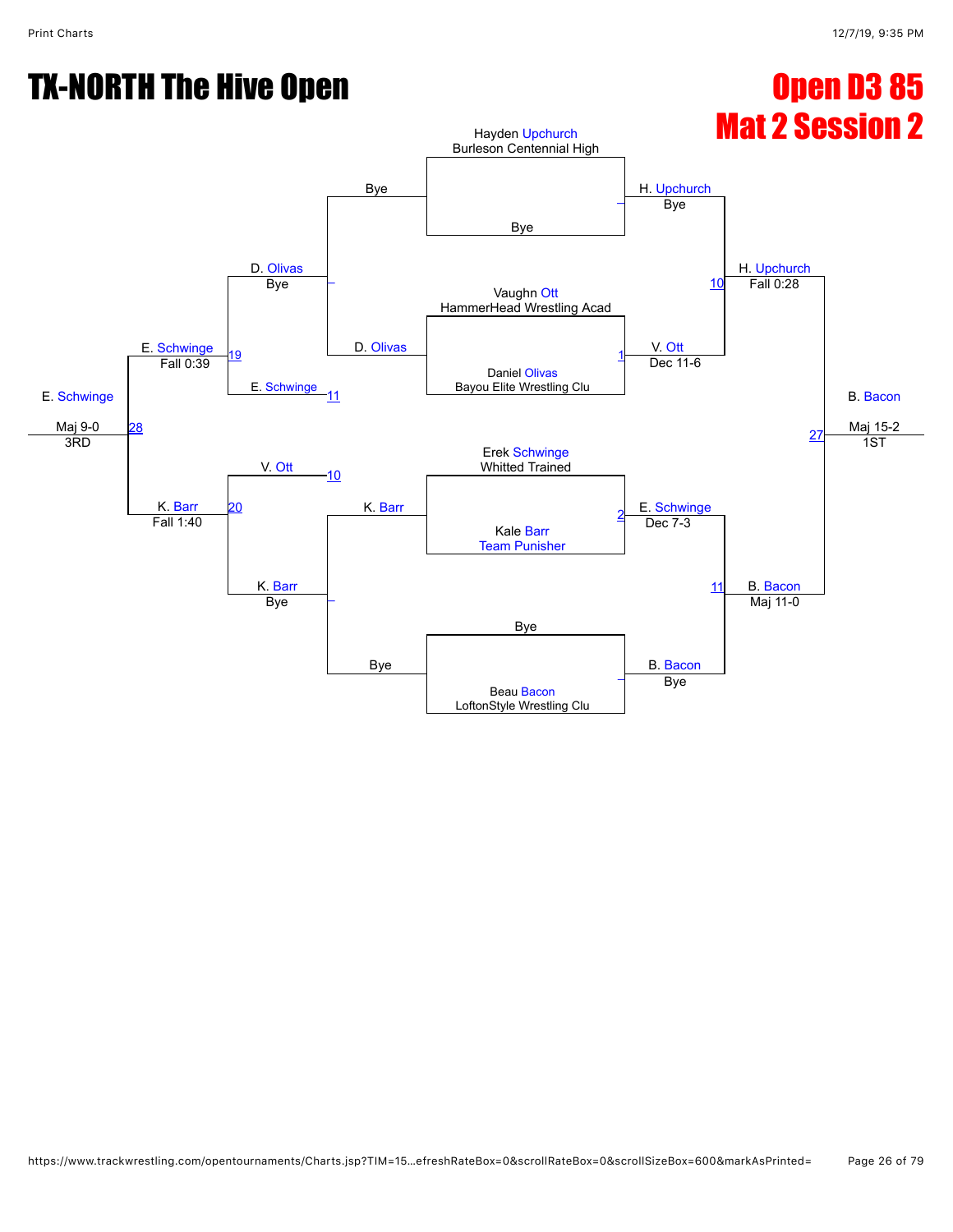# TX-NORTH The Hive Open

# Open D3 85
# Mat 2 Session 2

**Championship Bracket**

| Round | Match | Wrestler 1 | Wrestler 2 | Winner | Result |
|---|---|---|---|---|---|
| Round 1 | – | Hayden Upchurch (Burleson Centennial High) | Bye | H. Upchurch | Bye |
| Round 1 | 1 | Vaughn Ott (HammerHead Wrestling Acad) | Daniel Olivas (Bayou Elite Wrestling Clu) | V. Ott | Dec 11-6 |
| Round 1 | 2 | Erek Schwinge (Whitted Trained) | Kale Barr (Team Punisher) | E. Schwinge | Dec 7-3 |
| Round 1 | – | Bye | Beau Bacon (LoftonStyle Wrestling Clu) | B. Bacon | Bye |
| Semifinal | 10 | H. Upchurch | V. Ott | H. Upchurch | Fall 0:28 |
| Semifinal | 11 | E. Schwinge | B. Bacon | B. Bacon | Maj 11-0 |
| Final | 27 | H. Upchurch | B. Bacon | B. Bacon (1ST) | Maj 15-2 |

**Consolation Bracket**

| Round | Match | Wrestler 1 | Wrestler 2 | Winner | Result |
|---|---|---|---|---|---|
| Consolation | – | Bye | D. Olivas | D. Olivas | Bye |
| Consolation | – | K. Barr | Bye | K. Barr | Bye |
| Consolation | 19 | D. Olivas | E. Schwinge (from 11) | E. Schwinge | Fall 0:39 |
| Consolation | 20 | V. Ott (from 10) | K. Barr | K. Barr | Fall 1:40 |
| 3rd Place | 28 | E. Schwinge | K. Barr | E. Schwinge (3RD) | Maj 9-0 |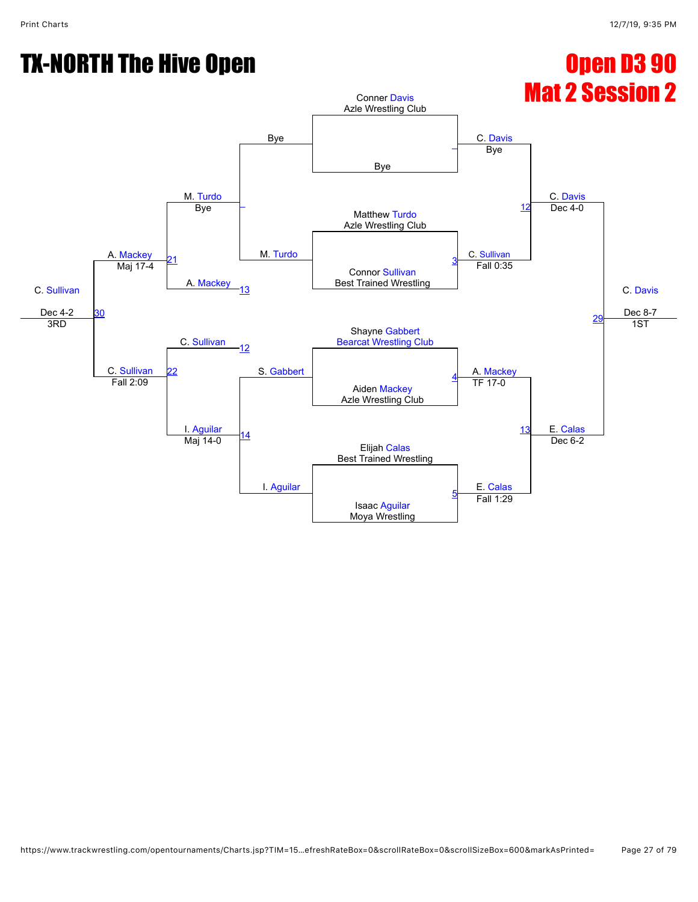# TX-NORTH The Hive Open

## Open D3 90
## Mat 2 Session 2

**Championship Bracket**

| Match | Wrestler 1 | Wrestler 2 | Winner | Result |
|---|---|---|---|---|
| – | Conner Davis (Azle Wrestling Club) | Bye | C. Davis | Bye |
| 3 | Matthew Turdo (Azle Wrestling Club) | Connor Sullivan (Best Trained Wrestling) | C. Sullivan | Fall 0:35 |
| 4 | Shayne Gabbert (Bearcat Wrestling Club) | Aiden Mackey (Azle Wrestling Club) | A. Mackey | TF 17-0 |
| 5 | Elijah Calas (Best Trained Wrestling) | Isaac Aguilar (Moya Wrestling) | E. Calas | Fall 1:29 |
| 12 | C. Davis | C. Sullivan | C. Davis | Dec 4-0 |
| 13 | A. Mackey | E. Calas | E. Calas | Dec 6-2 |
| 29 | C. Davis | E. Calas | C. Davis | Dec 8-7 (1ST) |

**Consolation Bracket**

| Match | Wrestler 1 | Wrestler 2 | Winner | Result |
|---|---|---|---|---|
| – | Bye | M. Turdo | M. Turdo | Bye |
| 14 | S. Gabbert | I. Aguilar | I. Aguilar | Maj 14-0 |
| 21 | M. Turdo | A. Mackey | A. Mackey | Maj 17-4 |
| 22 | C. Sullivan | I. Aguilar | C. Sullivan | Fall 2:09 |
| 30 | A. Mackey | C. Sullivan | C. Sullivan | Dec 4-2 (3RD) |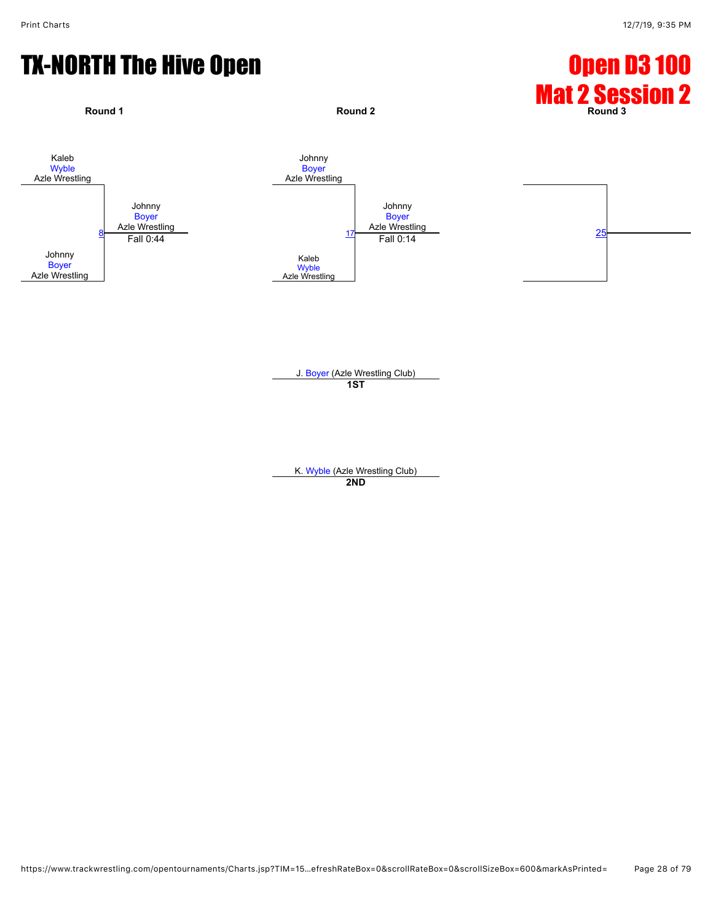# TX-NORTH The Hive Open

## Open D3 100
## Mat 2 Session 2

**Round 1**

Kaleb Wyble, Azle Wrestling

Johnny Boyer, Azle Wrestling

Match 8 — Johnny Boyer, Azle Wrestling — Fall 0:44

**Round 2**

Johnny Boyer, Azle Wrestling

Kaleb Wyble, Azle Wrestling

Match 17 — Johnny Boyer, Azle Wrestling — Fall 0:14

**Round 3**

Match 25

J. Boyer (Azle Wrestling Club)
**1ST**

K. Wyble (Azle Wrestling Club)
**2ND**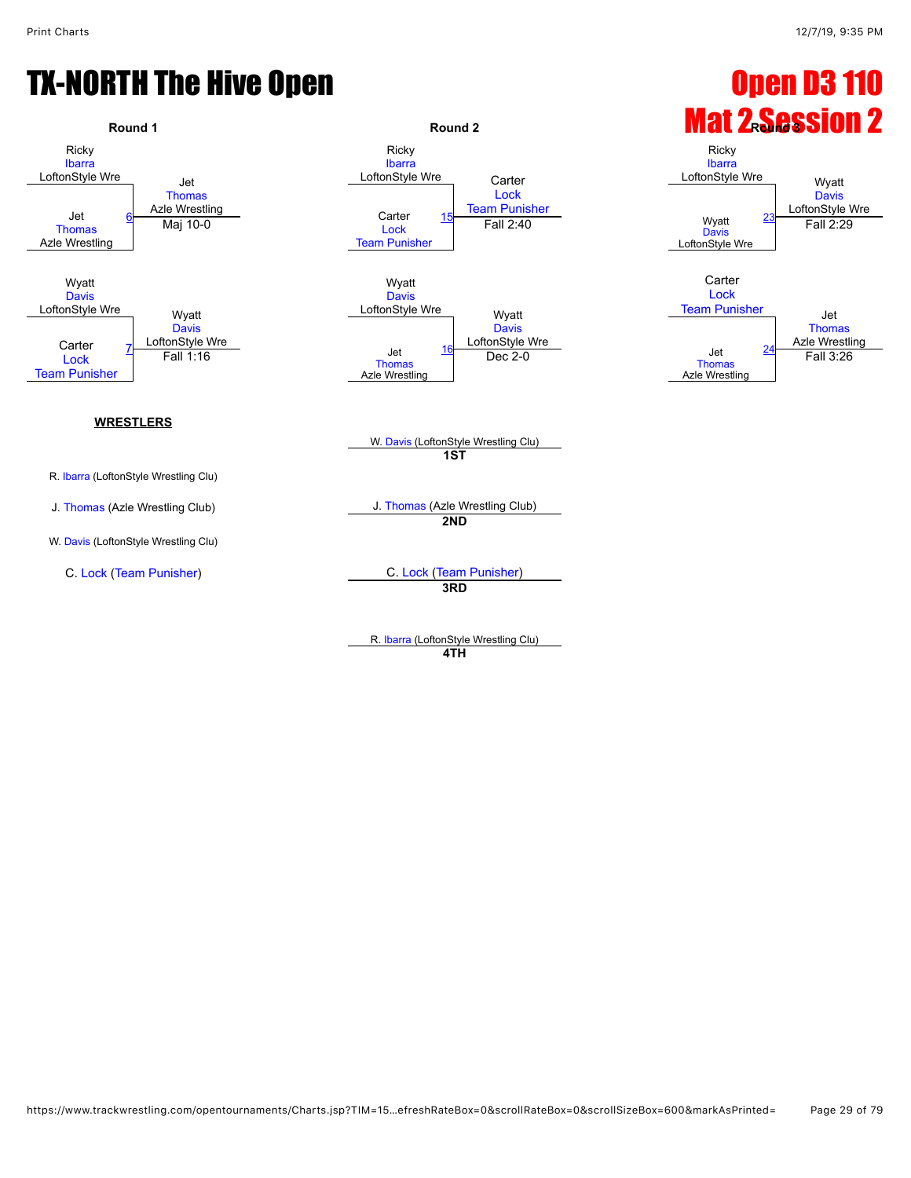# TX-NORTH The Hive Open

## Open D3 110
## Mat 2 Session 2

### Round 1

| Bout | Wrestler 1 | Wrestler 2 | Winner | Result |
|---|---|---|---|---|
| 6 | Ricky Ibarra (LoftonStyle Wre) | Jet Thomas (Azle Wrestling) | Jet Thomas (Azle Wrestling) | Maj 10-0 |
| 7 | Wyatt Davis (LoftonStyle Wre) | Carter Lock (Team Punisher) | Wyatt Davis (LoftonStyle Wre) | Fall 1:16 |

### Round 2

| Bout | Wrestler 1 | Wrestler 2 | Winner | Result |
|---|---|---|---|---|
| 15 | Ricky Ibarra (LoftonStyle Wre) | Carter Lock (Team Punisher) | Carter Lock (Team Punisher) | Fall 2:40 |
| 16 | Wyatt Davis (LoftonStyle Wre) | Jet Thomas (Azle Wrestling) | Wyatt Davis (LoftonStyle Wre) | Dec 2-0 |

### Round 3

| Bout | Wrestler 1 | Wrestler 2 | Winner | Result |
|---|---|---|---|---|
| 23 | Ricky Ibarra (LoftonStyle Wre) | Wyatt Davis (LoftonStyle Wre) | Wyatt Davis (LoftonStyle Wre) | Fall 2:29 |
| 24 | Carter Lock (Team Punisher) | Jet Thomas (Azle Wrestling) | Jet Thomas (Azle Wrestling) | Fall 3:26 |

**WRESTLERS**

- R. Ibarra (LoftonStyle Wrestling Clu)
- J. Thomas (Azle Wrestling Club)
- W. Davis (LoftonStyle Wrestling Clu)
- C. Lock (Team Punisher)

**1ST** — W. Davis (LoftonStyle Wrestling Clu)

**2ND** — J. Thomas (Azle Wrestling Club)

**3RD** — C. Lock (Team Punisher)

**4TH** — R. Ibarra (LoftonStyle Wrestling Clu)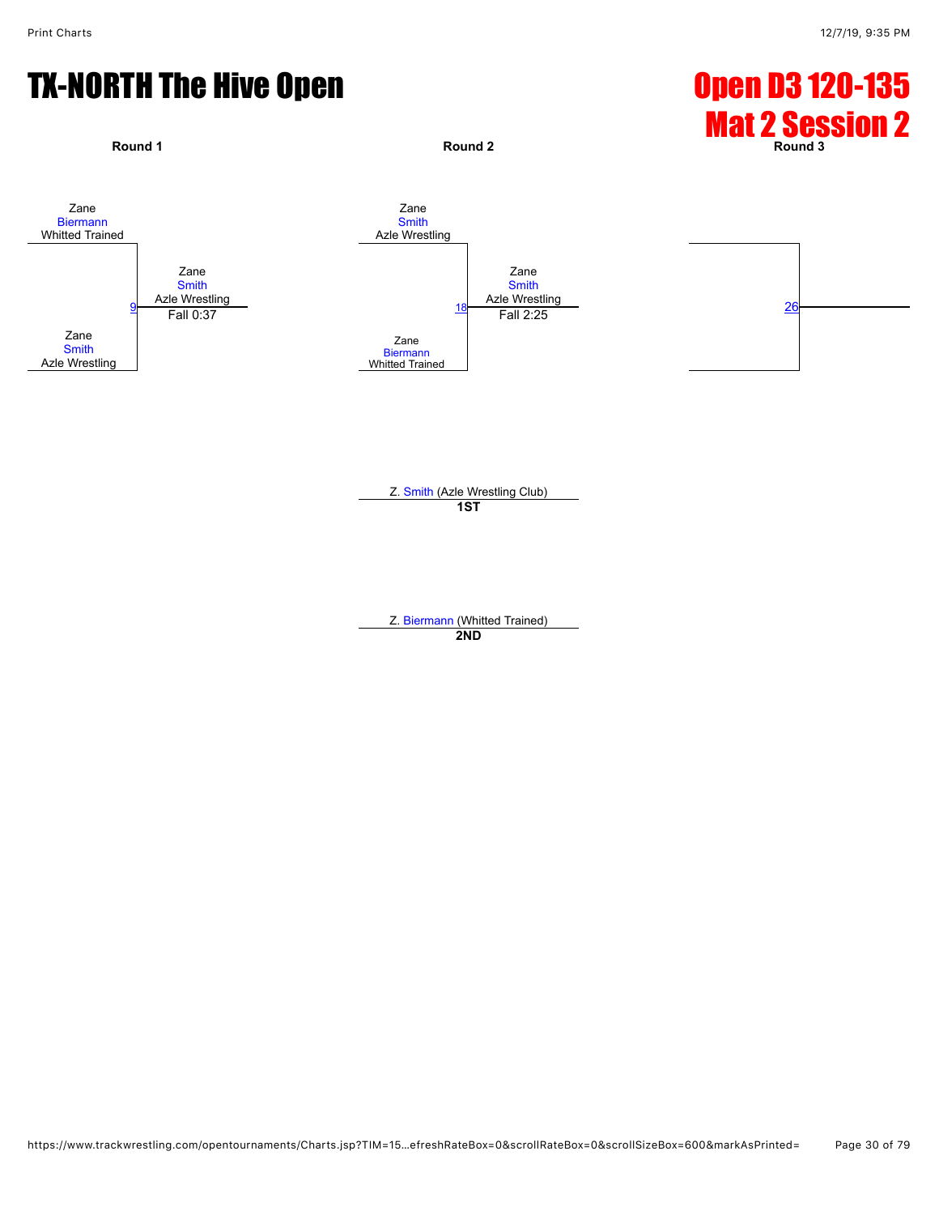# TX-NORTH The Hive Open

## Open D3 120-135
## Mat 2 Session 2

**Round 1**

Zane Biermann Whitted Trained

9 — Zane Smith Azle Wrestling — Fall 0:37

Zane Smith Azle Wrestling

**Round 2**

Zane Smith Azle Wrestling

18 — Zane Smith Azle Wrestling — Fall 2:25

Zane Biermann Whitted Trained

**Round 3**

26

Z. Smith (Azle Wrestling Club)
**1ST**

Z. Biermann (Whitted Trained)
**2ND**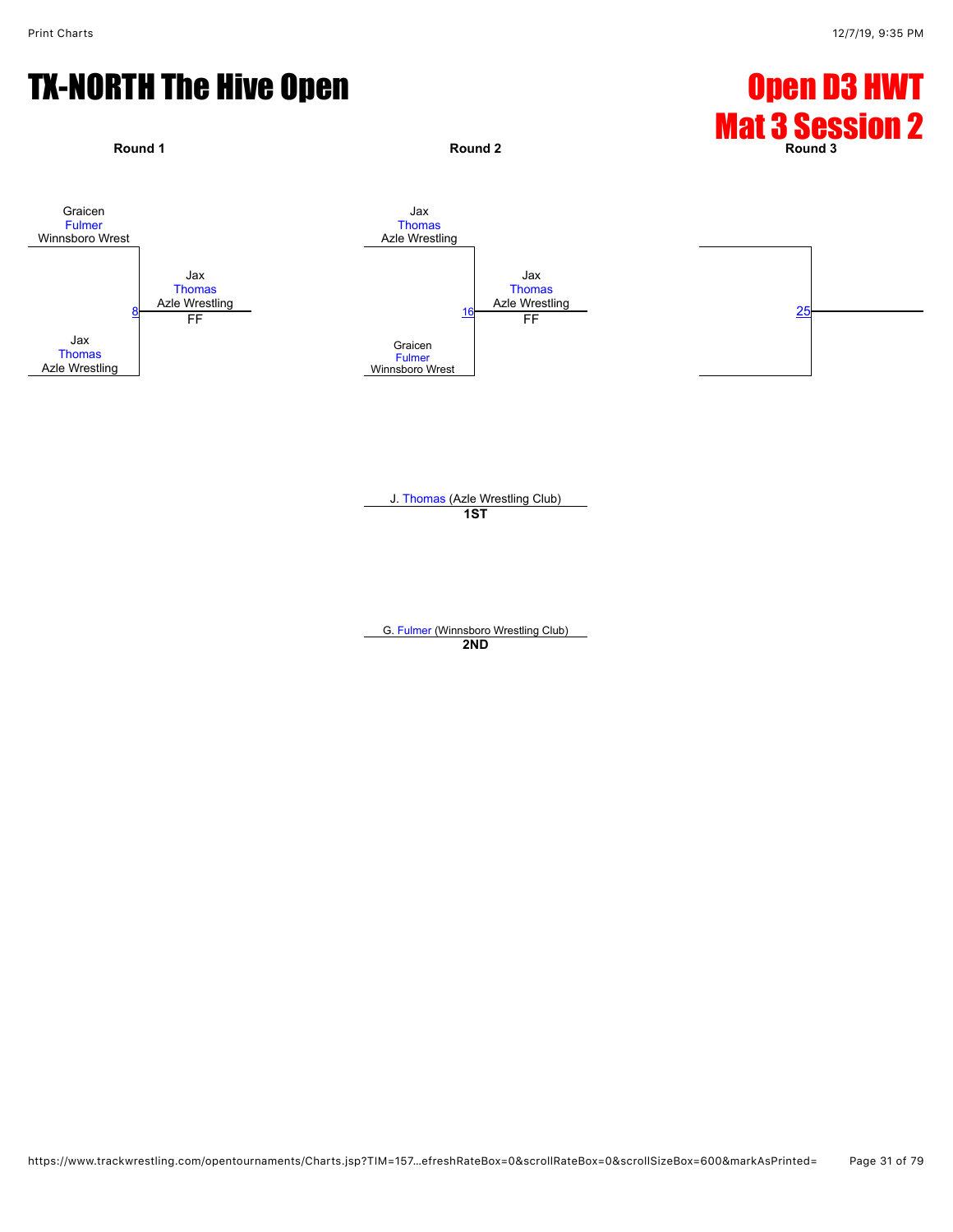# TX-NORTH The Hive Open

## Open D3 HWT
## Mat 3 Session 2

| Round 1 | Round 2 | Round 3 |
| --- | --- | --- |
| Graicen Fulmer, Winnsboro Wrest vs. Jax Thomas, Azle Wrestling — Bout 8 — Winner: Jax Thomas, Azle Wrestling (FF) | Jax Thomas, Azle Wrestling vs. Graicen Fulmer, Winnsboro Wrest — Bout 16 — Winner: Jax Thomas, Azle Wrestling (FF) | Bout 25 |

J. Thomas (Azle Wrestling Club)
**1ST**

G. Fulmer (Winnsboro Wrestling Club)
**2ND**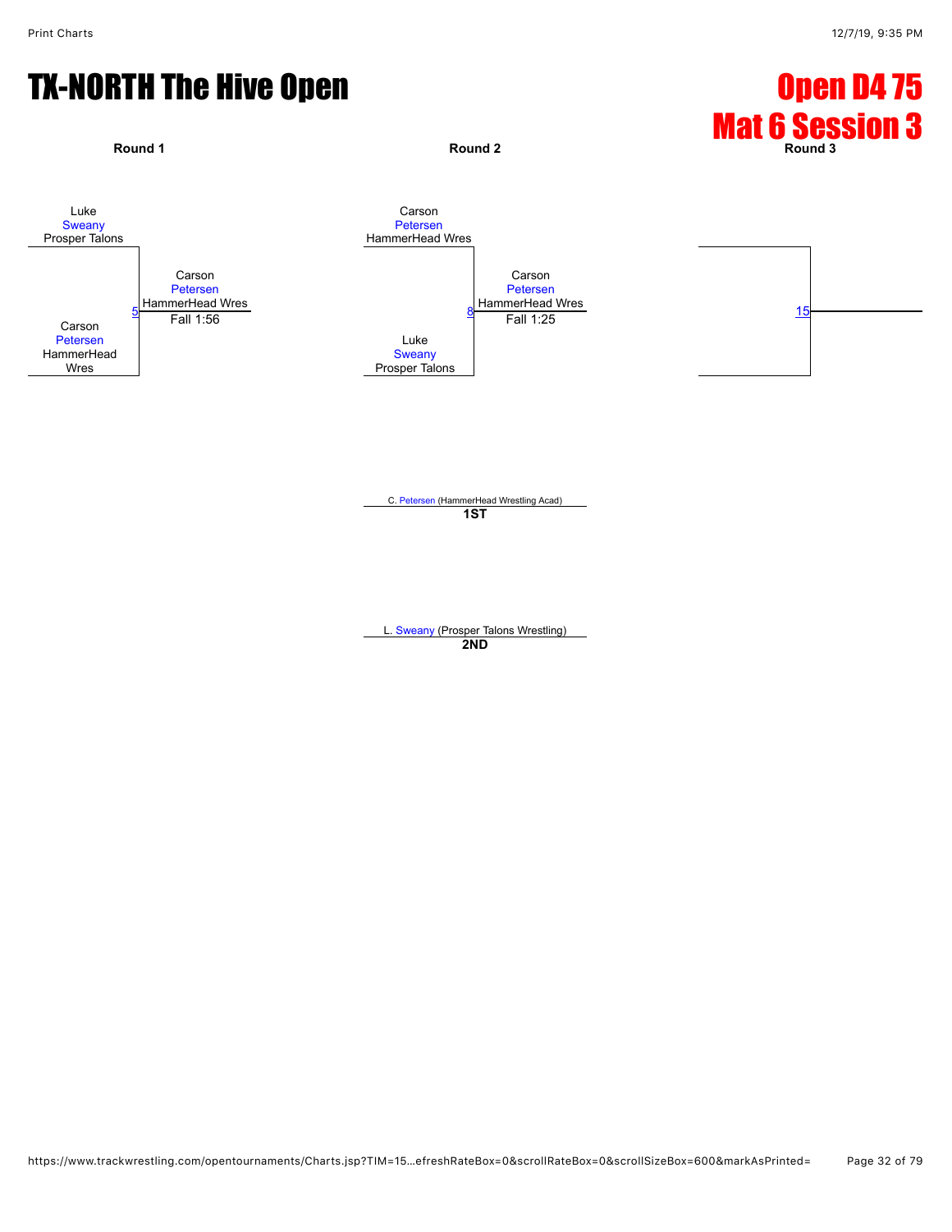# TX-NORTH The Hive Open

## Open D4 75
## Mat 6 Session 3

**Round 1**

Luke Sweany, Prosper Talons

Carson Petersen, HammerHead Wres

5 — Carson Petersen, HammerHead Wres — Fall 1:56

**Round 2**

Carson Petersen, HammerHead Wres

Luke Sweany, Prosper Talons

8 — Carson Petersen, HammerHead Wres — Fall 1:25

**Round 3**

15

C. Petersen (HammerHead Wrestling Acad)
**1ST**

L. Sweany (Prosper Talons Wrestling)
**2ND**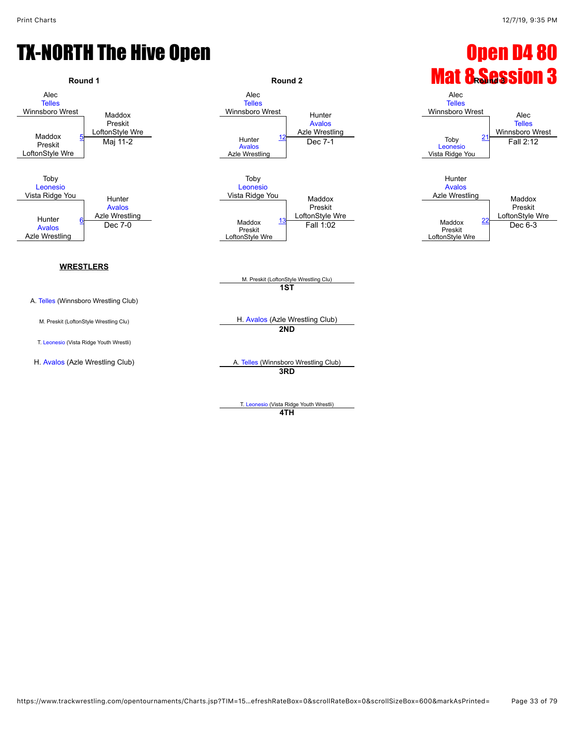# TX-NORTH The Hive Open

# Open D4 80

# Mat 8 Session 3

### Round 1

Alec Telles, Winnsboro Wrest
Maddox Preskit, LoftonStyle Wre
Match 5 — Winner: Maddox Preskit, LoftonStyle Wre — Maj 11-2

Toby Leonesio, Vista Ridge You
Hunter Avalos, Azle Wrestling
Match 6 — Winner: Hunter Avalos, Azle Wrestling — Dec 7-0

### Round 2

Alec Telles, Winnsboro Wrest
Hunter Avalos, Azle Wrestling
Match 12 — Winner: Hunter Avalos, Azle Wrestling — Dec 7-1

Toby Leonesio, Vista Ridge You
Maddox Preskit, LoftonStyle Wre
Match 13 — Winner: Maddox Preskit, LoftonStyle Wre — Fall 1:02

### Round 3

Alec Telles, Winnsboro Wrest
Toby Leonesio, Vista Ridge You
Match 21 — Winner: Alec Telles, Winnsboro Wrest — Fall 2:12

Hunter Avalos, Azle Wrestling
Maddox Preskit, LoftonStyle Wre
Match 22 — Winner: Maddox Preskit, LoftonStyle Wre — Dec 6-3

### WRESTLERS

A. Telles (Winnsboro Wrestling Club)

M. Preskit (LoftonStyle Wrestling Clu)

T. Leonesio (Vista Ridge Youth Wrestli)

H. Avalos (Azle Wrestling Club)

### Placements

**1ST**: M. Preskit (LoftonStyle Wrestling Clu)

**2ND**: H. Avalos (Azle Wrestling Club)

**3RD**: A. Telles (Winnsboro Wrestling Club)

**4TH**: T. Leonesio (Vista Ridge Youth Wrestli)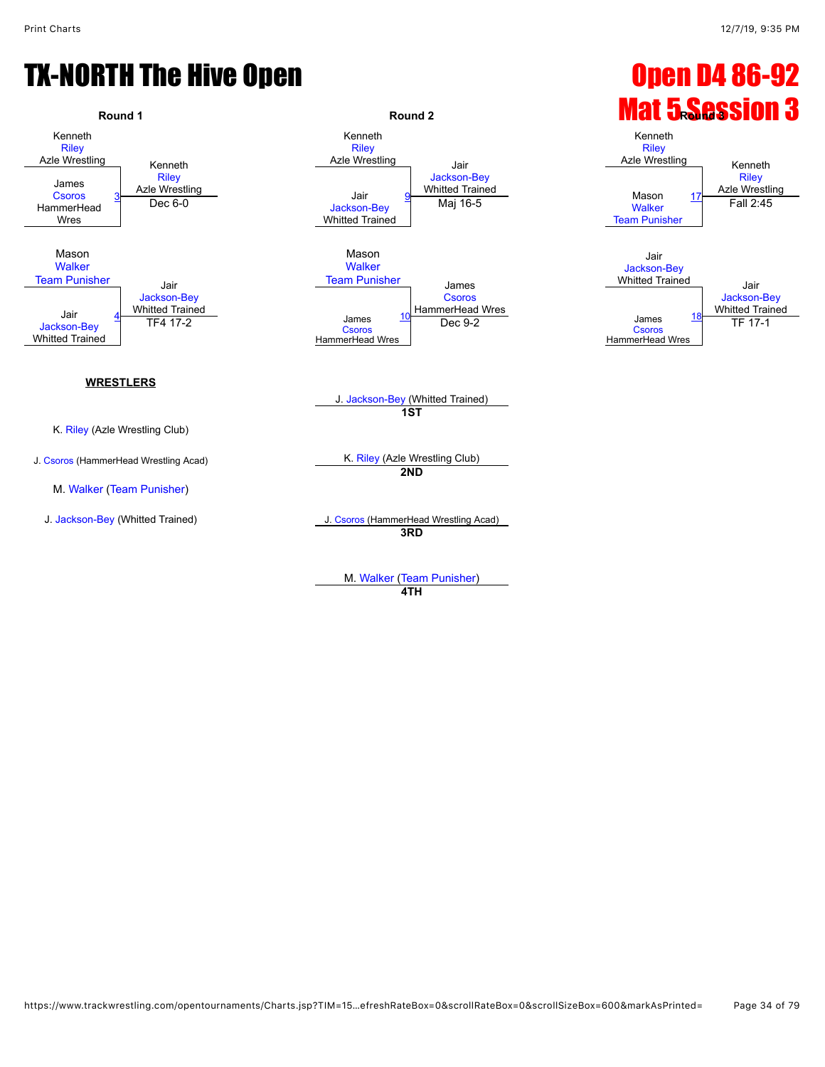# TX-NORTH The Hive Open

## Open D4 86-92
## Mat 5 Session 3

### Round 1

| Wrestler | Wrestler | Bout | Winner | Result |
|---|---|---|---|---|
| Kenneth Riley (Azle Wrestling) | James Csoros (HammerHead Wres) | 3 | Kenneth Riley (Azle Wrestling) | Dec 6-0 |
| Mason Walker (Team Punisher) | Jair Jackson-Bey (Whitted Trained) | 4 | Jair Jackson-Bey (Whitted Trained) | TF4 17-2 |

### Round 2

| Wrestler | Wrestler | Bout | Winner | Result |
|---|---|---|---|---|
| Kenneth Riley (Azle Wrestling) | Jair Jackson-Bey (Whitted Trained) | 9 | Jair Jackson-Bey (Whitted Trained) | Maj 16-5 |
| Mason Walker (Team Punisher) | James Csoros (HammerHead Wres) | 10 | James Csoros (HammerHead Wres) | Dec 9-2 |

### Round 3

| Wrestler | Wrestler | Bout | Winner | Result |
|---|---|---|---|---|
| Kenneth Riley (Azle Wrestling) | Mason Walker (Team Punisher) | 17 | Kenneth Riley (Azle Wrestling) | Fall 2:45 |
| Jair Jackson-Bey (Whitted Trained) | James Csoros (HammerHead Wres) | 18 | Jair Jackson-Bey (Whitted Trained) | TF 17-1 |

### WRESTLERS

- K. Riley (Azle Wrestling Club)
- J. Csoros (HammerHead Wrestling Acad)
- M. Walker (Team Punisher)
- J. Jackson-Bey (Whitted Trained)

### Placements

- **1ST**: J. Jackson-Bey (Whitted Trained)
- **2ND**: K. Riley (Azle Wrestling Club)
- **3RD**: J. Csoros (HammerHead Wrestling Acad)
- **4TH**: M. Walker (Team Punisher)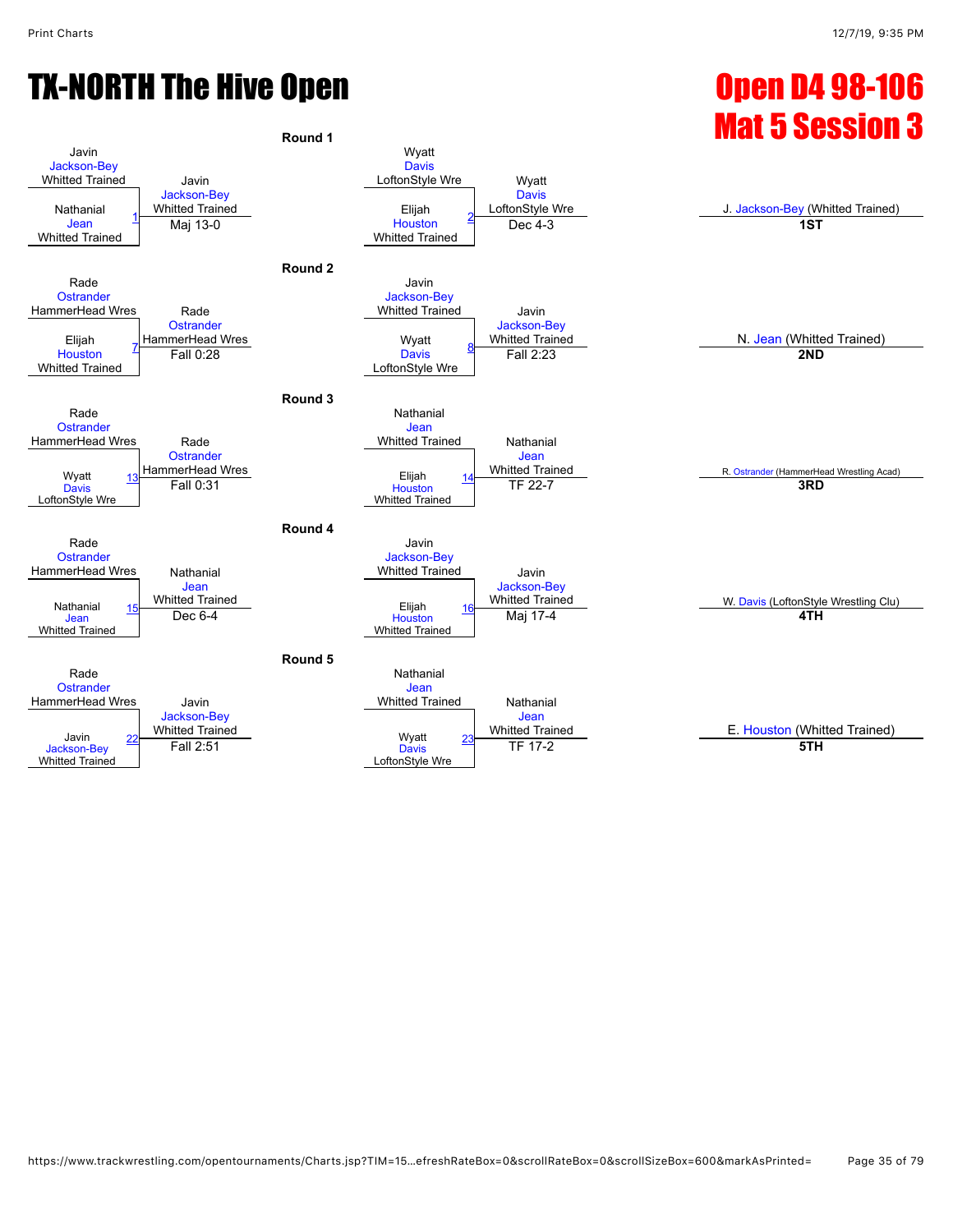# TX-NORTH The Hive Open

# Open D4 98-106
# Mat 5 Session 3

## Round 1

| Wrestler 1 | Wrestler 2 | Bout | Winner | Result |
|---|---|---|---|---|
| Javin Jackson-Bey (Whitted Trained) | Nathanial Jean (Whitted Trained) | 1 | Javin Jackson-Bey (Whitted Trained) | Maj 13-0 |
| Wyatt Davis (LoftonStyle Wre) | Elijah Houston (Whitted Trained) | 2 | Wyatt Davis (LoftonStyle Wre) | Dec 4-3 |

## Round 2

| Wrestler 1 | Wrestler 2 | Bout | Winner | Result |
|---|---|---|---|---|
| Rade Ostrander (HammerHead Wres) | Elijah Houston (Whitted Trained) | 7 | Rade Ostrander (HammerHead Wres) | Fall 0:28 |
| Javin Jackson-Bey (Whitted Trained) | Wyatt Davis (LoftonStyle Wre) | 8 | Javin Jackson-Bey (Whitted Trained) | Fall 2:23 |

## Round 3

| Wrestler 1 | Wrestler 2 | Bout | Winner | Result |
|---|---|---|---|---|
| Rade Ostrander (HammerHead Wres) | Wyatt Davis (LoftonStyle Wre) | 13 | Rade Ostrander (HammerHead Wres) | Fall 0:31 |
| Nathanial Jean (Whitted Trained) | Elijah Houston (Whitted Trained) | 14 | Nathanial Jean (Whitted Trained) | TF 22-7 |

## Round 4

| Wrestler 1 | Wrestler 2 | Bout | Winner | Result |
|---|---|---|---|---|
| Rade Ostrander (HammerHead Wres) | Nathanial Jean (Whitted Trained) | 15 | Nathanial Jean (Whitted Trained) | Dec 6-4 |
| Javin Jackson-Bey (Whitted Trained) | Elijah Houston (Whitted Trained) | 16 | Javin Jackson-Bey (Whitted Trained) | Maj 17-4 |

## Round 5

| Wrestler 1 | Wrestler 2 | Bout | Winner | Result |
|---|---|---|---|---|
| Rade Ostrander (HammerHead Wres) | Javin Jackson-Bey (Whitted Trained) | 22 | Javin Jackson-Bey (Whitted Trained) | Fall 2:51 |
| Nathanial Jean (Whitted Trained) | Wyatt Davis (LoftonStyle Wre) | 23 | Nathanial Jean (Whitted Trained) | TF 17-2 |

## Placements

| Place | Wrestler |
|---|---|
| 1ST | J. Jackson-Bey (Whitted Trained) |
| 2ND | N. Jean (Whitted Trained) |
| 3RD | R. Ostrander (HammerHead Wrestling Acad) |
| 4TH | W. Davis (LoftonStyle Wrestling Clu) |
| 5TH | E. Houston (Whitted Trained) |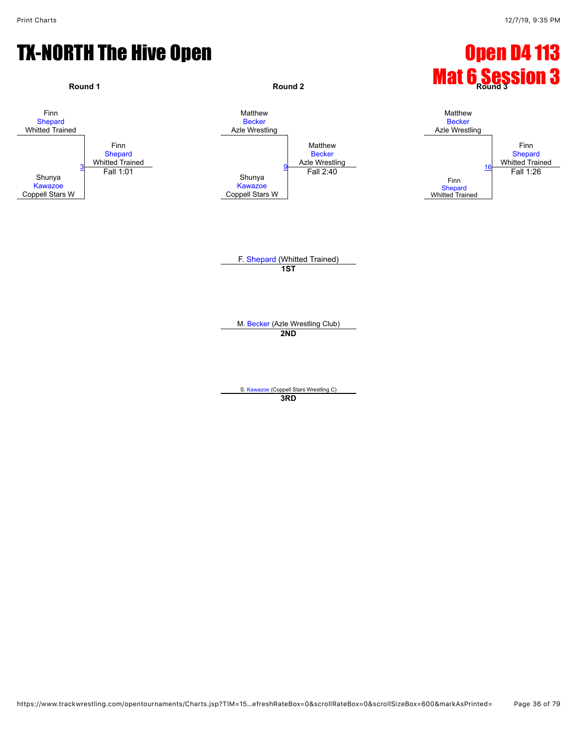# TX-NORTH The Hive Open

## Open D4 113
## Mat 6 Session 3

### Round 1

Finn Shepard, Whitted Trained
vs.
Shunya Kawazoe, Coppell Stars W

Bout 3 — Winner: Finn Shepard, Whitted Trained — Fall 1:01

### Round 2

Matthew Becker, Azle Wrestling
vs.
Shunya Kawazoe, Coppell Stars W

Bout 9 — Winner: Matthew Becker, Azle Wrestling — Fall 2:40

### Round 3

Matthew Becker, Azle Wrestling
vs.
Finn Shepard, Whitted Trained

Bout 16 — Winner: Finn Shepard, Whitted Trained — Fall 1:26

### Placements

**1ST**: F. Shepard (Whitted Trained)

**2ND**: M. Becker (Azle Wrestling Club)

**3RD**: S. Kawazoe (Coppell Stars Wrestling C)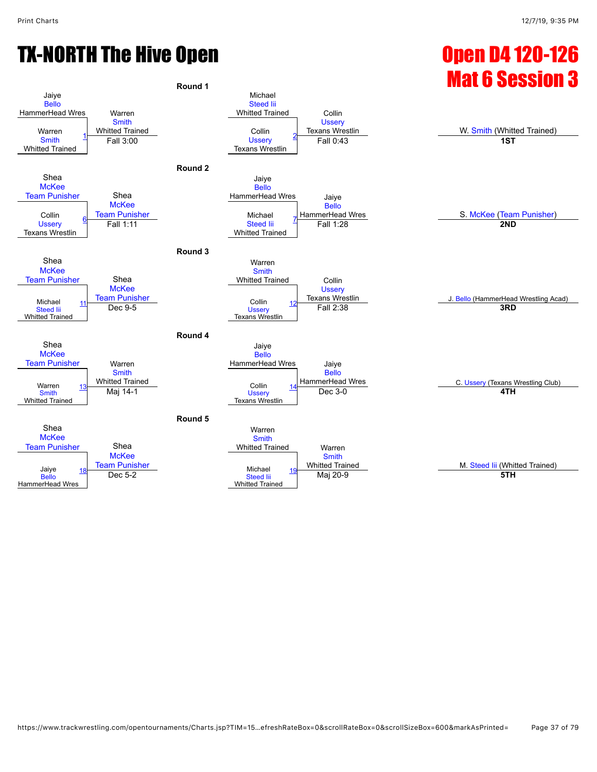# TX-NORTH The Hive Open

## Open D4 120-126
## Mat 6 Session 3

### Round 1

| Match | Wrestler 1 | Wrestler 2 | Winner | Result |
|---|---|---|---|---|
| 1 | Jaiye Bello (HammerHead Wres) | Warren Smith (Whitted Trained) | Warren Smith (Whitted Trained) | Fall 3:00 |
| 2 | Michael Steed Iii (Whitted Trained) | Collin Ussery (Texans Wrestlin) | Collin Ussery (Texans Wrestlin) | Fall 0:43 |

### Round 2

| Match | Wrestler 1 | Wrestler 2 | Winner | Result |
|---|---|---|---|---|
| 6 | Shea McKee (Team Punisher) | Collin Ussery (Texans Wrestlin) | Shea McKee (Team Punisher) | Fall 1:11 |
| 7 | Jaiye Bello (HammerHead Wres) | Michael Steed Iii (Whitted Trained) | Jaiye Bello (HammerHead Wres) | Fall 1:28 |

### Round 3

| Match | Wrestler 1 | Wrestler 2 | Winner | Result |
|---|---|---|---|---|
| 11 | Shea McKee (Team Punisher) | Michael Steed Iii (Whitted Trained) | Shea McKee (Team Punisher) | Dec 9-5 |
| 12 | Warren Smith (Whitted Trained) | Collin Ussery (Texans Wrestlin) | Collin Ussery (Texans Wrestlin) | Fall 2:38 |

### Round 4

| Match | Wrestler 1 | Wrestler 2 | Winner | Result |
|---|---|---|---|---|
| 13 | Shea McKee (Team Punisher) | Warren Smith (Whitted Trained) | Warren Smith (Whitted Trained) | Maj 14-1 |
| 14 | Jaiye Bello (HammerHead Wres) | Collin Ussery (Texans Wrestlin) | Jaiye Bello (HammerHead Wres) | Dec 3-0 |

### Round 5

| Match | Wrestler 1 | Wrestler 2 | Winner | Result |
|---|---|---|---|---|
| 18 | Shea McKee (Team Punisher) | Jaiye Bello (HammerHead Wres) | Shea McKee (Team Punisher) | Dec 5-2 |
| 19 | Warren Smith (Whitted Trained) | Michael Steed Iii (Whitted Trained) | Warren Smith (Whitted Trained) | Maj 20-9 |

### Placings

| Place | Wrestler |
|---|---|
| 1ST | W. Smith (Whitted Trained) |
| 2ND | S. McKee (Team Punisher) |
| 3RD | J. Bello (HammerHead Wrestling Acad) |
| 4TH | C. Ussery (Texans Wrestling Club) |
| 5TH | M. Steed Iii (Whitted Trained) |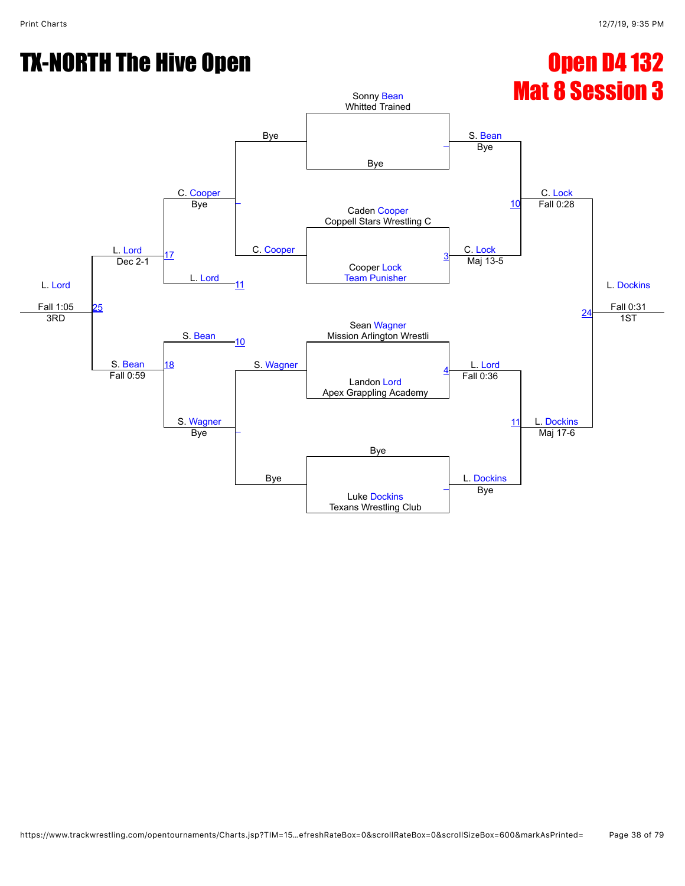# TX-NORTH The Hive Open

## Open D4 132
## Mat 8 Session 3

**Championship Bracket**

| Entrant | Team |
| --- | --- |
| Sonny Bean | Whitted Trained |
| Bye | |
| Caden Cooper | Coppell Stars Wrestling C |
| Cooper Lock | Team Punisher |
| Sean Wagner | Mission Arlington Wrestli |
| Landon Lord | Apex Grappling Academy |
| Bye | |
| Luke Dockins | Texans Wrestling Club |

**Quarterfinals**

- S. Bean def. Bye — Bye
- Match 3: C. Lock def. C. Cooper — Maj 13-5
- Match 4: L. Lord def. S. Wagner — Fall 0:36
- L. Dockins def. Bye — Bye

**Semifinals**

- Match 10: C. Lock def. S. Bean — Fall 0:28
- Match 11: L. Dockins def. L. Lord — Maj 17-6

**Final**

- Match 24: L. Dockins — Fall 0:31 — 1ST

**Consolation Bracket**

- Bye vs C. Cooper → C. Cooper — Bye
- S. Wagner vs Bye → S. Wagner — Bye
- Match 17: L. Lord (L11) def. C. Cooper — Dec 2-1
- Match 18: S. Bean (L10) def. S. Wagner — Fall 0:59
- Match 25: L. Lord def. S. Bean — Fall 1:05 — 3RD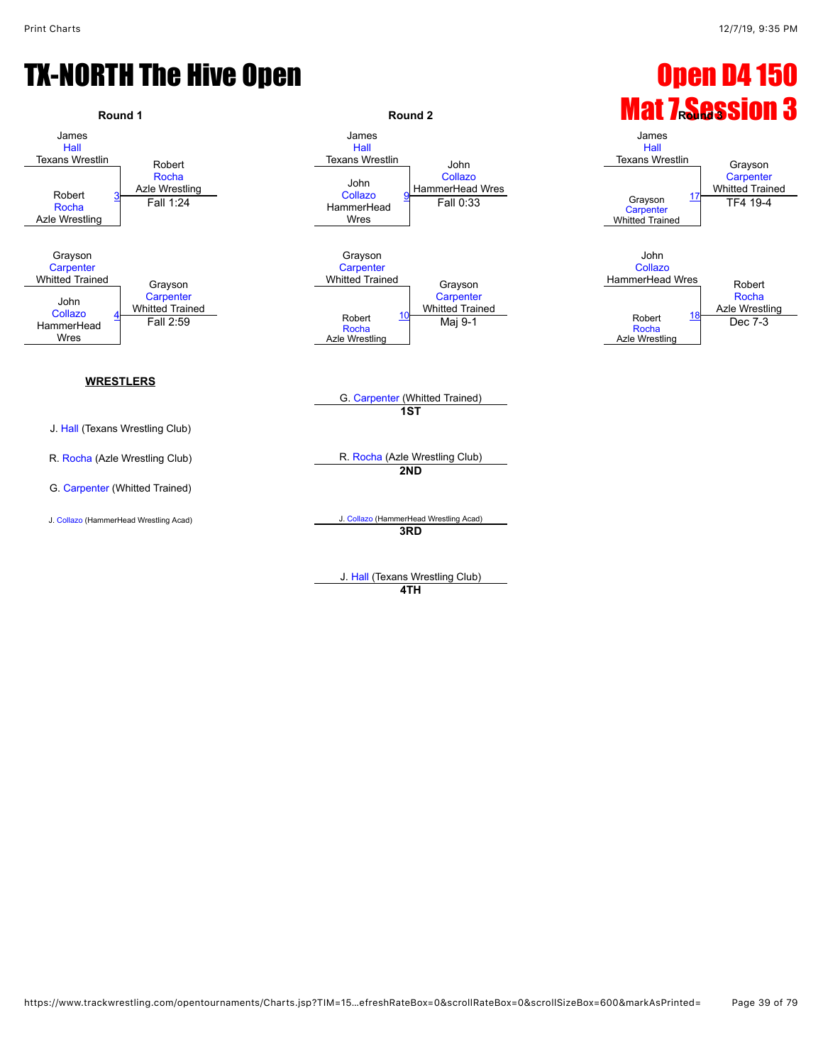# TX-NORTH The Hive Open

# Open D4 150
# Mat 7 Session 3

## Round 1

| Wrestler 1 | Wrestler 2 | Bout | Winner | Result |
|---|---|---|---|---|
| James Hall, Texans Wrestlin | Robert Rocha, Azle Wrestling | 3 | Robert Rocha, Azle Wrestling | Fall 1:24 |
| Grayson Carpenter, Whitted Trained | John Collazo, HammerHead Wres | 4 | Grayson Carpenter, Whitted Trained | Fall 2:59 |

## Round 2

| Wrestler 1 | Wrestler 2 | Bout | Winner | Result |
|---|---|---|---|---|
| James Hall, Texans Wrestlin | John Collazo, HammerHead Wres | 9 | John Collazo, HammerHead Wres | Fall 0:33 |
| Grayson Carpenter, Whitted Trained | Robert Rocha, Azle Wrestling | 10 | Grayson Carpenter, Whitted Trained | Maj 9-1 |

## Round 3

| Wrestler 1 | Wrestler 2 | Bout | Winner | Result |
|---|---|---|---|---|
| James Hall, Texans Wrestlin | Grayson Carpenter, Whitted Trained | 17 | Grayson Carpenter, Whitted Trained | TF4 19-4 |
| John Collazo, HammerHead Wres | Robert Rocha, Azle Wrestling | 18 | Robert Rocha, Azle Wrestling | Dec 7-3 |

## WRESTLERS

- J. Hall (Texans Wrestling Club)
- R. Rocha (Azle Wrestling Club)
- G. Carpenter (Whitted Trained)
- J. Collazo (HammerHead Wrestling Acad)

## Placings

- **1ST**: G. Carpenter (Whitted Trained)
- **2ND**: R. Rocha (Azle Wrestling Club)
- **3RD**: J. Collazo (HammerHead Wrestling Acad)
- **4TH**: J. Hall (Texans Wrestling Club)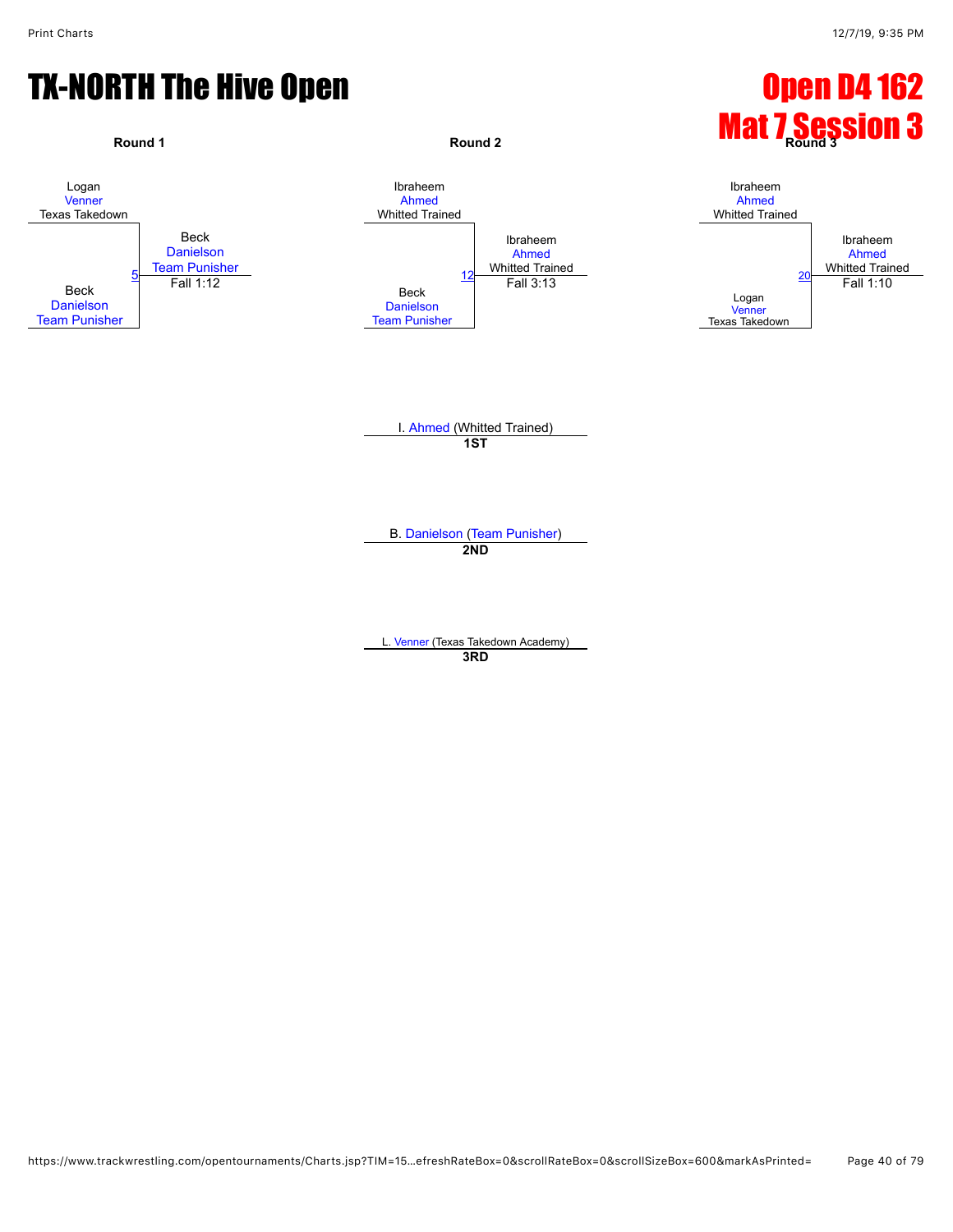# TX-NORTH The Hive Open

## Open D4 162
## Mat 7 Session 3

### Round 1

Logan Venner (Texas Takedown) vs. Beck Danielson (Team Punisher) — Match 5

Winner: Beck Danielson (Team Punisher) — Fall 1:12

### Round 2

Ibraheem Ahmed (Whitted Trained) vs. Beck Danielson (Team Punisher) — Match 12

Winner: Ibraheem Ahmed (Whitted Trained) — Fall 3:13

### Round 3

Ibraheem Ahmed (Whitted Trained) vs. Logan Venner (Texas Takedown) — Match 20

Winner: Ibraheem Ahmed (Whitted Trained) — Fall 1:10

---

I. Ahmed (Whitted Trained)
**1ST**

B. Danielson (Team Punisher)
**2ND**

L. Venner (Texas Takedown Academy)
**3RD**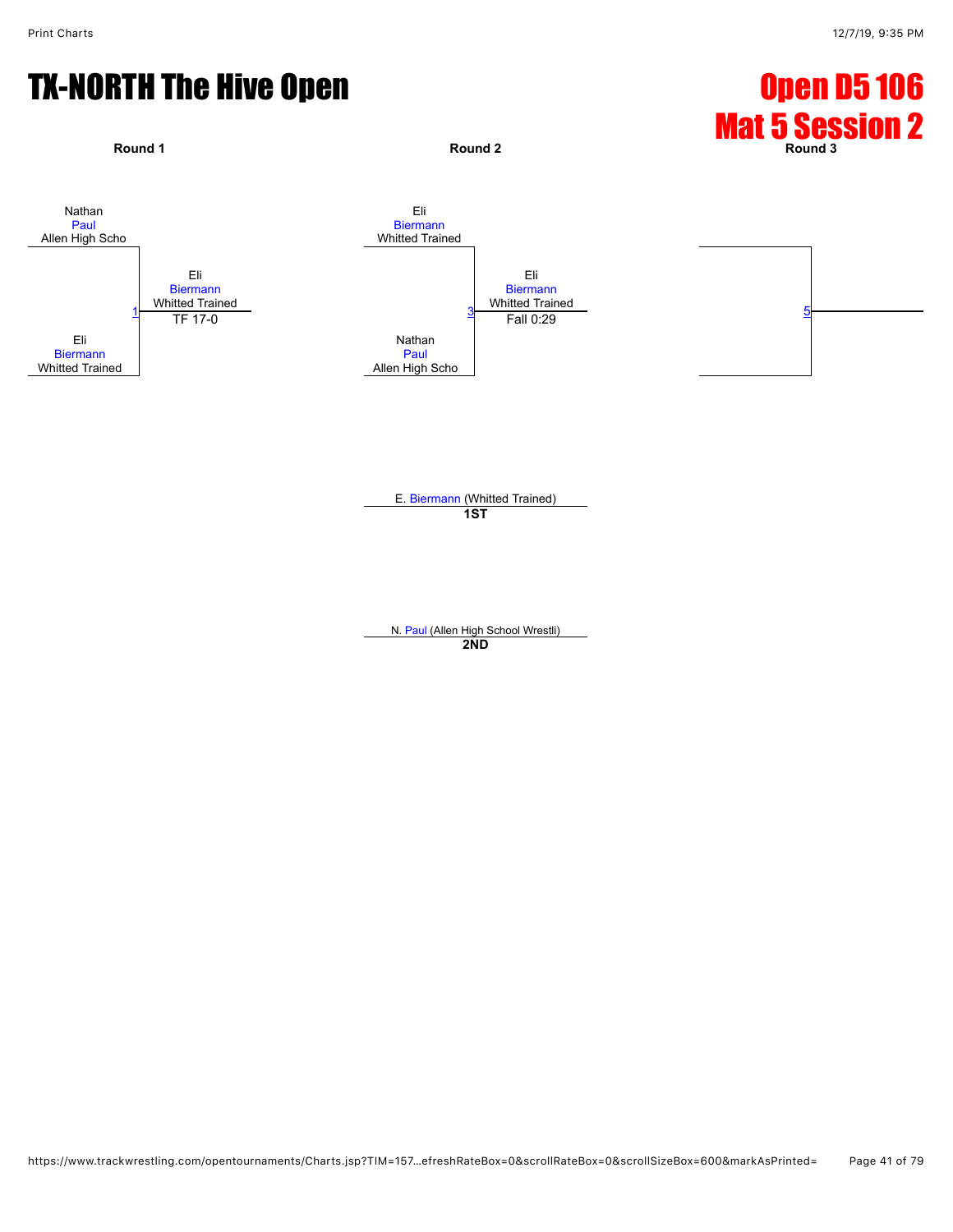# TX-NORTH The Hive Open

## Open D5 106
## Mat 5 Session 2

**Round 1**

Nathan Paul, Allen High Scho
vs.
Eli Biermann, Whitted Trained

Match 1 — Winner: Eli Biermann, Whitted Trained — TF 17-0

**Round 2**

Eli Biermann, Whitted Trained
vs.
Nathan Paul, Allen High Scho

Match 3 — Winner: Eli Biermann, Whitted Trained — Fall 0:29

**Round 3**

Match 5

E. Biermann (Whitted Trained)
**1ST**

N. Paul (Allen High School Wrestli)
**2ND**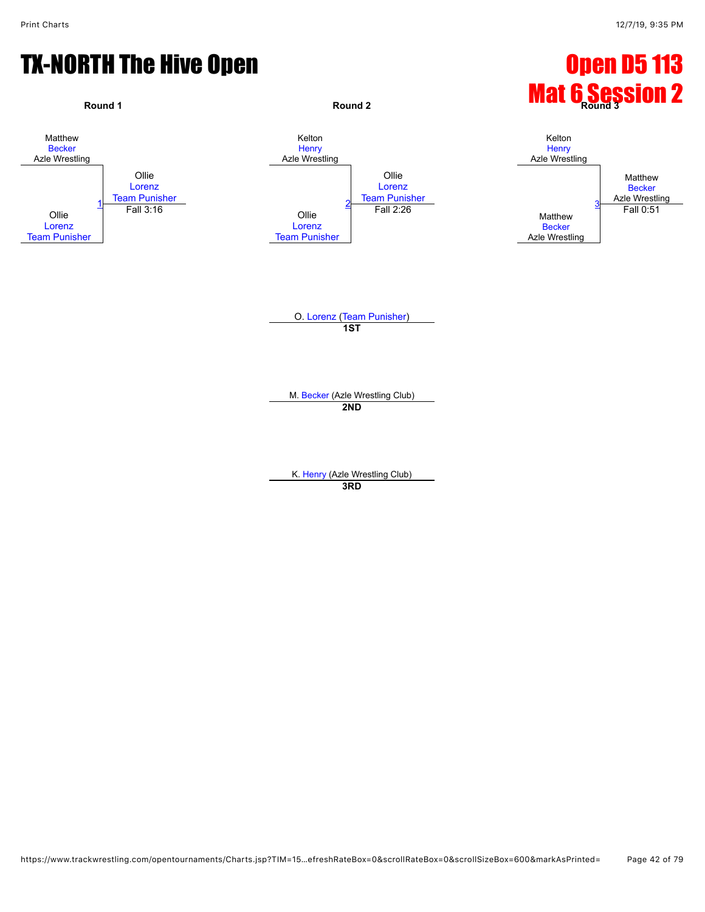# TX-NORTH The Hive Open

## Open D5 113
## Mat 6 Session 2

### Round 1

Matthew Becker, Azle Wrestling
vs.
Ollie Lorenz, Team Punisher

Match 1 — Winner: Ollie Lorenz, Team Punisher — Fall 3:16

### Round 2

Kelton Henry, Azle Wrestling
vs.
Ollie Lorenz, Team Punisher

Match 2 — Winner: Ollie Lorenz, Team Punisher — Fall 2:26

### Round 3

Kelton Henry, Azle Wrestling
vs.
Matthew Becker, Azle Wrestling

Match 3 — Winner: Matthew Becker, Azle Wrestling — Fall 0:51

O. Lorenz (Team Punisher)
**1ST**

M. Becker (Azle Wrestling Club)
**2ND**

K. Henry (Azle Wrestling Club)
**3RD**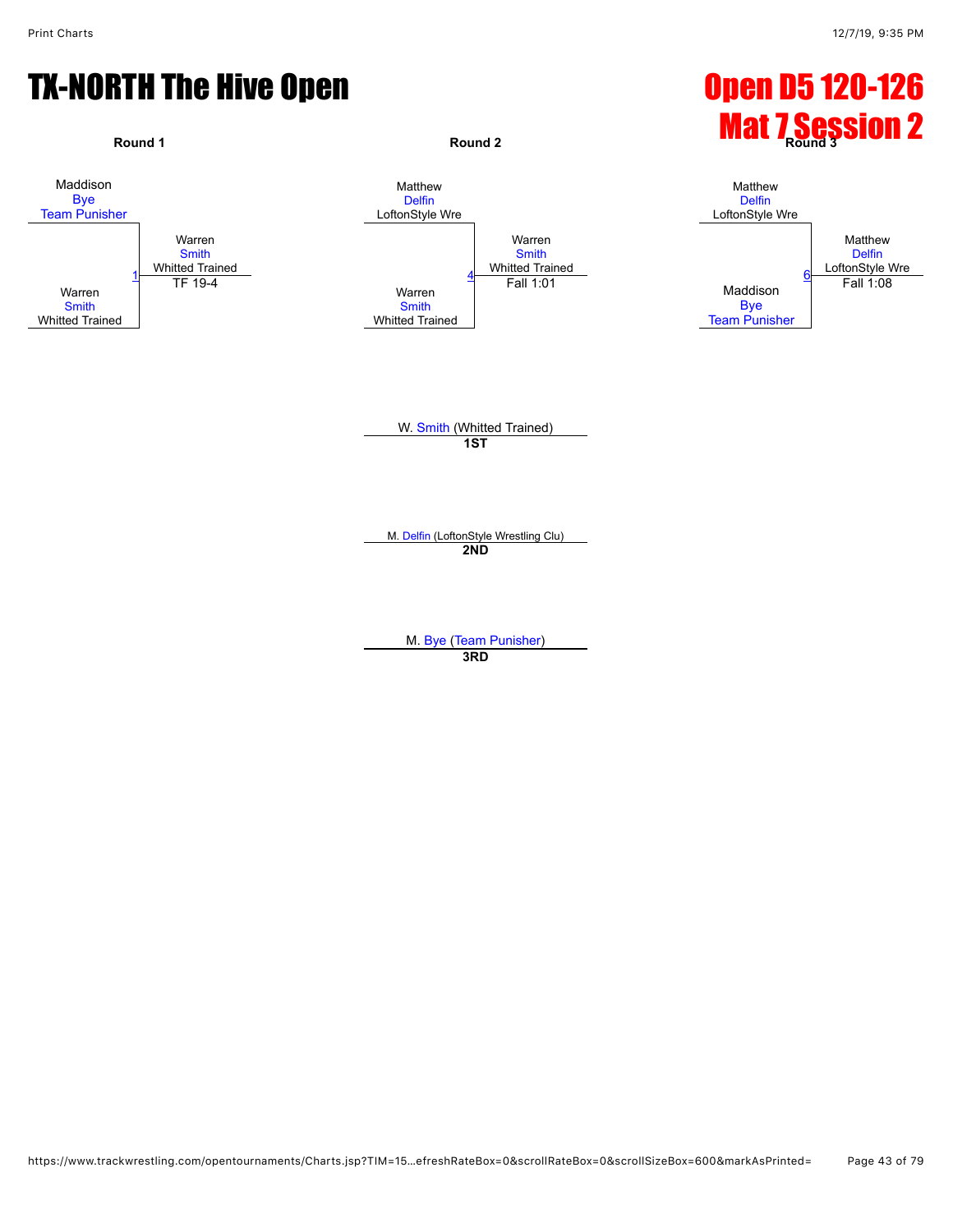# TX-NORTH The Hive Open

# Open D5 120-126
# Mat 7 Session 2

**Round 1**

Maddison
Bye
Team Punisher

Warren
Smith
Whitted Trained

1

Warren
Smith
Whitted Trained
TF 19-4

**Round 2**

Matthew
Delfin
LoftonStyle Wre

Warren
Smith
Whitted Trained

4

Warren
Smith
Whitted Trained
Fall 1:01

**Round 3**

Matthew
Delfin
LoftonStyle Wre

Maddison
Bye
Team Punisher

6

Matthew
Delfin
LoftonStyle Wre
Fall 1:08

W. Smith (Whitted Trained)
**1ST**

M. Delfin (LoftonStyle Wrestling Clu)
**2ND**

M. Bye (Team Punisher)
**3RD**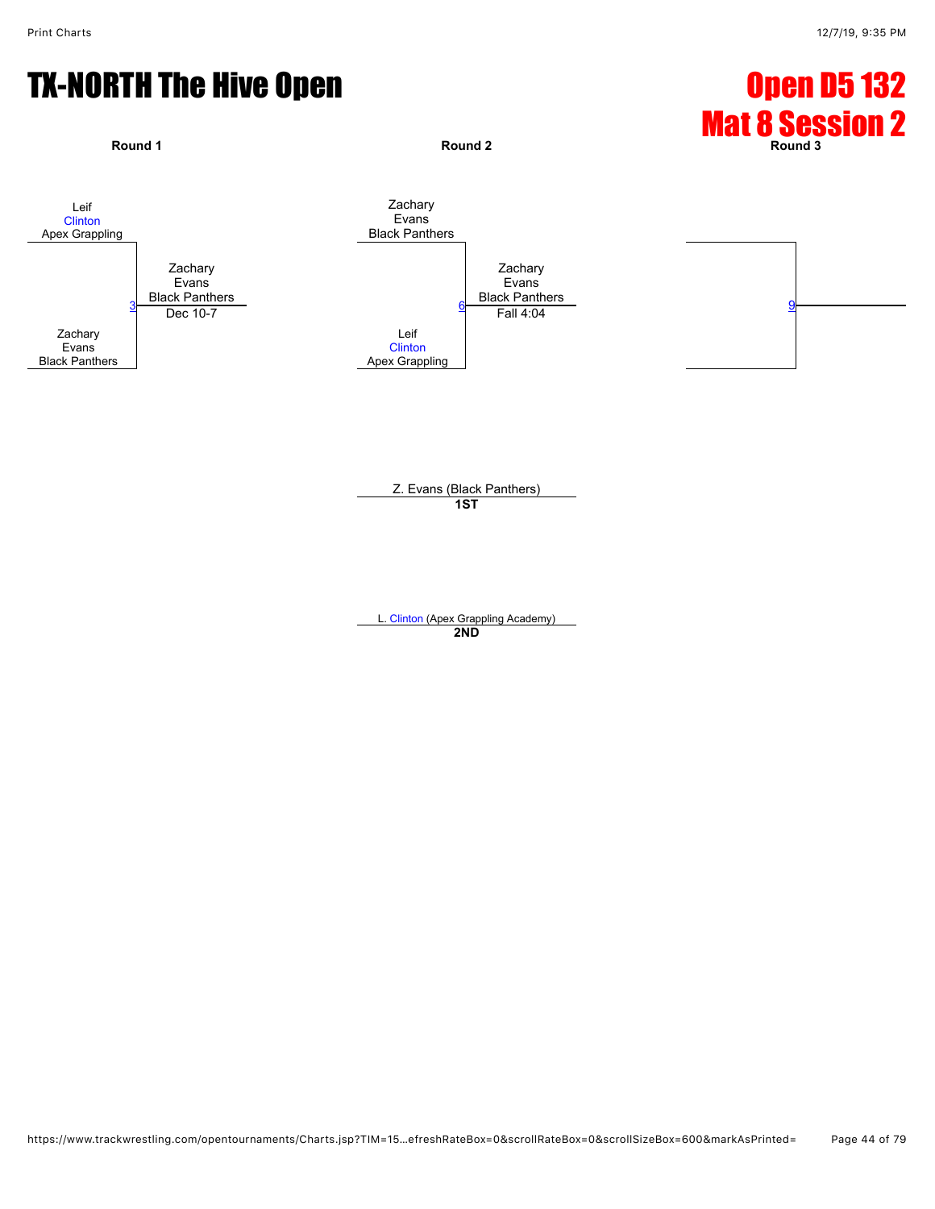# TX-NORTH The Hive Open

## Open D5 132
## Mat 8 Session 2

**Round 1**

Leif Clinton, Apex Grappling
vs.
Zachary Evans, Black Panthers

Match 3: Zachary Evans, Black Panthers — Dec 10-7

**Round 2**

Zachary Evans, Black Panthers
vs.
Leif Clinton, Apex Grappling

Match 6: Zachary Evans, Black Panthers — Fall 4:04

**Round 3**

Match 9

Z. Evans (Black Panthers)
**1ST**

L. Clinton (Apex Grappling Academy)
**2ND**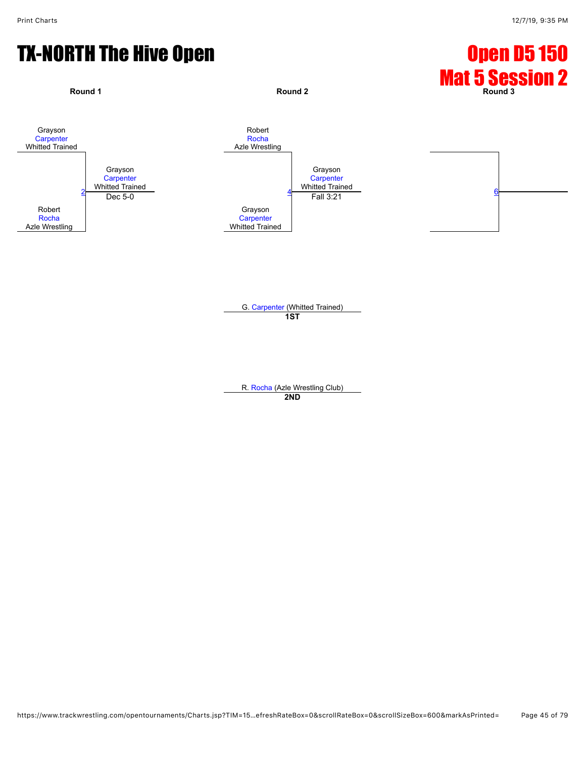# TX-NORTH The Hive Open

## Open D5 150
## Mat 5 Session 2

**Round 1**

Grayson Carpenter
Whitted Trained

2

Robert Rocha
Azle Wrestling

Winner: Grayson Carpenter, Whitted Trained — Dec 5-0

**Round 2**

Robert Rocha
Azle Wrestling

4

Grayson Carpenter
Whitted Trained

Winner: Grayson Carpenter, Whitted Trained — Fall 3:21

**Round 3**

6

G. Carpenter (Whitted Trained)
**1ST**

R. Rocha (Azle Wrestling Club)
**2ND**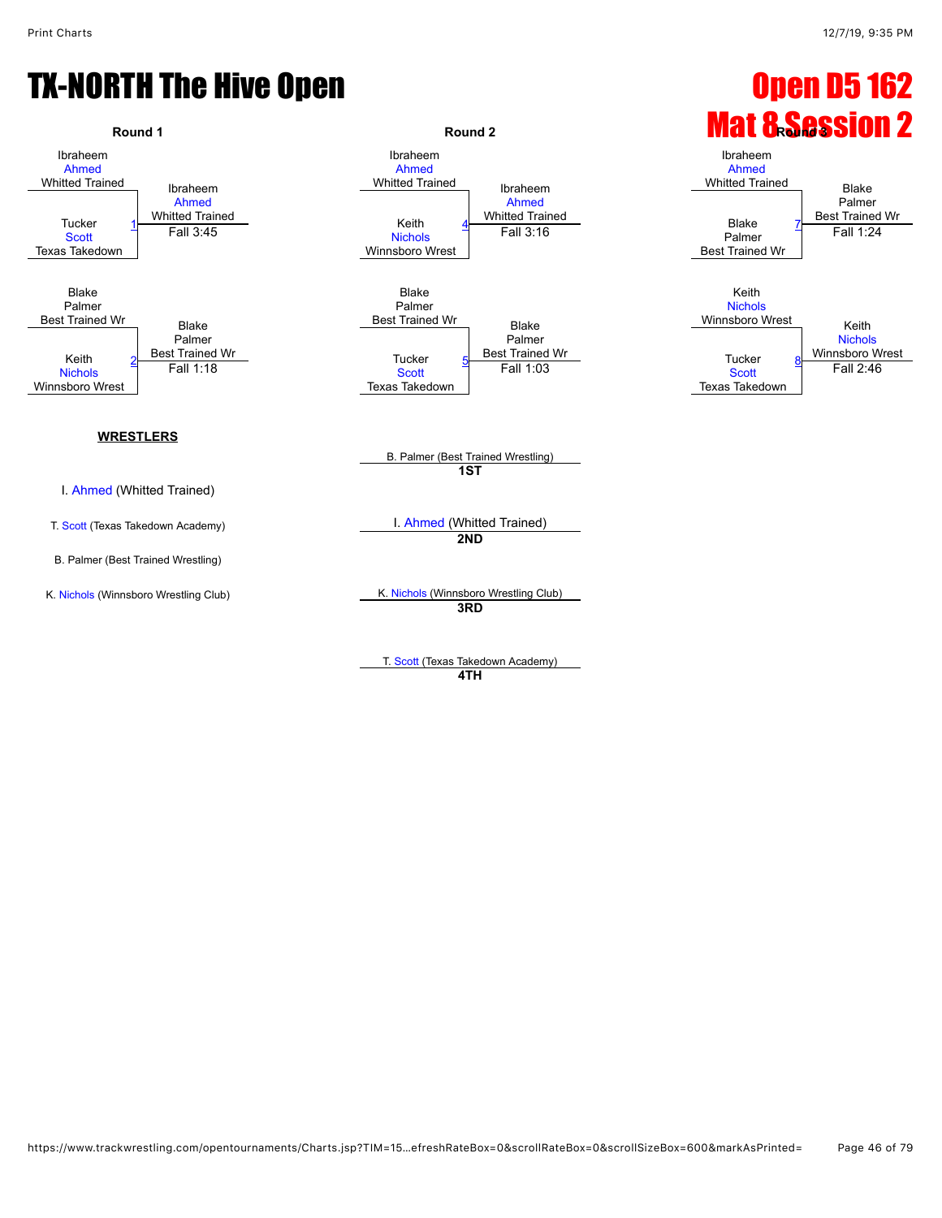# TX-NORTH The Hive Open

# Open D5 162
# Mat 8 Session 2

## Round 1

| Match | Wrestler 1 | Wrestler 2 | Winner | Result |
|---|---|---|---|---|
| 1 | Ibraheem Ahmed (Whitted Trained) | Tucker Scott (Texas Takedown) | Ibraheem Ahmed (Whitted Trained) | Fall 3:45 |
| 2 | Blake Palmer (Best Trained Wr) | Keith Nichols (Winnsboro Wrest) | Blake Palmer (Best Trained Wr) | Fall 1:18 |

## Round 2

| Match | Wrestler 1 | Wrestler 2 | Winner | Result |
|---|---|---|---|---|
| 4 | Ibraheem Ahmed (Whitted Trained) | Keith Nichols (Winnsboro Wrest) | Ibraheem Ahmed (Whitted Trained) | Fall 3:16 |
| 5 | Blake Palmer (Best Trained Wr) | Tucker Scott (Texas Takedown) | Blake Palmer (Best Trained Wr) | Fall 1:03 |

## Round 3

| Match | Wrestler 1 | Wrestler 2 | Winner | Result |
|---|---|---|---|---|
| 7 | Ibraheem Ahmed (Whitted Trained) | Blake Palmer (Best Trained Wr) | Blake Palmer (Best Trained Wr) | Fall 1:24 |
| 8 | Keith Nichols (Winnsboro Wrest) | Tucker Scott (Texas Takedown) | Keith Nichols (Winnsboro Wrest) | Fall 2:46 |

**WRESTLERS**

- I. Ahmed (Whitted Trained)
- T. Scott (Texas Takedown Academy)
- B. Palmer (Best Trained Wrestling)
- K. Nichols (Winnsboro Wrestling Club)

**Placements**

- **1ST**: B. Palmer (Best Trained Wrestling)
- **2ND**: I. Ahmed (Whitted Trained)
- **3RD**: K. Nichols (Winnsboro Wrestling Club)
- **4TH**: T. Scott (Texas Takedown Academy)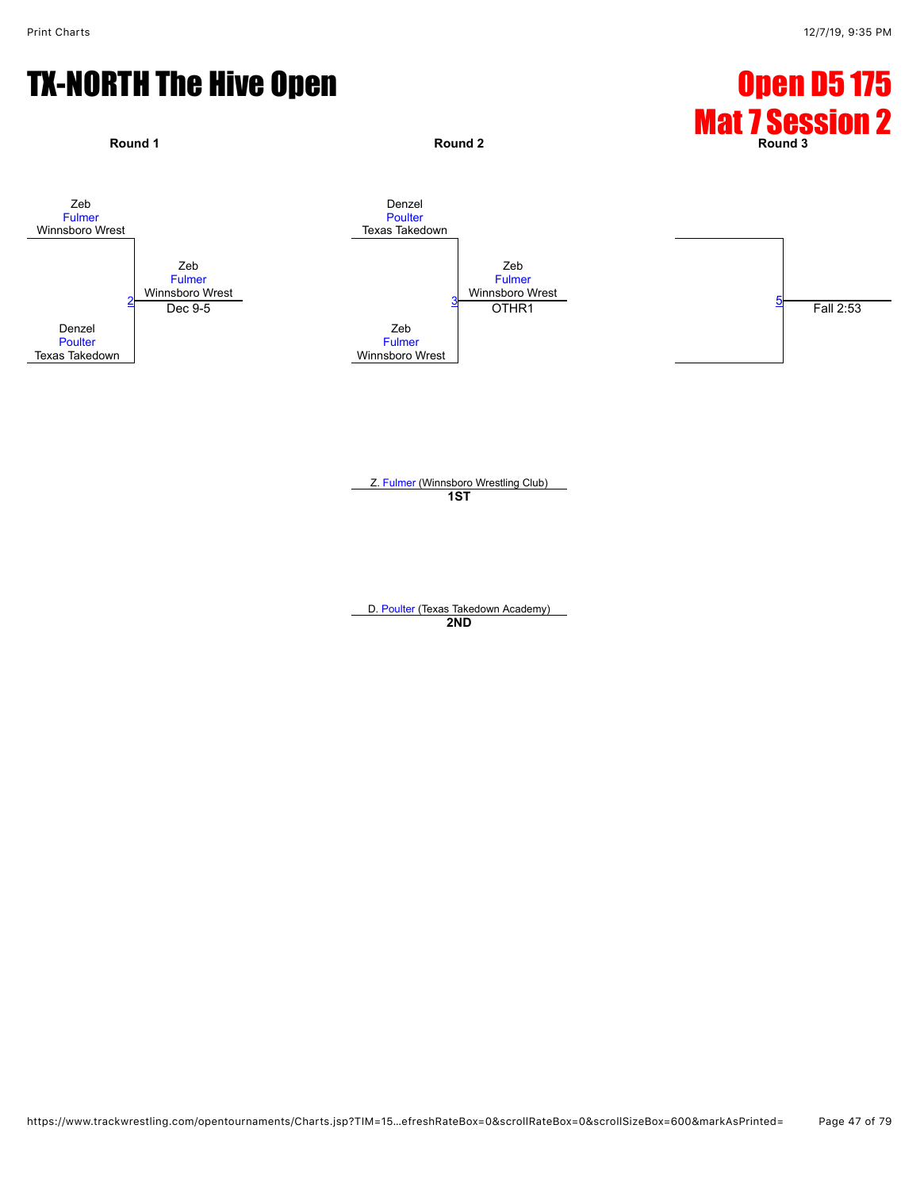# TX-NORTH The Hive Open

## Open D5 175
## Mat 7 Session 2

| Round 1 | Round 2 | Round 3 |
| --- | --- | --- |
| Zeb Fulmer, Winnsboro Wrest vs. Denzel Poulter, Texas Takedown | Denzel Poulter, Texas Takedown vs. Zeb Fulmer, Winnsboro Wrest | |
| Match 2 — Winner: Zeb Fulmer, Winnsboro Wrest — Dec 9-5 | Match 3 — Winner: Zeb Fulmer, Winnsboro Wrest — OTHR1 | Match 5 — Fall 2:53 |

Z. Fulmer (Winnsboro Wrestling Club)
**1ST**

D. Poulter (Texas Takedown Academy)
**2ND**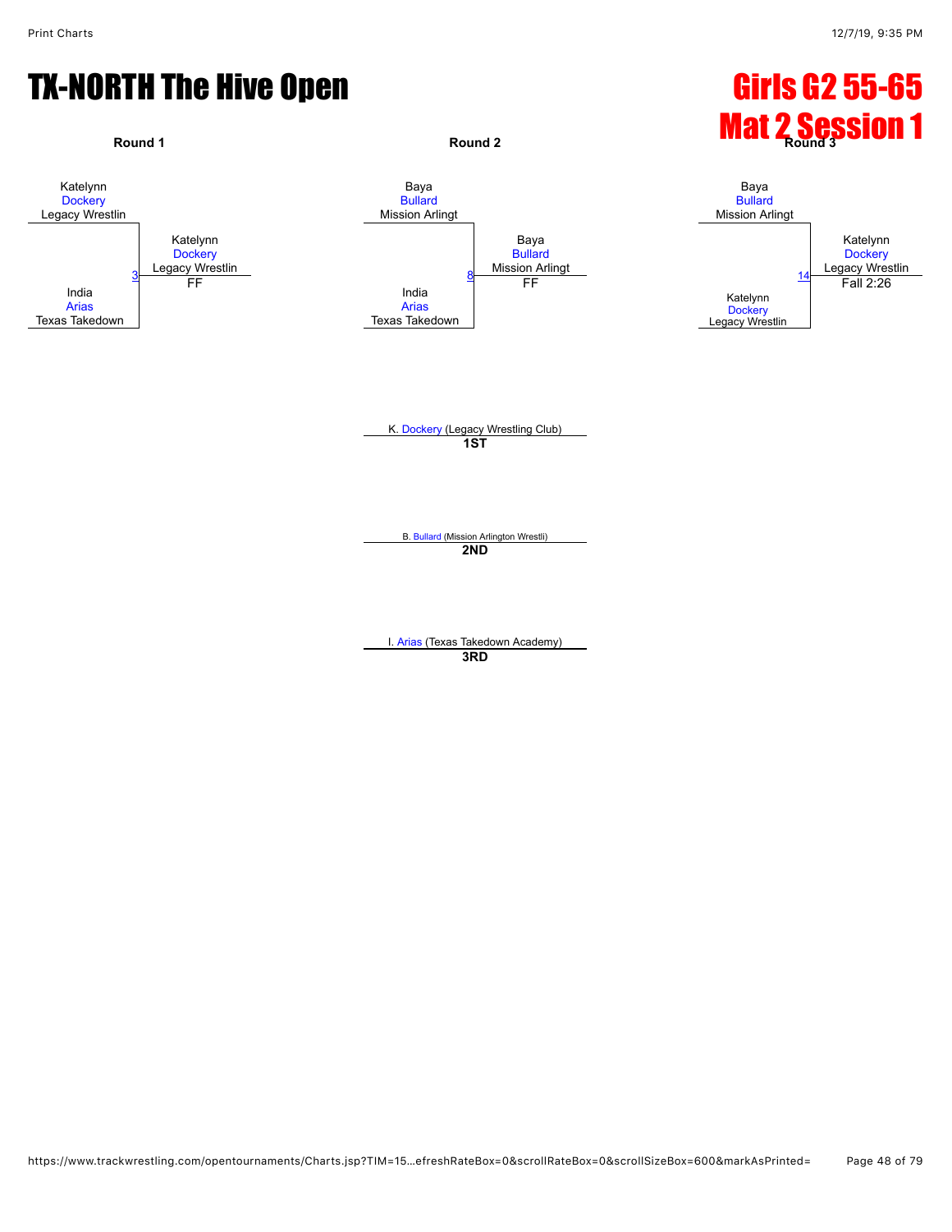# TX-NORTH The Hive Open

# Girls G2 55-65
# Mat 2 Session 1

**Round 1**

Katelynn Dockery, Legacy Wrestlin
vs.
India Arias, Texas Takedown

Match 3 — Winner: Katelynn Dockery, Legacy Wrestlin — FF

**Round 2**

Baya Bullard, Mission Arlingt
vs.
India Arias, Texas Takedown

Match 8 — Winner: Baya Bullard, Mission Arlingt — FF

**Round 3**

Baya Bullard, Mission Arlingt
vs.
Katelynn Dockery, Legacy Wrestlin

Match 14 — Winner: Katelynn Dockery, Legacy Wrestlin — Fall 2:26

K. Dockery (Legacy Wrestling Club)
**1ST**

B. Bullard (Mission Arlington Wrestli)
**2ND**

I. Arias (Texas Takedown Academy)
**3RD**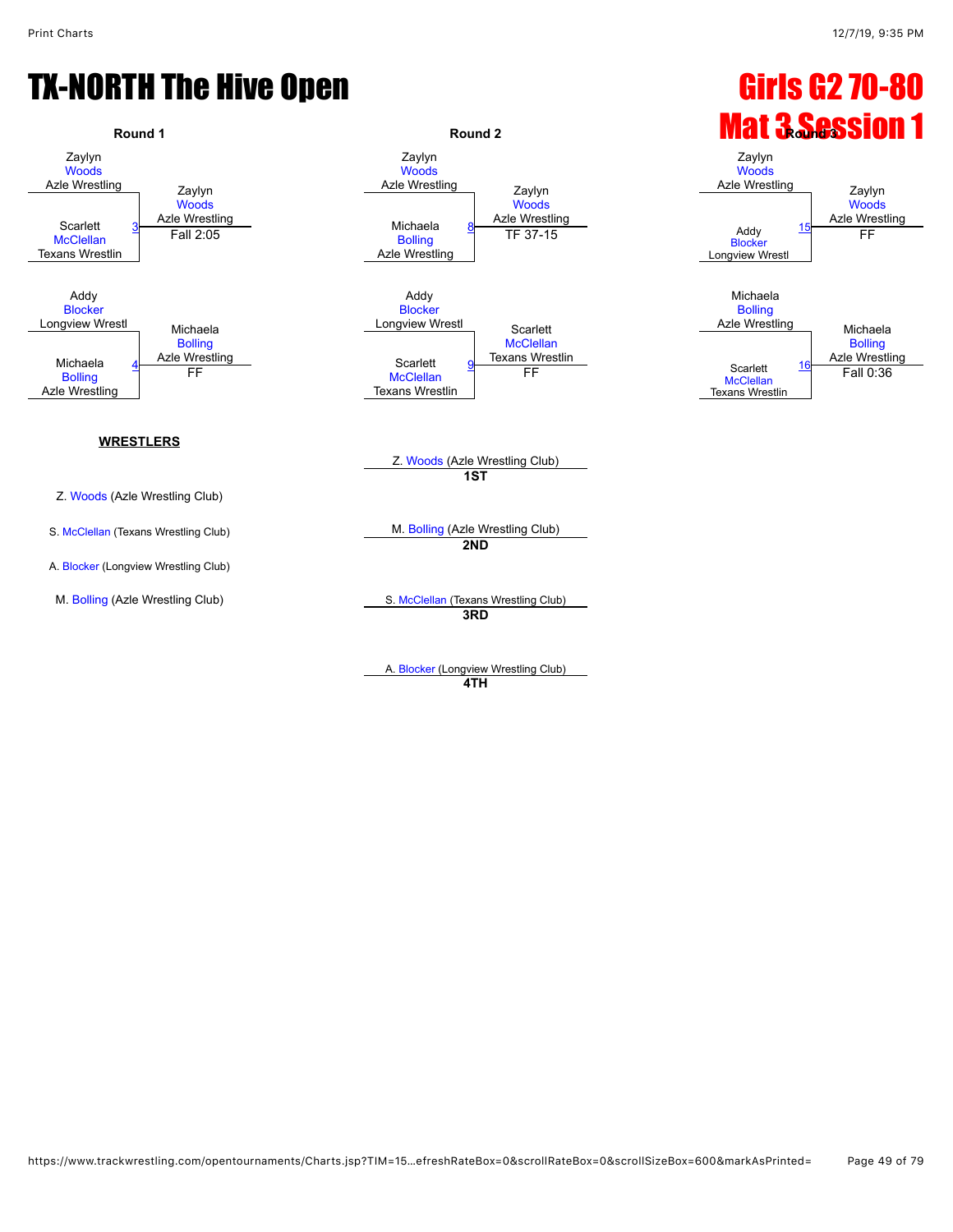# TX-NORTH The Hive Open

# Girls G2 70-80
# Mat 3 Session 1

### Round 1

| Match | Wrestler 1 | Wrestler 2 | Winner | Result |
|---|---|---|---|---|
| 3 | Zaylyn Woods (Azle Wrestling) | Scarlett McClellan (Texans Wrestlin) | Zaylyn Woods (Azle Wrestling) | Fall 2:05 |
| 4 | Addy Blocker (Longview Wrestl) | Michaela Bolling (Azle Wrestling) | Michaela Bolling (Azle Wrestling) | FF |

### Round 2

| Match | Wrestler 1 | Wrestler 2 | Winner | Result |
|---|---|---|---|---|
| 8 | Zaylyn Woods (Azle Wrestling) | Michaela Bolling (Azle Wrestling) | Zaylyn Woods (Azle Wrestling) | TF 37-15 |
| 9 | Addy Blocker (Longview Wrestl) | Scarlett McClellan (Texans Wrestlin) | Scarlett McClellan (Texans Wrestlin) | FF |

### Round 3

| Match | Wrestler 1 | Wrestler 2 | Winner | Result |
|---|---|---|---|---|
| 15 | Zaylyn Woods (Azle Wrestling) | Addy Blocker (Longview Wrestl) | Zaylyn Woods (Azle Wrestling) | FF |
| 16 | Michaela Bolling (Azle Wrestling) | Scarlett McClellan (Texans Wrestlin) | Michaela Bolling (Azle Wrestling) | Fall 0:36 |

**WRESTLERS**

- Z. Woods (Azle Wrestling Club)
- S. McClellan (Texans Wrestling Club)
- A. Blocker (Longview Wrestling Club)
- M. Bolling (Azle Wrestling Club)

**Placings**

- **1ST**: Z. Woods (Azle Wrestling Club)
- **2ND**: M. Bolling (Azle Wrestling Club)
- **3RD**: S. McClellan (Texans Wrestling Club)
- **4TH**: A. Blocker (Longview Wrestling Club)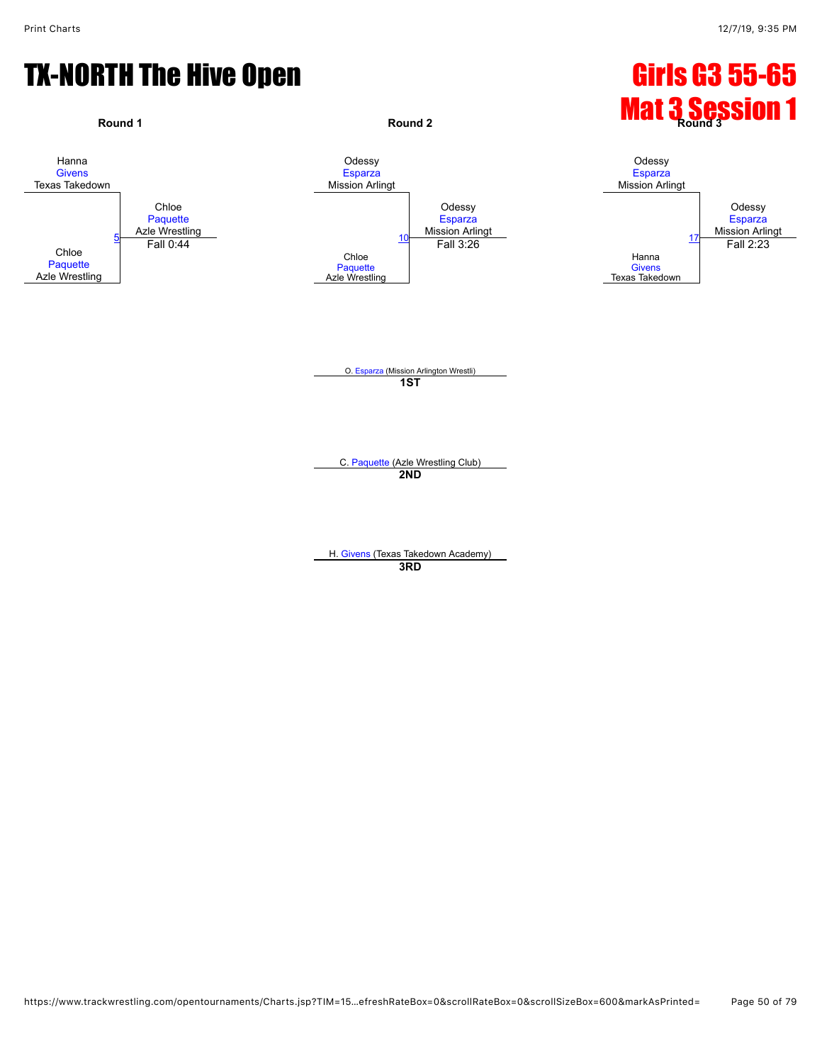# TX-NORTH The Hive Open

# Girls G3 55-65
# Mat 3 Session 1

**Round 1**

Hanna
Givens
Texas Takedown

Chloe
Paquette
Azle Wrestling

5

Chloe
Paquette
Azle Wrestling
Fall 0:44

**Round 2**

Odessy
Esparza
Mission Arlingt

Chloe
Paquette
Azle Wrestling

10

Odessy
Esparza
Mission Arlingt
Fall 3:26

**Round 3**

Odessy
Esparza
Mission Arlingt

Hanna
Givens
Texas Takedown

17

Odessy
Esparza
Mission Arlingt
Fall 2:23

O. Esparza (Mission Arlington Wrestli)
**1ST**

C. Paquette (Azle Wrestling Club)
**2ND**

H. Givens (Texas Takedown Academy)
**3RD**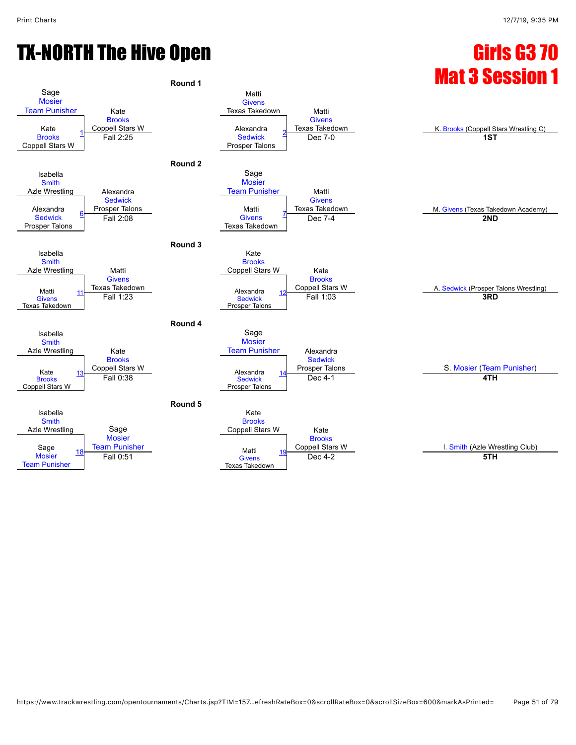# TX-NORTH The Hive Open

## Girls G3 70
## Mat 3 Session 1

### Round 1

| Match | Wrestler 1 | Wrestler 2 | Winner | Result |
|---|---|---|---|---|
| 1 | Sage Mosier, Team Punisher | Kate Brooks, Coppell Stars W | Kate Brooks, Coppell Stars W | Fall 2:25 |
| 2 | Matti Givens, Texas Takedown | Alexandra Sedwick, Prosper Talons | Matti Givens, Texas Takedown | Dec 7-0 |

### Round 2

| Match | Wrestler 1 | Wrestler 2 | Winner | Result |
|---|---|---|---|---|
| 6 | Isabella Smith, Azle Wrestling | Alexandra Sedwick, Prosper Talons | Alexandra Sedwick, Prosper Talons | Fall 2:08 |
| 7 | Sage Mosier, Team Punisher | Matti Givens, Texas Takedown | Matti Givens, Texas Takedown | Dec 7-4 |

### Round 3

| Match | Wrestler 1 | Wrestler 2 | Winner | Result |
|---|---|---|---|---|
| 11 | Isabella Smith, Azle Wrestling | Matti Givens, Texas Takedown | Matti Givens, Texas Takedown | Fall 1:23 |
| 12 | Kate Brooks, Coppell Stars W | Alexandra Sedwick, Prosper Talons | Kate Brooks, Coppell Stars W | Fall 1:03 |

### Round 4

| Match | Wrestler 1 | Wrestler 2 | Winner | Result |
|---|---|---|---|---|
| 13 | Isabella Smith, Azle Wrestling | Kate Brooks, Coppell Stars W | Kate Brooks, Coppell Stars W | Fall 0:38 |
| 14 | Sage Mosier, Team Punisher | Alexandra Sedwick, Prosper Talons | Alexandra Sedwick, Prosper Talons | Dec 4-1 |

### Round 5

| Match | Wrestler 1 | Wrestler 2 | Winner | Result |
|---|---|---|---|---|
| 18 | Isabella Smith, Azle Wrestling | Sage Mosier, Team Punisher | Sage Mosier, Team Punisher | Fall 0:51 |
| 19 | Kate Brooks, Coppell Stars W | Matti Givens, Texas Takedown | Kate Brooks, Coppell Stars W | Dec 4-2 |

### Placements

- **1ST**: K. Brooks (Coppell Stars Wrestling C)
- **2ND**: M. Givens (Texas Takedown Academy)
- **3RD**: A. Sedwick (Prosper Talons Wrestling)
- **4TH**: S. Mosier (Team Punisher)
- **5TH**: I. Smith (Azle Wrestling Club)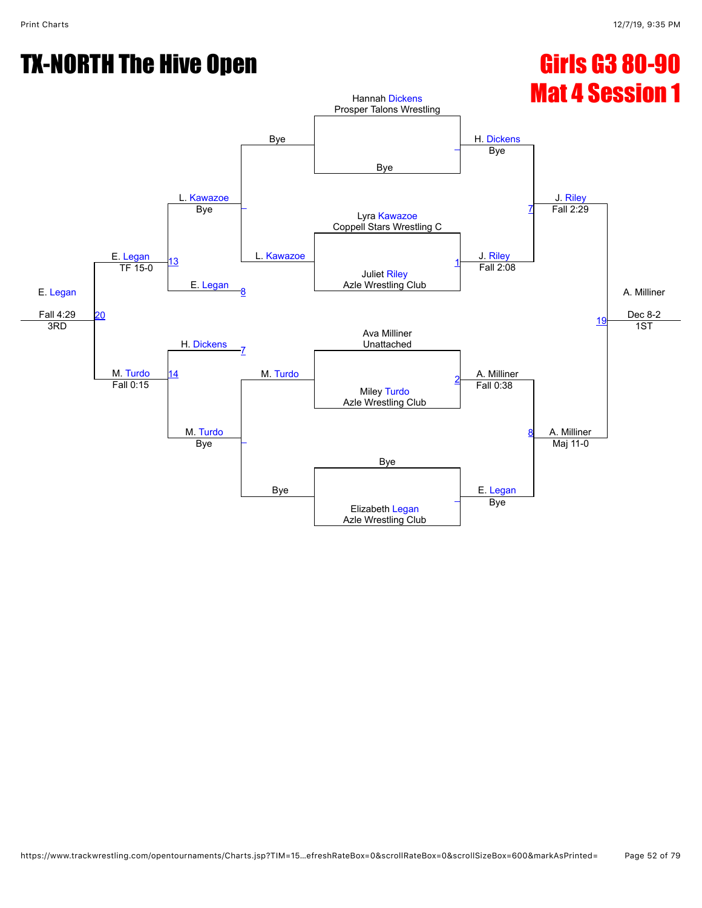# TX-NORTH The Hive Open

## Girls G3 80-90
## Mat 4 Session 1

**Championship Bracket**

Hannah Dickens — Prosper Talons Wrestling
Bye
→ H. Dickens — Bye

Lyra Kawazoe — Coppell Stars Wrestling C
Juliet Riley — Azle Wrestling Club
→ 1: J. Riley — Fall 2:08

7: J. Riley — Fall 2:29

Ava Milliner — Unattached
Miley Turdo — Azle Wrestling Club
→ 2: A. Milliner — Fall 0:38

Bye
Elizabeth Legan — Azle Wrestling Club
→ E. Legan — Bye

8: A. Milliner — Maj 11-0

19: A. Milliner — Dec 8-2 — 1ST

**Consolation Bracket**

Bye
L. Kawazoe
→ L. Kawazoe — Bye

E. Legan (8)
→ 13: E. Legan — TF 15-0

H. Dickens (7)
→ 14: M. Turdo — Fall 0:15

M. Turdo
Bye
→ M. Turdo — Bye

20: E. Legan — Fall 4:29 — 3RD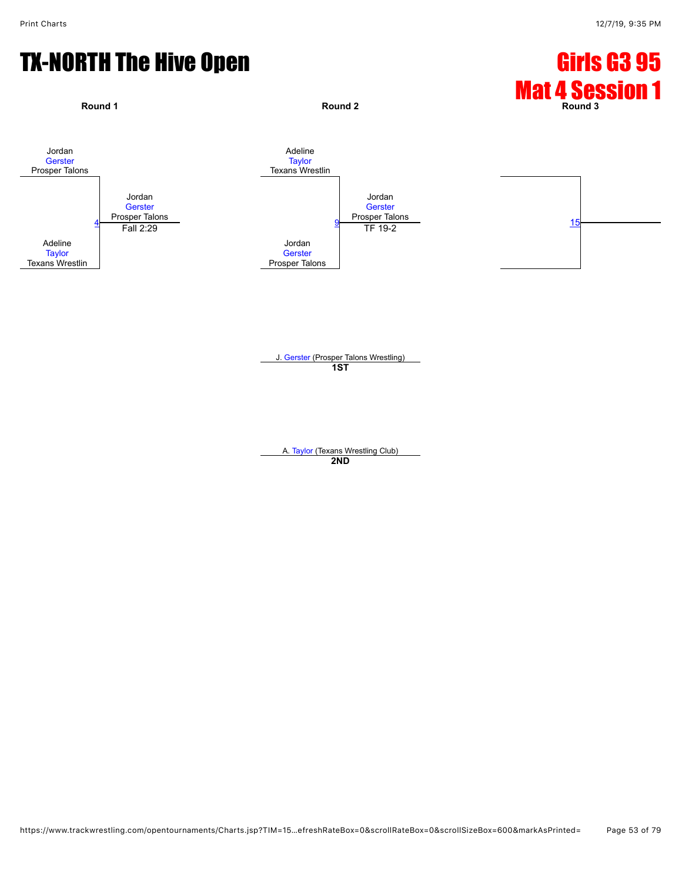# TX-NORTH The Hive Open

# Girls G3 95
# Mat 4 Session 1

**Round 1**

Jordan
Gerster
Prosper Talons

4

Adeline
Taylor
Texans Wrestlin

Winner: Jordan Gerster, Prosper Talons — Fall 2:29

**Round 2**

Adeline
Taylor
Texans Wrestlin

9

Jordan
Gerster
Prosper Talons

Winner: Jordan Gerster, Prosper Talons — TF 19-2

**Round 3**

15

J. Gerster (Prosper Talons Wrestling)
**1ST**

A. Taylor (Texans Wrestling Club)
**2ND**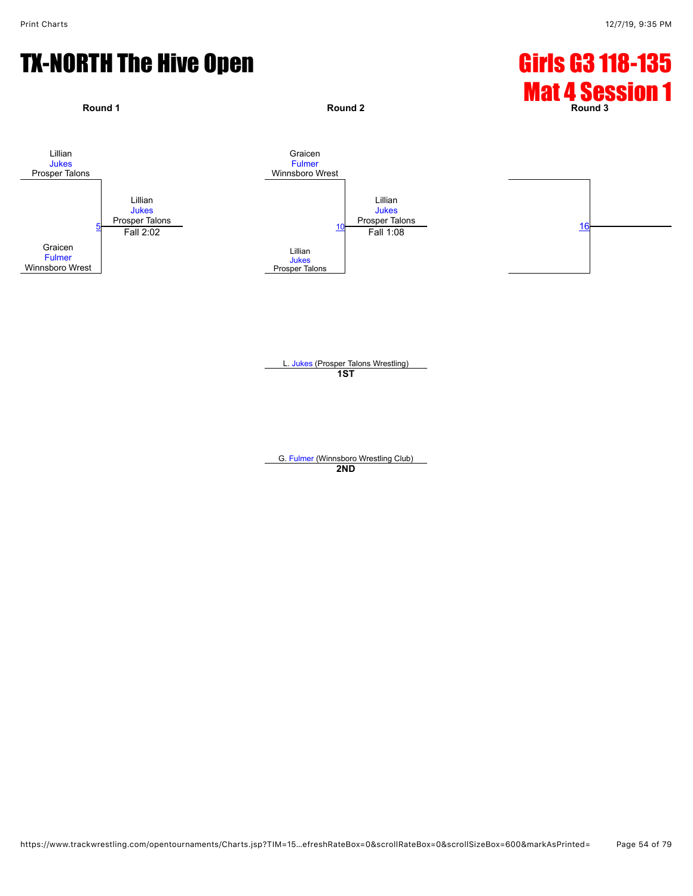# TX-NORTH The Hive Open

## Girls G3 118-135
## Mat 4 Session 1

**Round 1**

Lillian Jukes, Prosper Talons
vs.
Graicen Fulmer, Winnsboro Wrest

Match 5 — Winner: Lillian Jukes, Prosper Talons — Fall 2:02

**Round 2**

Graicen Fulmer, Winnsboro Wrest
vs.
Lillian Jukes, Prosper Talons

Match 10 — Winner: Lillian Jukes, Prosper Talons — Fall 1:08

**Round 3**

Match 16

L. Jukes (Prosper Talons Wrestling)
**1ST**

G. Fulmer (Winnsboro Wrestling Club)
**2ND**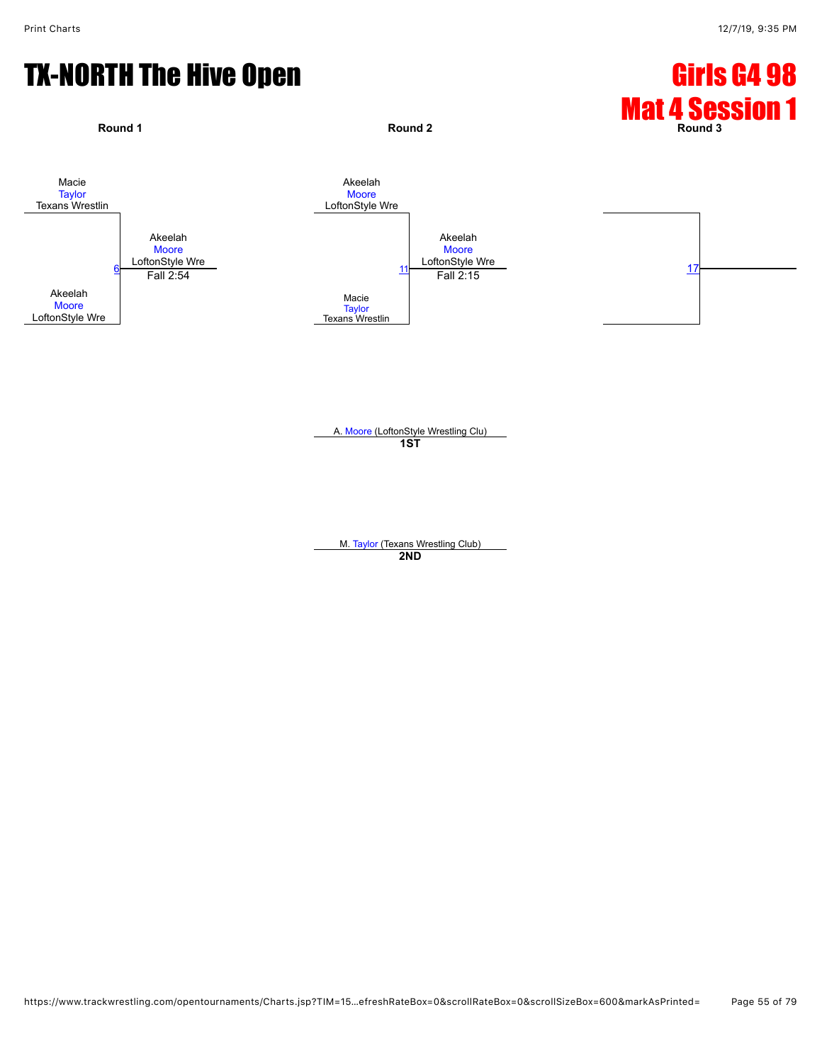# TX-NORTH The Hive Open

# Girls G4 98
# Mat 4 Session 1

**Round 1**

Macie Taylor, Texans Wrestlin

Akeelah Moore, LoftonStyle Wre

Bout 6 — Winner: Akeelah Moore, LoftonStyle Wre — Fall 2:54

**Round 2**

Akeelah Moore, LoftonStyle Wre

Macie Taylor, Texans Wrestlin

Bout 11 — Winner: Akeelah Moore, LoftonStyle Wre — Fall 2:15

**Round 3**

Bout 17

---

A. Moore (LoftonStyle Wrestling Clu)
**1ST**

M. Taylor (Texans Wrestling Club)
**2ND**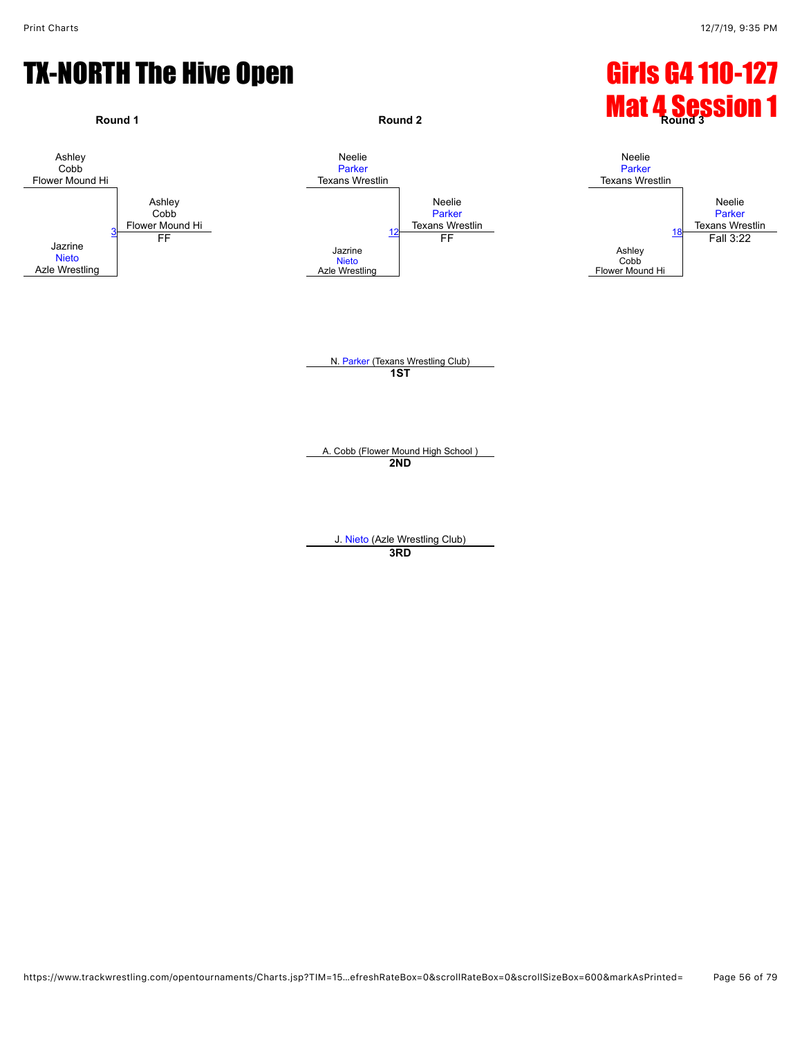# TX-NORTH The Hive Open

# Girls G4 110-127
# Mat 4 Session 1

**Round 1**

Ashley
Cobb
Flower Mound Hi

3

Jazrine
Nieto
Azle Wrestling

Ashley
Cobb
Flower Mound Hi
FF

**Round 2**

Neelie
Parker
Texans Wrestlin

12

Jazrine
Nieto
Azle Wrestling

Neelie
Parker
Texans Wrestlin
FF

**Round 3**

Neelie
Parker
Texans Wrestlin

18

Ashley
Cobb
Flower Mound Hi

Neelie
Parker
Texans Wrestlin
Fall 3:22

N. Parker (Texans Wrestling Club)
**1ST**

A. Cobb (Flower Mound High School )
**2ND**

J. Nieto (Azle Wrestling Club)
**3RD**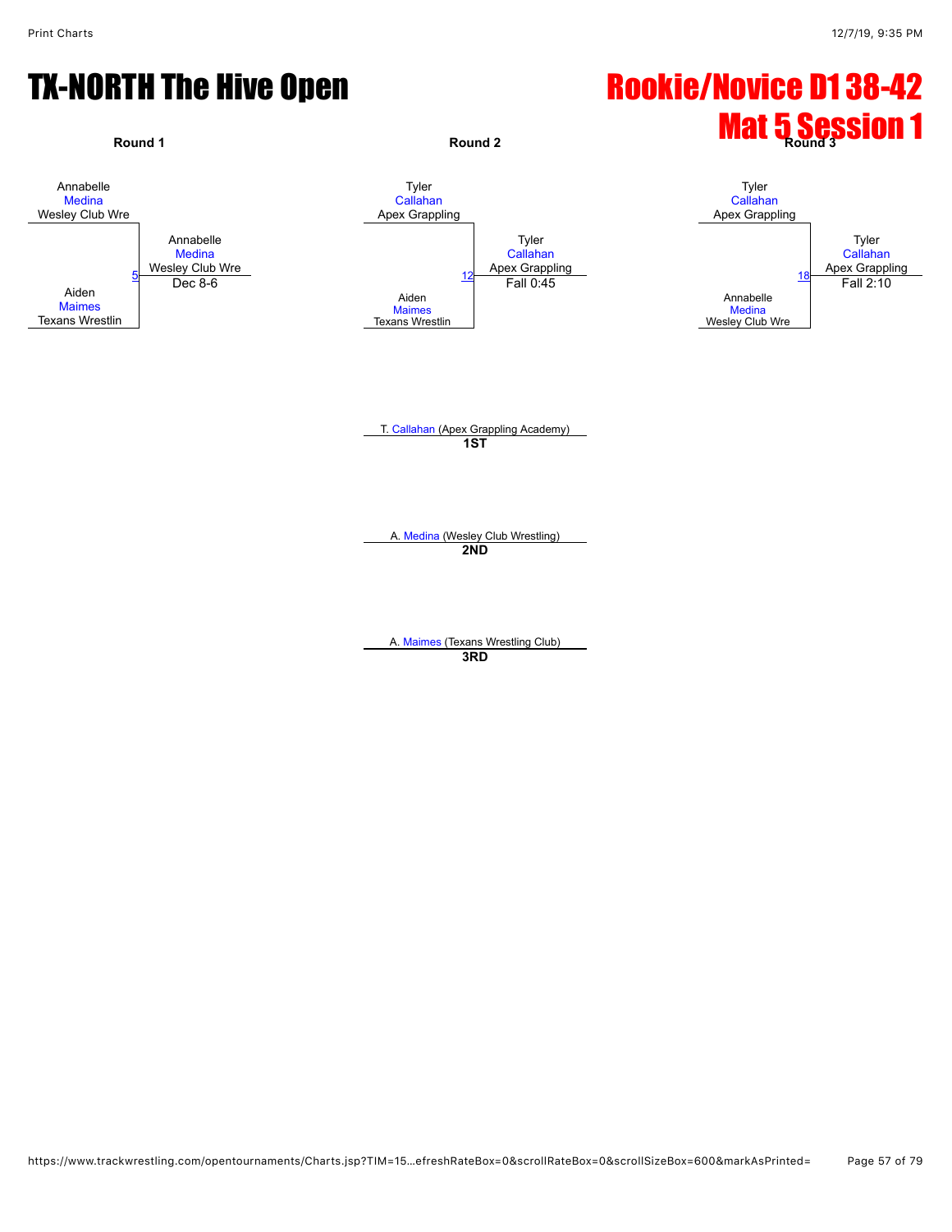# TX-NORTH The Hive Open

# Rookie/Novice D1 38-42
# Mat 5 Session 1

**Round 1**

Annabelle Medina, Wesley Club Wre
vs.
Aiden Maimes, Texans Wrestlin

Bout 5 — Winner: Annabelle Medina, Wesley Club Wre — Dec 8-6

**Round 2**

Tyler Callahan, Apex Grappling
vs.
Aiden Maimes, Texans Wrestlin

Bout 12 — Winner: Tyler Callahan, Apex Grappling — Fall 0:45

**Round 3**

Tyler Callahan, Apex Grappling
vs.
Annabelle Medina, Wesley Club Wre

Bout 18 — Winner: Tyler Callahan, Apex Grappling — Fall 2:10

T. Callahan (Apex Grappling Academy)
**1ST**

A. Medina (Wesley Club Wrestling)
**2ND**

A. Maimes (Texans Wrestling Club)
**3RD**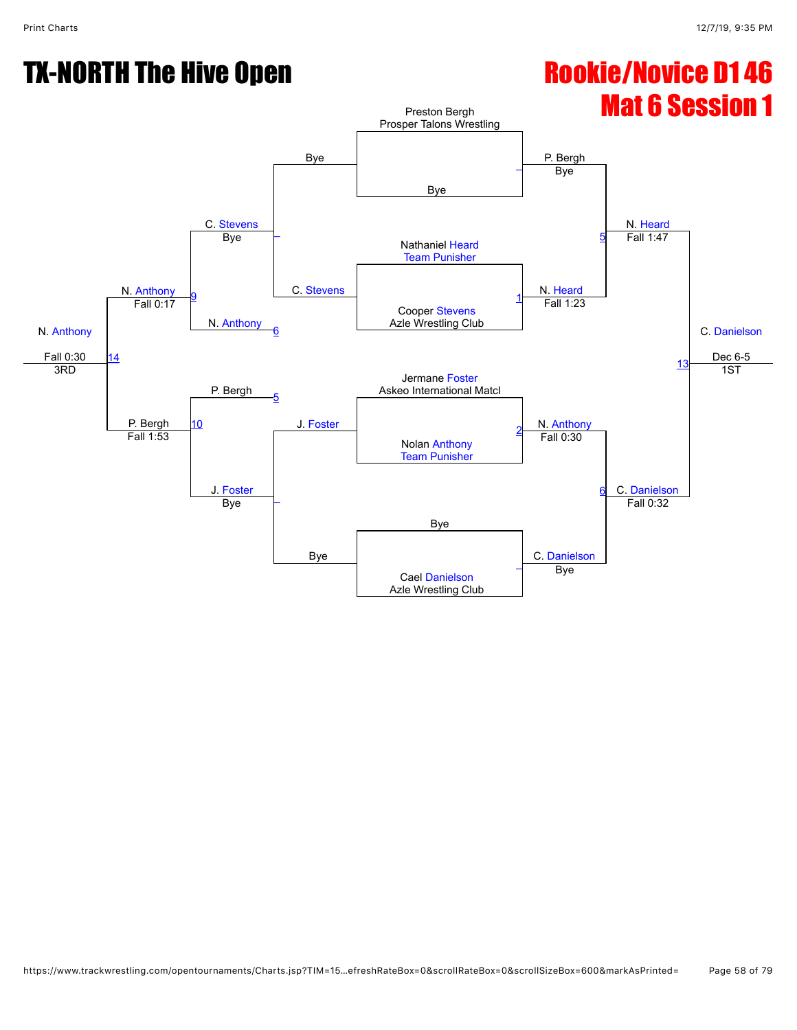# TX-NORTH The Hive Open

## Rookie/Novice D1 46

## Mat 6 Session 1

**First Round (Championship Bracket)**

- Preston Bergh (Prosper Talons Wrestling) vs. Bye — P. Bergh, Bye
- Nathaniel Heard (Team Punisher) vs. Cooper Stevens (Azle Wrestling Club) — Match 1: N. Heard, Fall 1:23
- Jermane Foster (Askeo International Matcl) vs. Nolan Anthony (Team Punisher) — Match 2: N. Anthony, Fall 0:30
- Bye vs. Cael Danielson (Azle Wrestling Club) — C. Danielson, Bye

**Semifinals**

- Match 5: N. Heard, Fall 1:47
- Match 6: C. Danielson, Fall 0:32

**Final**

- Match 13: C. Danielson, Dec 6-5 — 1ST

**Consolation Bracket**

- Bye vs. C. Stevens — C. Stevens, Bye
- J. Foster vs. Bye — J. Foster, Bye
- Match 9: C. Stevens vs. N. Anthony (6) — N. Anthony, Fall 0:17
- Match 10: P. Bergh (5) vs. J. Foster — P. Bergh, Fall 1:53
- Match 14: N. Anthony vs. P. Bergh — N. Anthony, Fall 0:30 — 3RD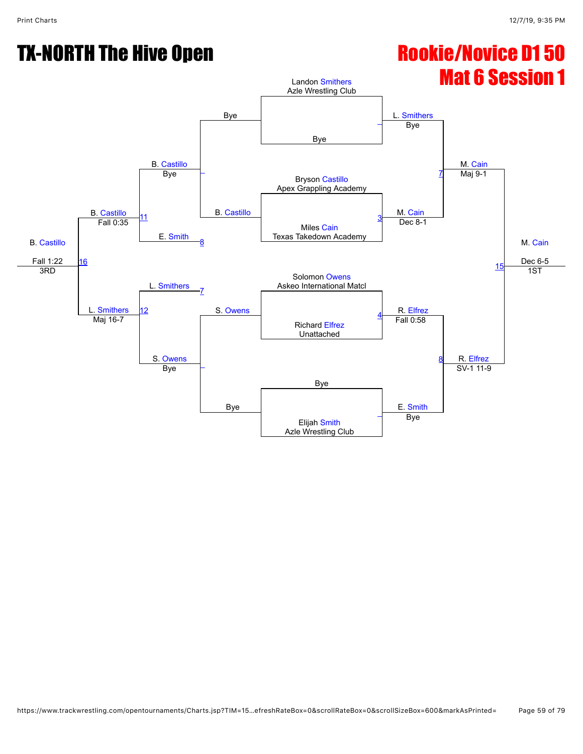# TX-NORTH The Hive Open

## Rookie/Novice D1 50
## Mat 6 Session 1

**Championship Bracket**

| Bout | Wrestler 1 | Wrestler 2 | Winner | Result |
|---|---|---|---|---|
| – | Landon Smithers (Azle Wrestling Club) | Bye | L. Smithers | Bye |
| 3 | Bryson Castillo (Apex Grappling Academy) | Miles Cain (Texas Takedown Academy) | M. Cain | Dec 8-1 |
| 4 | Solomon Owens (Askeo International Matcl) | Richard Elfrez (Unattached) | R. Elfrez | Fall 0:58 |
| – | Bye | Elijah Smith (Azle Wrestling Club) | E. Smith | Bye |
| 7 | L. Smithers | M. Cain | M. Cain | Maj 9-1 |
| 8 | R. Elfrez | E. Smith | R. Elfrez | SV-1 11-9 |
| 15 | M. Cain | R. Elfrez | M. Cain | Dec 6-5 (1ST) |

**Consolation Bracket**

| Bout | Wrestler 1 | Wrestler 2 | Winner | Result |
|---|---|---|---|---|
| – | Bye | B. Castillo | B. Castillo | Bye |
| – | S. Owens | Bye | S. Owens | Bye |
| 11 | B. Castillo | E. Smith | B. Castillo | Fall 0:35 |
| 12 | L. Smithers | S. Owens | L. Smithers | Maj 16-7 |
| 16 | B. Castillo | L. Smithers | B. Castillo | Fall 1:22 (3RD) |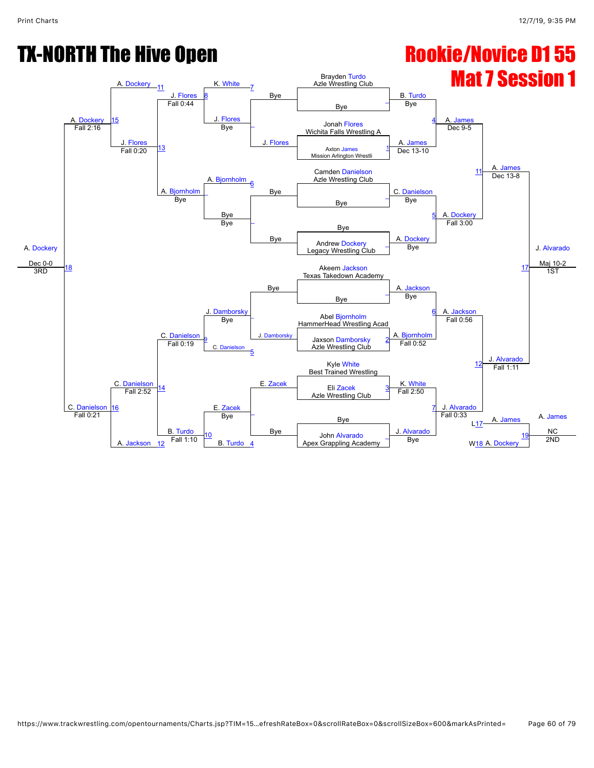# TX-NORTH The Hive Open

# Rookie/Novice D1 55
## Mat 7 Session 1

**Championship Bracket – First Round**

- Brayden Turdo, Azle Wrestling Club vs Bye — B. Turdo, Bye
- Jonah Flores, Wichita Falls Wrestling A vs Axton James, Mission Arlington Wrestli — A. James, Dec 13-10 (1)
- Camden Danielson, Azle Wrestling Club vs Bye — C. Danielson, Bye
- Bye vs Andrew Dockery, Legacy Wrestling Club — A. Dockery, Bye
- Akeem Jackson, Texas Takedown Academy vs Bye — A. Jackson, Bye
- Abel Bjornholm, HammerHead Wrestling Acad vs Jaxson Damborsky, Azle Wrestling Club — A. Bjornholm, Fall 0:52 (2)
- Kyle White, Best Trained Wrestling vs Eli Zacek, Azle Wrestling Club — K. White, Fall 2:50 (3)
- Bye vs John Alvarado, Apex Grappling Academy — J. Alvarado, Bye

**Championship Quarterfinals**

- B. Turdo vs A. James — A. James, Dec 9-5 (4)
- C. Danielson vs A. Dockery — A. Dockery, Fall 3:00 (5)
- A. Jackson vs A. Bjornholm — A. Jackson, Fall 0:56 (6)
- K. White vs J. Alvarado — J. Alvarado, Fall 0:33 (7)

**Championship Semifinals**

- A. James vs A. Dockery — A. James, Dec 13-8 (11)
- A. Jackson vs J. Alvarado — J. Alvarado, Fall 1:11 (12)

**Championship Final**

- A. James vs J. Alvarado — J. Alvarado, Maj 10-2 (17) — 1ST

**2nd Place Match**

- L17 A. James vs W18 A. Dockery — A. James, NC (19) — 2ND

**Consolation Bracket**

- Bye vs J. Flores — J. Flores, Bye
- Bye vs J. Damborsky — J. Damborsky, Bye
- E. Zacek vs Bye — E. Zacek, Bye
- K. White (loser of 7) vs J. Flores — J. Flores, Bye (8)
- A. Bjornholm (loser of 6) vs Bye — A. Bjornholm, Bye
- J. Damborsky vs C. Danielson (loser of 5) — C. Danielson, Fall 0:19 (9)
- E. Zacek vs B. Turdo (loser of 4) — B. Turdo, Fall 1:10 (10)
- J. Flores vs A. Bjornholm — J. Flores, Fall 0:20 (13)
- C. Danielson vs B. Turdo — C. Danielson, Fall 2:52 (14)
- A. Dockery (loser of 11) vs J. Flores — A. Dockery, Fall 2:16 (15)
- C. Danielson vs A. Jackson (loser of 12) — C. Danielson, Fall 0:21 (16)
- A. Dockery vs C. Danielson — A. Dockery, Dec 0-0 (18) — 3RD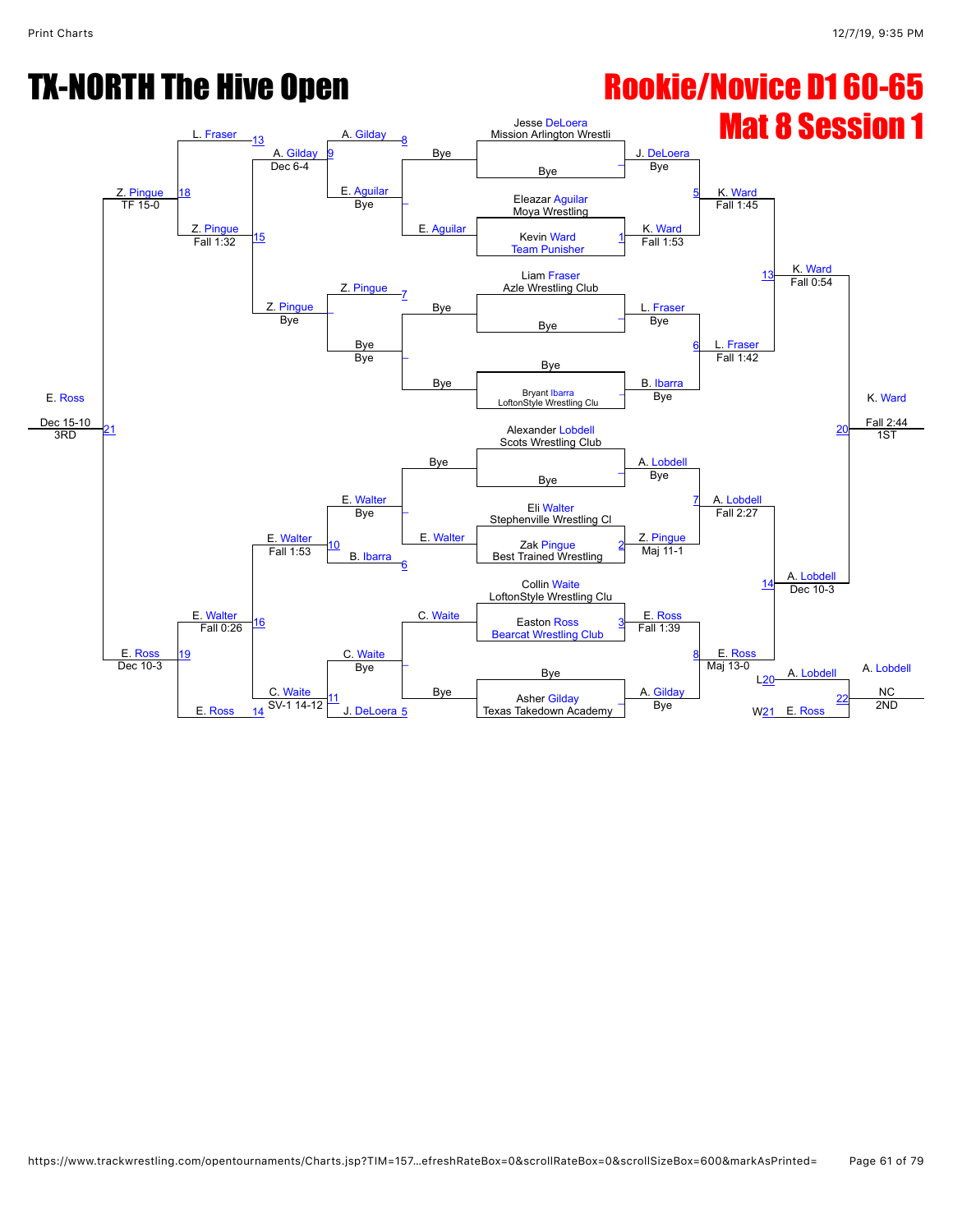# TX-NORTH The Hive Open

## Rookie/Novice D1 60-65
## Mat 8 Session 1

### Championship Bracket

**First round**
- Jesse DeLoera (Mission Arlington Wrestli) vs Bye → J. DeLoera, Bye
- Eleazar Aguilar (Moya Wrestling) vs Kevin Ward (Team Punisher) [1] → K. Ward, Fall 1:53
- Liam Fraser (Azle Wrestling Club) vs Bye → L. Fraser, Bye
- Bye vs Bryant Ibarra (LoftonStyle Wrestling Clu) → B. Ibarra, Bye
- Alexander Lobdell (Scots Wrestling Club) vs Bye → A. Lobdell, Bye
- Eli Walter (Stephenville Wrestling Cl) vs Zak Pingue (Best Trained Wrestling) [2] → Z. Pingue, Maj 11-1
- Collin Waite (LoftonStyle Wrestling Clu) vs Easton Ross (Bearcat Wrestling Club) [3] → E. Ross, Fall 1:39
- Bye vs Asher Gilday (Texas Takedown Academy) → A. Gilday, Bye

**Quarterfinals**
- [5] J. DeLoera vs K. Ward → K. Ward, Fall 1:45
- [6] L. Fraser vs B. Ibarra → L. Fraser, Fall 1:42
- [7] A. Lobdell vs Z. Pingue → A. Lobdell, Fall 2:27
- [8] E. Ross vs A. Gilday → E. Ross, Maj 13-0

**Semifinals**
- [13] K. Ward vs L. Fraser → K. Ward, Fall 0:54
- [14] A. Lobdell vs E. Ross → A. Lobdell, Dec 10-3

**Final**
- [20] K. Ward vs A. Lobdell → K. Ward, Fall 2:44 — 1ST

### Consolation Bracket

**First round**
- Bye vs E. Aguilar → E. Aguilar
- Bye vs Bye → Bye
- Bye vs E. Walter → E. Walter
- C. Waite vs Bye → C. Waite

**Second round**
- [8] A. Gilday vs E. Aguilar → E. Aguilar, Bye
- [7] Z. Pingue vs Bye → Z. Pingue, Bye
- E. Walter vs [6] B. Ibarra → E. Walter, Bye
- C. Waite vs [5] J. DeLoera → C. Waite, Bye

**Third round**
- [9] A. Gilday vs E. Aguilar → A. Gilday, Dec 6-4
- [10] E. Walter vs B. Ibarra → E. Walter, Fall 1:53
- [11] C. Waite vs J. DeLoera → C. Waite, SV-1 14-12

**Fourth round**
- [15] A. Gilday vs Z. Pingue → Z. Pingue, Fall 1:32
- [16] E. Walter vs C. Waite → E. Walter, Fall 0:26

**Consolation semifinals**
- [13] L. Fraser vs Z. Pingue [18] → Z. Pingue, TF 15-0
- E. Walter vs [14] E. Ross [19] → E. Ross, Dec 10-3

**3rd Place**
- [21] Z. Pingue vs E. Ross → E. Ross, Dec 15-10 — 3RD

**2nd Place**
- [22] L20 A. Lobdell vs W21 E. Ross → A. Lobdell, NC — 2ND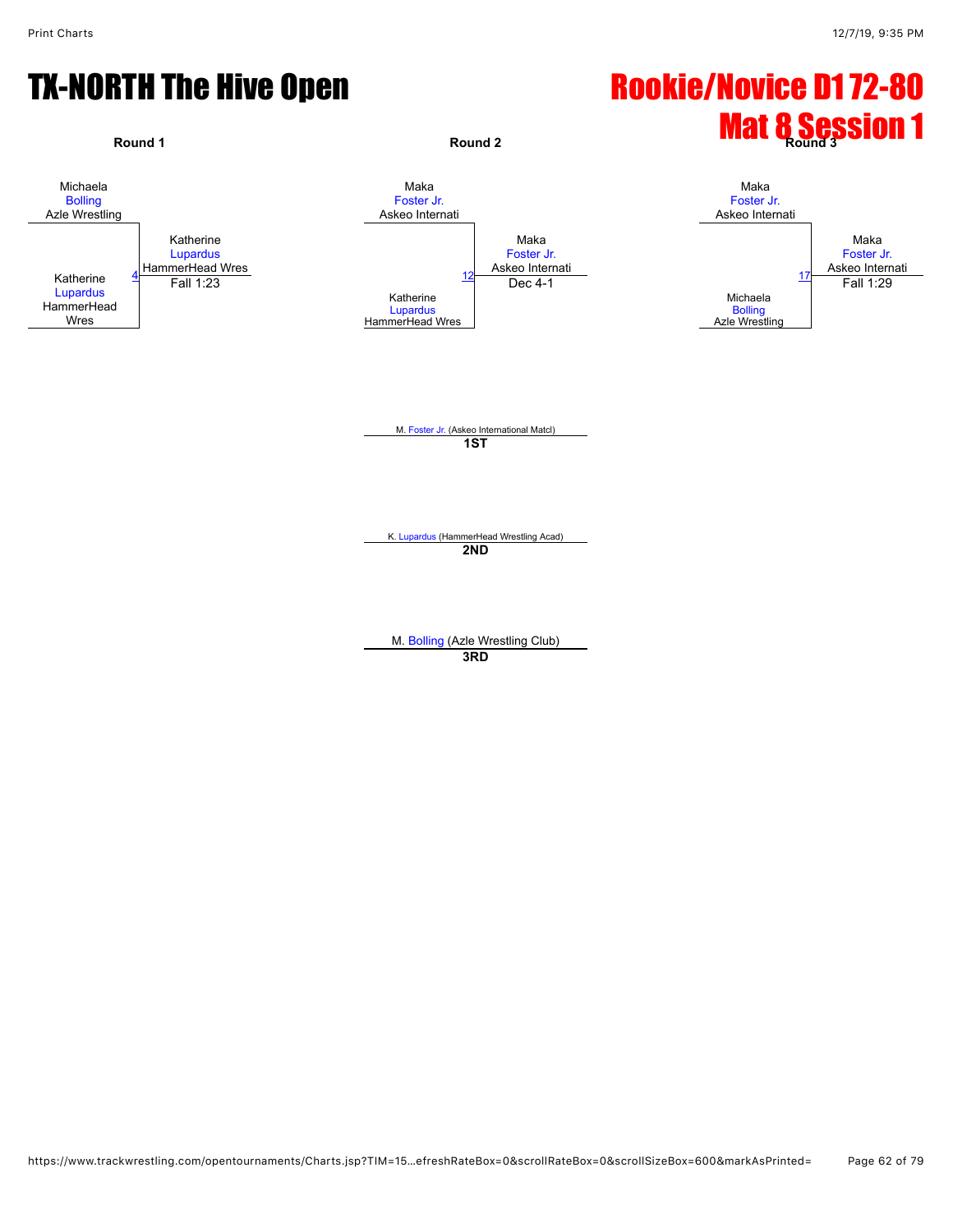# TX-NORTH The Hive Open

# Rookie/Novice D1 72-80

# Mat 8 Session 1

**Round 1**

Michaela Bolling, Azle Wrestling
vs.
Katherine Lupardus, HammerHead Wres

Bout 4 — Winner: Katherine Lupardus, HammerHead Wres — Fall 1:23

**Round 2**

Maka Foster Jr., Askeo Internati
vs.
Katherine Lupardus, HammerHead Wres

Bout 12 — Winner: Maka Foster Jr., Askeo Internati — Dec 4-1

**Round 3**

Maka Foster Jr., Askeo Internati
vs.
Michaela Bolling, Azle Wrestling

Bout 17 — Winner: Maka Foster Jr., Askeo Internati — Fall 1:29

**Results**

M. Foster Jr. (Askeo International Matcl)
**1ST**

K. Lupardus (HammerHead Wrestling Acad)
**2ND**

M. Bolling (Azle Wrestling Club)
**3RD**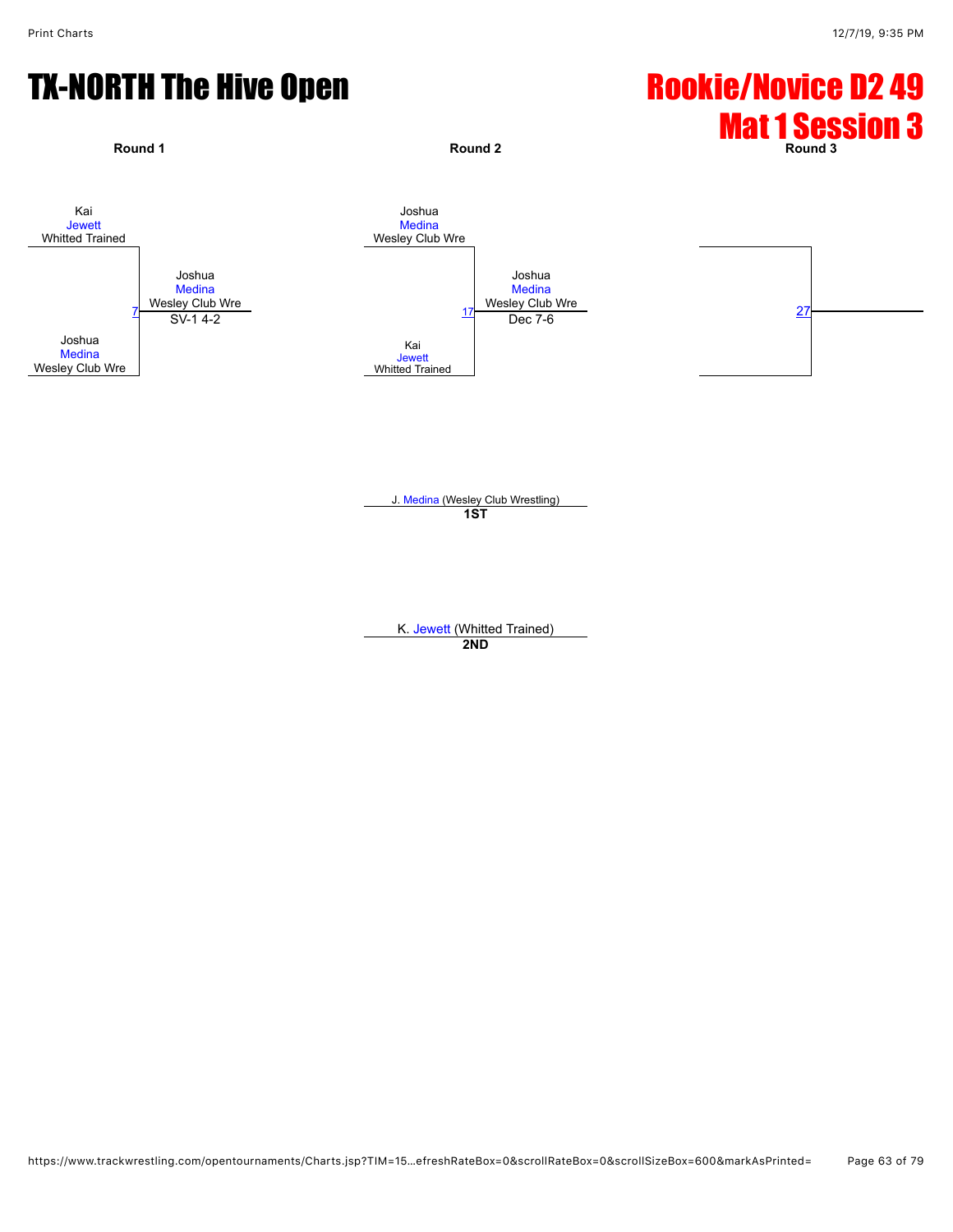# TX-NORTH The Hive Open

# Rookie/Novice D2 49
# Mat 1 Session 3

**Round 1**

Kai Jewett, Whitted Trained
Joshua Medina, Wesley Club Wre

Match 7 — Joshua Medina, Wesley Club Wre — SV-1 4-2

**Round 2**

Joshua Medina, Wesley Club Wre
Kai Jewett, Whitted Trained

Match 17 — Joshua Medina, Wesley Club Wre — Dec 7-6

**Round 3**

Match 27

J. Medina (Wesley Club Wrestling)
**1ST**

K. Jewett (Whitted Trained)
**2ND**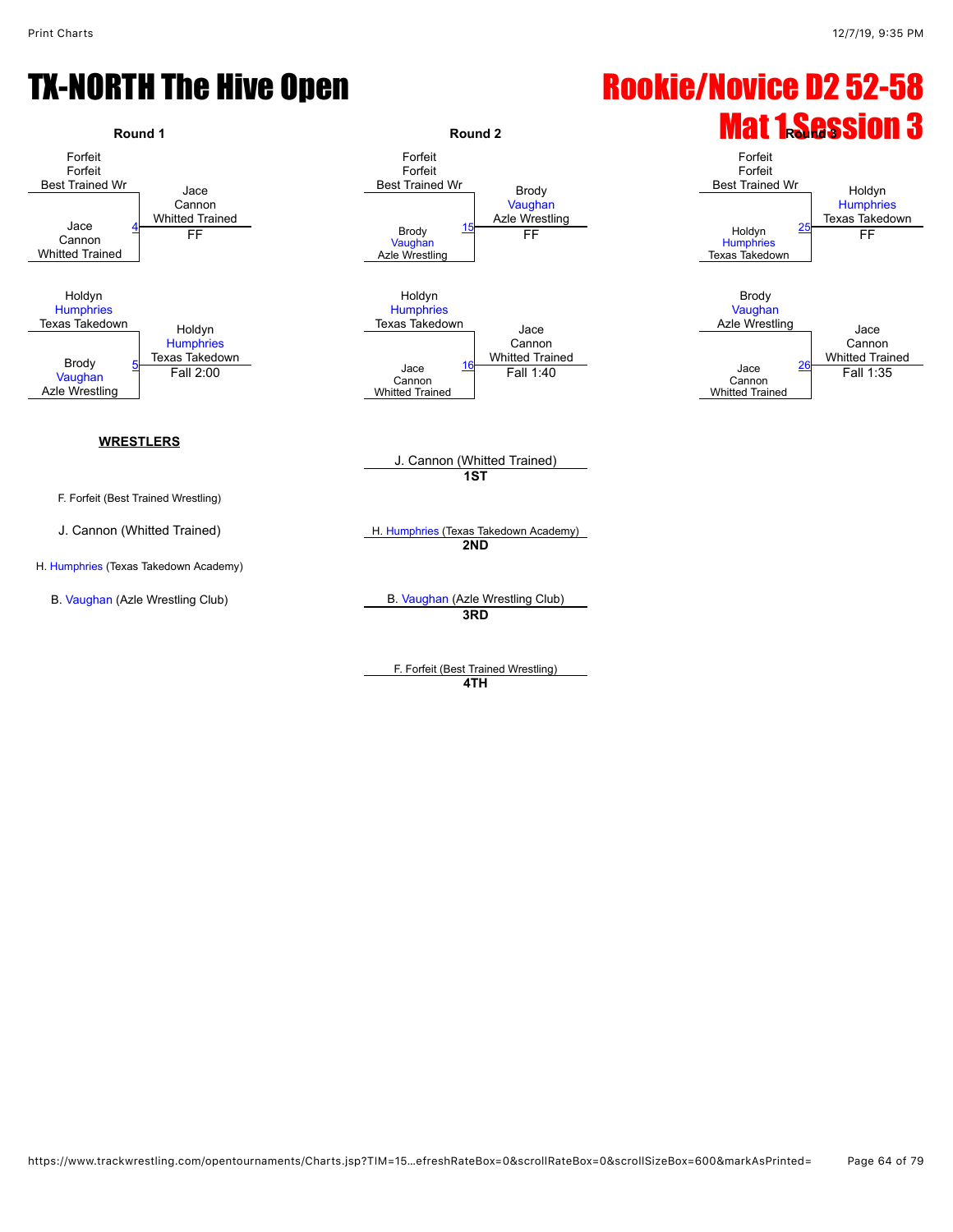# TX-NORTH The Hive Open

# Rookie/Novice D2 52-58

## Mat 1 Session 3

### Round 1

**Match 4**
- Forfeit Forfeit, Best Trained Wr
- Jace Cannon, Whitted Trained

Winner: Jace Cannon, Whitted Trained — FF

**Match 5**
- Holdyn Humphries, Texas Takedown
- Brody Vaughan, Azle Wrestling

Winner: Holdyn Humphries, Texas Takedown — Fall 2:00

### Round 2

**Match 15**
- Forfeit Forfeit, Best Trained Wr
- Brody Vaughan, Azle Wrestling

Winner: Brody Vaughan, Azle Wrestling — FF

**Match 16**
- Holdyn Humphries, Texas Takedown
- Jace Cannon, Whitted Trained

Winner: Jace Cannon, Whitted Trained — Fall 1:40

### Round 3

**Match 25**
- Forfeit Forfeit, Best Trained Wr
- Holdyn Humphries, Texas Takedown

Winner: Holdyn Humphries, Texas Takedown — FF

**Match 26**
- Brody Vaughan, Azle Wrestling
- Jace Cannon, Whitted Trained

Winner: Jace Cannon, Whitted Trained — Fall 1:35

### WRESTLERS

- F. Forfeit (Best Trained Wrestling)
- J. Cannon (Whitted Trained)
- H. Humphries (Texas Takedown Academy)
- B. Vaughan (Azle Wrestling Club)

### Placements

- **1ST**: J. Cannon (Whitted Trained)
- **2ND**: H. Humphries (Texas Takedown Academy)
- **3RD**: B. Vaughan (Azle Wrestling Club)
- **4TH**: F. Forfeit (Best Trained Wrestling)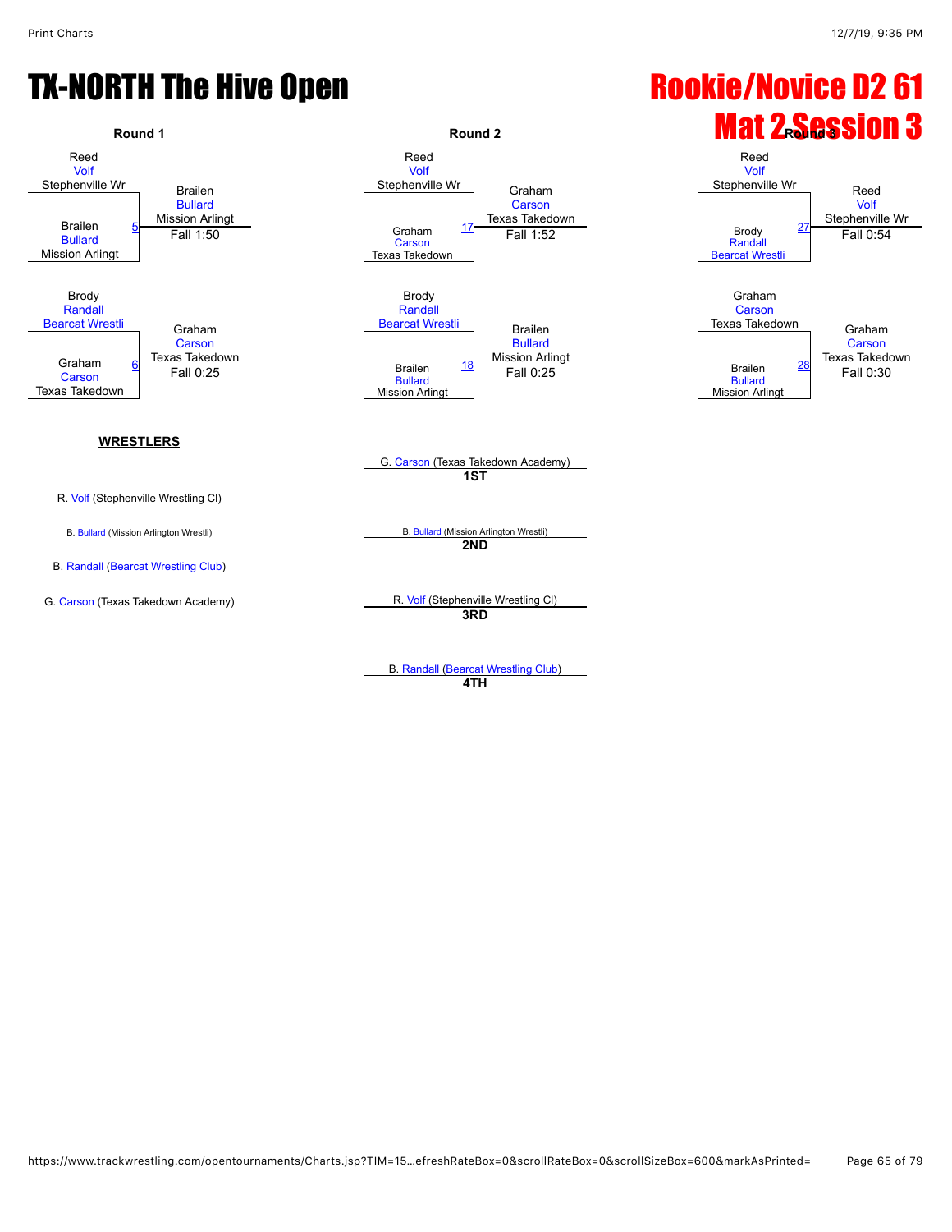# TX-NORTH The Hive Open

# Rookie/Novice D2 61

# Mat 2 Session 3

### Round 1

| Match | Wrestler 1 | Wrestler 2 | Winner | Result |
|---|---|---|---|---|
| 5 | Reed Volf (Stephenville Wr) | Brailen Bullard (Mission Arlingt) | Brailen Bullard (Mission Arlingt) | Fall 1:50 |
| 6 | Brody Randall (Bearcat Wrestli) | Graham Carson (Texas Takedown) | Graham Carson (Texas Takedown) | Fall 0:25 |

### Round 2

| Match | Wrestler 1 | Wrestler 2 | Winner | Result |
|---|---|---|---|---|
| 17 | Reed Volf (Stephenville Wr) | Graham Carson (Texas Takedown) | Graham Carson (Texas Takedown) | Fall 1:52 |
| 18 | Brody Randall (Bearcat Wrestli) | Brailen Bullard (Mission Arlingt) | Brailen Bullard (Mission Arlingt) | Fall 0:25 |

### Round 3

| Match | Wrestler 1 | Wrestler 2 | Winner | Result |
|---|---|---|---|---|
| 27 | Reed Volf (Stephenville Wr) | Brody Randall (Bearcat Wrestli) | Reed Volf (Stephenville Wr) | Fall 0:54 |
| 28 | Graham Carson (Texas Takedown) | Brailen Bullard (Mission Arlingt) | Graham Carson (Texas Takedown) | Fall 0:30 |

**WRESTLERS**

- R. Volf (Stephenville Wrestling Cl)
- B. Bullard (Mission Arlington Wrestli)
- B. Randall (Bearcat Wrestling Club)
- G. Carson (Texas Takedown Academy)

**Placements**

- **1ST**: G. Carson (Texas Takedown Academy)
- **2ND**: B. Bullard (Mission Arlington Wrestli)
- **3RD**: R. Volf (Stephenville Wrestling Cl)
- **4TH**: B. Randall (Bearcat Wrestling Club)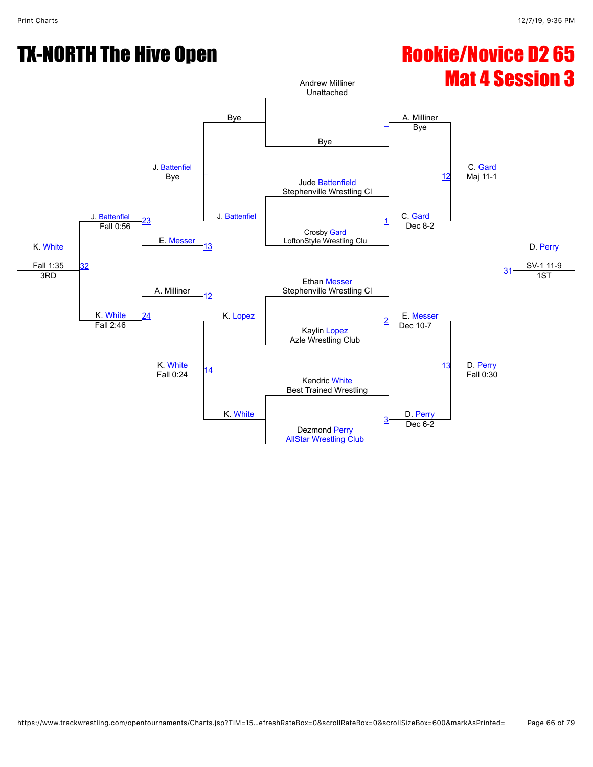# TX-NORTH The Hive Open

## Rookie/Novice D2 65
## Mat 4 Session 3

**Championship Bracket – First Round**

| Match | Wrestler 1 | Wrestler 2 | Winner | Result |
|---|---|---|---|---|
| – | Andrew Milliner (Unattached) | Bye | A. Milliner | Bye |
| 1 | Jude Battenfield (Stephenville Wrestling Cl) | Crosby Gard (LoftonStyle Wrestling Clu) | C. Gard | Dec 8-2 |
| 2 | Ethan Messer (Stephenville Wrestling Cl) | Kaylin Lopez (Azle Wrestling Club) | E. Messer | Dec 10-7 |
| 3 | Kendric White (Best Trained Wrestling) | Dezmond Perry (AllStar Wrestling Club) | D. Perry | Dec 6-2 |

**Championship Bracket – Semifinals**

| Match | Wrestler 1 | Wrestler 2 | Winner | Result |
|---|---|---|---|---|
| 12 | A. Milliner | C. Gard | C. Gard | Maj 11-1 |
| 13 | E. Messer | D. Perry | D. Perry | Fall 0:30 |

**Championship Final**

| Match | Wrestler 1 | Wrestler 2 | Winner | Result |
|---|---|---|---|---|
| 31 | C. Gard | D. Perry | D. Perry (1ST) | SV-1 11-9 |

**Consolation Bracket**

| Match | Wrestler 1 | Wrestler 2 | Winner | Result |
|---|---|---|---|---|
| – | Bye | J. Battenfiel | J. Battenfiel | Bye |
| 14 | K. Lopez | K. White | K. White | Fall 0:24 |
| 23 | J. Battenfiel | E. Messer | J. Battenfiel | Fall 0:56 |
| 24 | A. Milliner | K. White | K. White | Fall 2:46 |
| 32 | J. Battenfiel | K. White | K. White (3RD) | Fall 1:35 |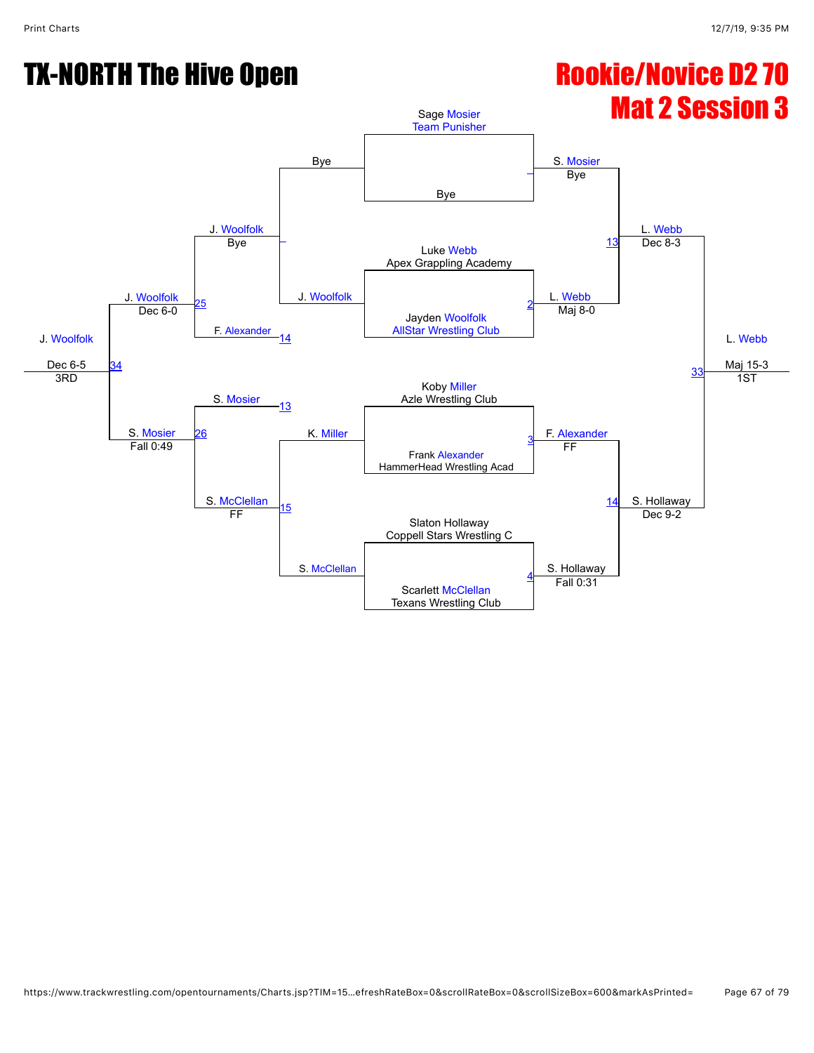# TX-NORTH The Hive Open

## Rookie/Novice D2 70
## Mat 2 Session 3

### Championship Bracket

**First Round**

- Sage Mosier (Team Punisher) vs. Bye — S. Mosier, Bye
- Luke Webb (Apex Grappling Academy) vs. Jayden Woolfolk (AllStar Wrestling Club) — Match 2: L. Webb, Maj 8-0
- Koby Miller (Azle Wrestling Club) vs. Frank Alexander (HammerHead Wrestling Acad) — Match 3: F. Alexander, FF
- Slaton Hollaway (Coppell Stars Wrestling C) vs. Scarlett McClellan (Texans Wrestling Club) — Match 4: S. Hollaway, Fall 0:31

**Semifinals**

- S. Mosier vs. L. Webb — Match 13: L. Webb, Dec 8-3
- F. Alexander vs. S. Hollaway — Match 14: S. Hollaway, Dec 9-2

**Final**

- L. Webb vs. S. Hollaway — Match 33: L. Webb, Maj 15-3 — 1ST

### Consolation Bracket

- Bye vs. J. Woolfolk — J. Woolfolk, Bye
- K. Miller vs. S. McClellan — Match 15: S. McClellan, FF
- J. Woolfolk vs. F. Alexander (loser of 14) — Match 25: J. Woolfolk, Dec 6-0
- S. Mosier (loser of 13) vs. S. McClellan — Match 26: S. Mosier, Fall 0:49
- J. Woolfolk vs. S. Mosier — Match 34: J. Woolfolk, Dec 6-5 — 3RD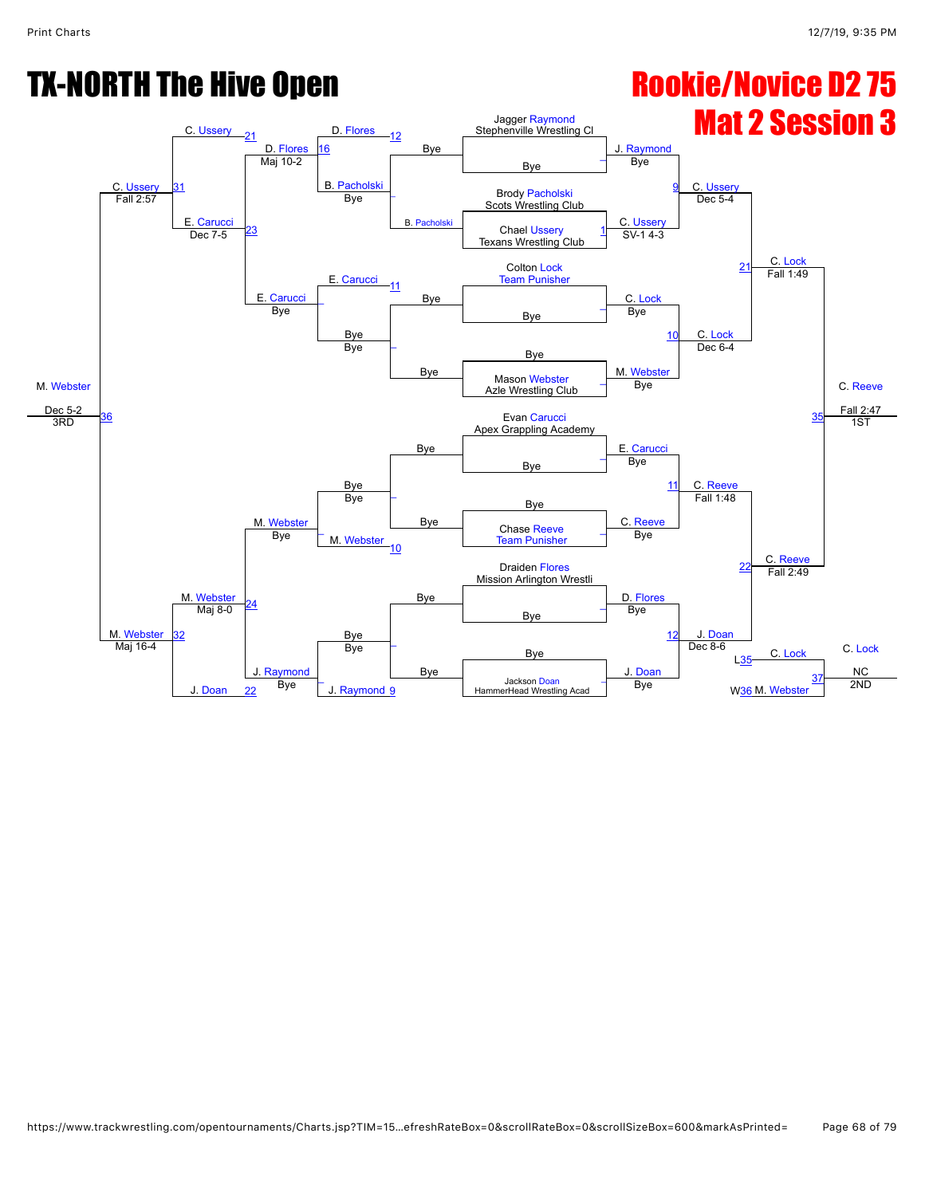# TX-NORTH The Hive Open

## Rookie/Novice D2 75
## Mat 2 Session 3

### Championship Bracket

**Round 1 / Quarterfinals (top half)**

- Jagger Raymond (Stephenville Wrestling Cl) — Bye → J. Raymond (Bye)
- Brody Pacholski (Scots Wrestling Club) vs Chael Ussery (Texans Wrestling Club) → C. Ussery (SV-1 4-3) [1]
- Colton Lock (Team Punisher) — Bye → C. Lock (Bye)
- Mason Webster (Azle Wrestling Club) — Bye → M. Webster (Bye)

**Round 1 / Quarterfinals (bottom half)**

- Evan Carucci (Apex Grappling Academy) — Bye → E. Carucci (Bye)
- Chase Reeve (Team Punisher) — Bye → C. Reeve (Bye)
- Draiden Flores (Mission Arlington Wrestli) — Bye → D. Flores (Bye)
- Jackson Doan (HammerHead Wrestling Acad) — Bye → J. Doan (Bye)

**Semifinals**

- J. Raymond vs C. Ussery → C. Ussery (Dec 5-4) [9]
- C. Lock vs M. Webster → C. Lock (Dec 6-4) [10]
- E. Carucci vs C. Reeve → C. Reeve (Fall 1:48) [11]
- D. Flores vs J. Doan → J. Doan (Dec 8-6) [12]

**Semifinals (cont.)**

- C. Ussery vs C. Lock → C. Lock (Fall 1:49) [21]
- C. Reeve vs J. Doan → C. Reeve (Fall 2:49) [22]

**Final**

- C. Lock vs C. Reeve → C. Reeve (Fall 2:47) [35] — **1ST**

**2nd Place**

- L35 C. Lock vs W36 M. Webster → C. Lock (NC) [37] — **2ND**

### Consolation Bracket

- D. Flores vs B. Pacholski (Bye) [12] → D. Flores [16] (Maj 10-2)
- E. Carucci vs Bye [11] → E. Carucci (Bye)
- D. Flores vs E. Carucci [23] → E. Carucci (Dec 7-5)
- C. Ussery [21] vs E. Carucci → C. Ussery (Fall 2:57) [31]
- Bye vs M. Webster [10] → M. Webster (Bye)
- Bye vs J. Raymond [9] → J. Raymond (Bye)
- M. Webster vs J. Raymond [24] → M. Webster (Maj 8-0)
- M. Webster vs J. Doan [22] → M. Webster (Maj 16-4) [32]
- C. Ussery vs M. Webster [36] → M. Webster (Dec 5-2) — **3RD**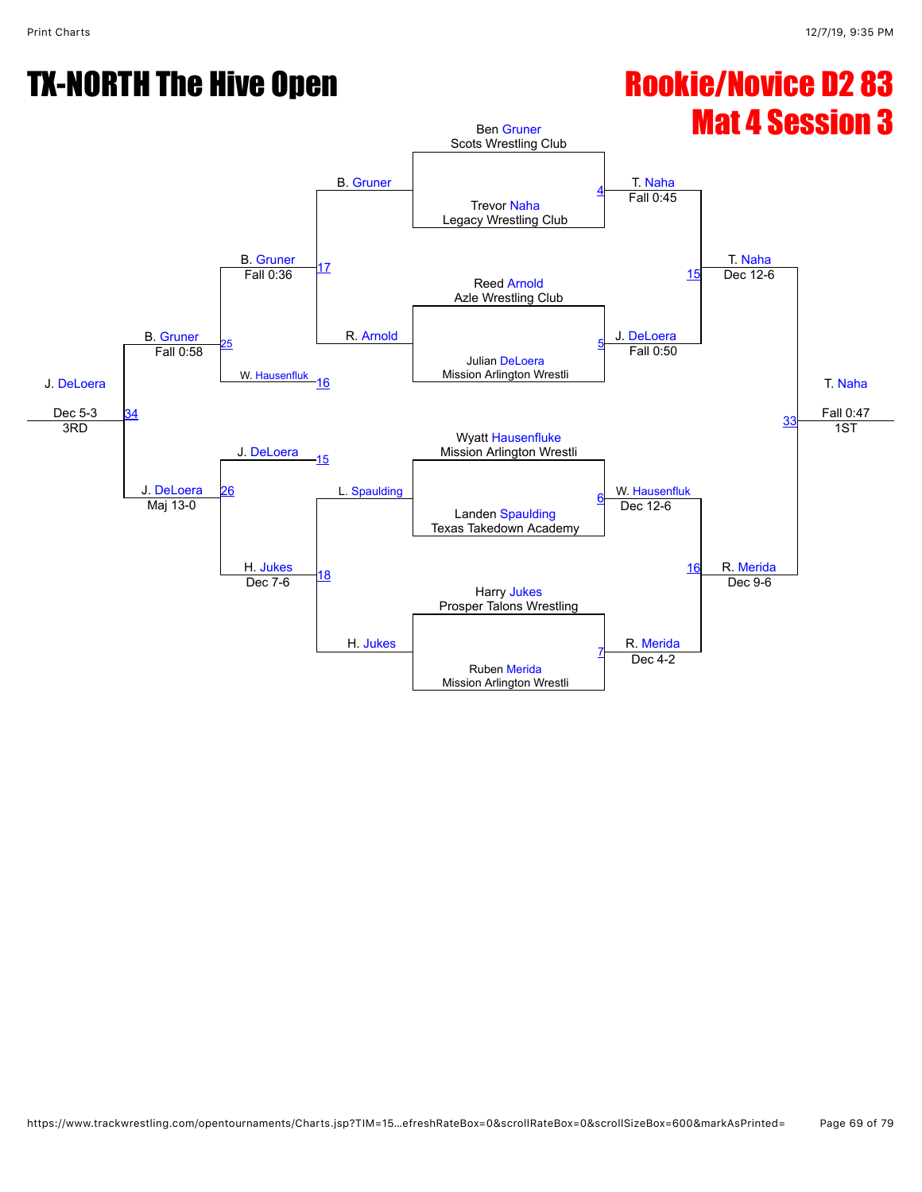# TX-NORTH The Hive Open

## Rookie/Novice D2 83
## Mat 4 Session 3

### Championship Bracket

**Quarterfinals**

- Match 4: Ben Gruner (Scots Wrestling Club) vs. Trevor Naha (Legacy Wrestling Club) — T. Naha, Fall 0:45
- Match 5: Reed Arnold (Azle Wrestling Club) vs. Julian DeLoera (Mission Arlington Wrestli) — J. DeLoera, Fall 0:50
- Match 6: Wyatt Hausenfluke (Mission Arlington Wrestli) vs. Landen Spaulding (Texas Takedown Academy) — W. Hausenfluk, Dec 12-6
- Match 7: Harry Jukes (Prosper Talons Wrestling) vs. Ruben Merida (Mission Arlington Wrestli) — R. Merida, Dec 4-2

**Semifinals**

- Match 15: T. Naha vs. J. DeLoera — T. Naha, Dec 12-6
- Match 16: W. Hausenfluk vs. R. Merida — R. Merida, Dec 9-6

**Final**

- Match 33: T. Naha vs. R. Merida — T. Naha, Fall 0:47 — 1ST

### Consolation Bracket

- Match 17: B. Gruner vs. R. Arnold — B. Gruner, Fall 0:36
- Match 18: L. Spaulding vs. H. Jukes — H. Jukes, Dec 7-6
- Match 25: B. Gruner vs. W. Hausenfluk (16) — B. Gruner, Fall 0:58
- Match 26: J. DeLoera (15) vs. H. Jukes — J. DeLoera, Maj 13-0
- Match 34: B. Gruner vs. J. DeLoera — J. DeLoera, Dec 5-3 — 3RD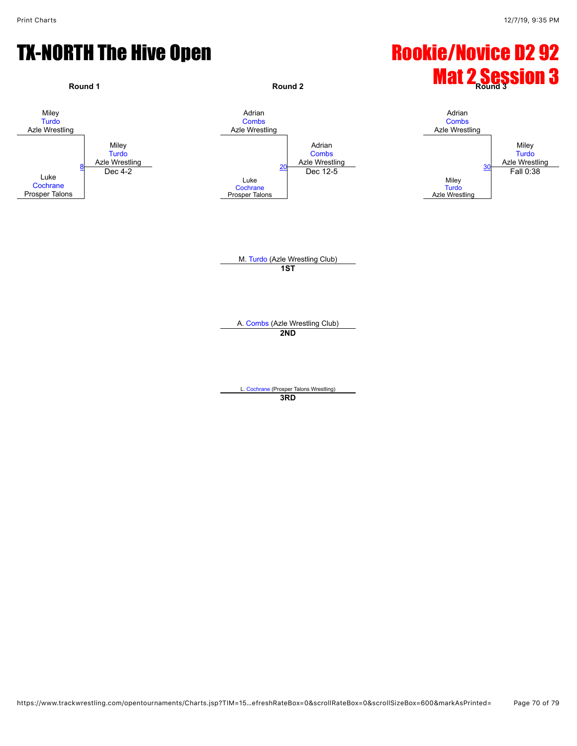# TX-NORTH The Hive Open

# Rookie/Novice D2 92
# Mat 2 Session 3

**Round 1**

Miley Turdo, Azle Wrestling
vs.
Luke Cochrane, Prosper Talons

Match 8 — Winner: Miley Turdo, Azle Wrestling — Dec 4-2

**Round 2**

Adrian Combs, Azle Wrestling
vs.
Luke Cochrane, Prosper Talons

Match 20 — Winner: Adrian Combs, Azle Wrestling — Dec 12-5

**Round 3**

Adrian Combs, Azle Wrestling
vs.
Miley Turdo, Azle Wrestling

Match 30 — Winner: Miley Turdo, Azle Wrestling — Fall 0:38

M. Turdo (Azle Wrestling Club)
**1ST**

A. Combs (Azle Wrestling Club)
**2ND**

L. Cochrane (Prosper Talons Wrestling)
**3RD**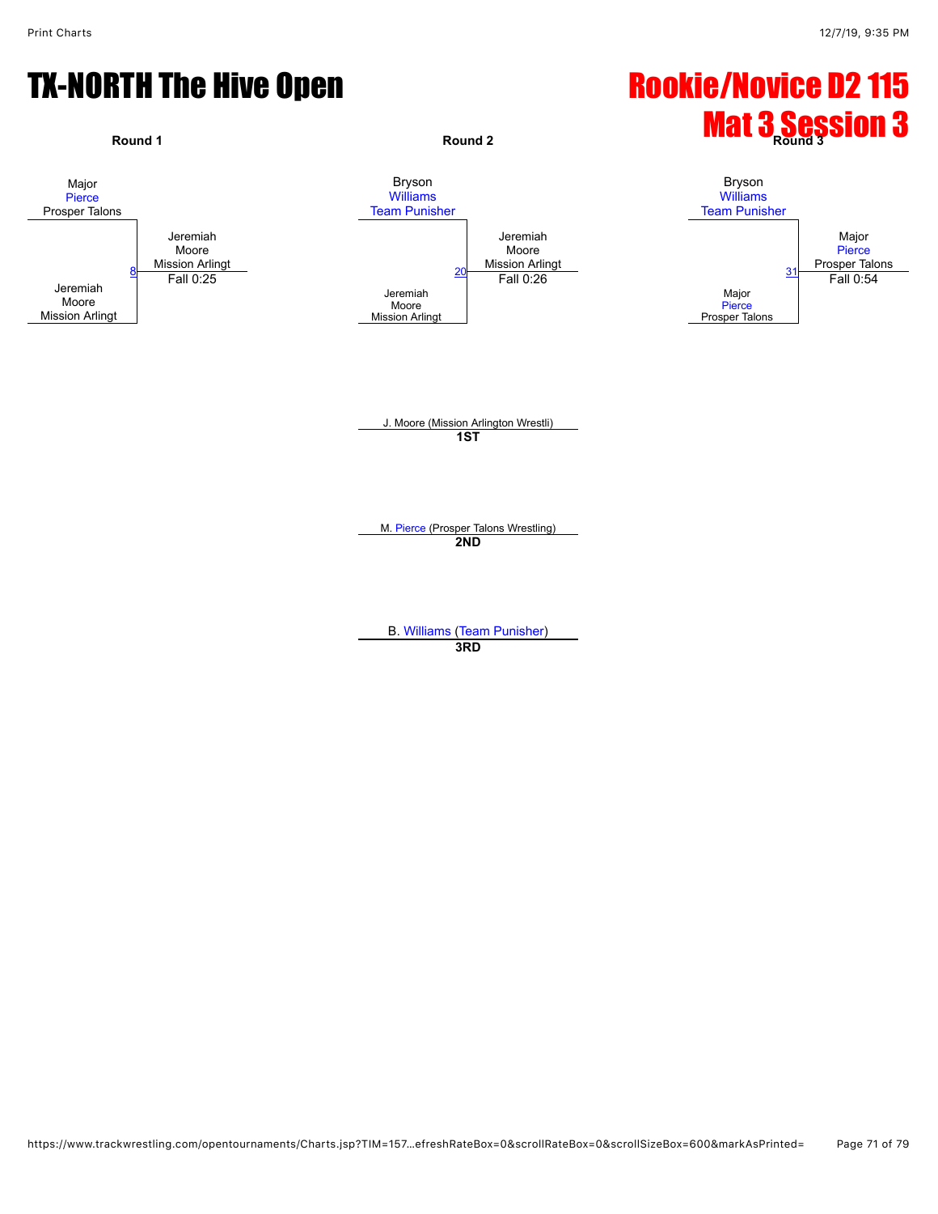# TX-NORTH The Hive Open

# Rookie/Novice D2 115
# Mat 3 Session 3

### Round 1

Major Pierce, Prosper Talons
Jeremiah Moore, Mission Arlingt

Match 8 — Jeremiah Moore, Mission Arlingt — Fall 0:25

### Round 2

Bryson Williams, Team Punisher
Jeremiah Moore, Mission Arlingt

Match 20 — Jeremiah Moore, Mission Arlingt — Fall 0:26

### Round 3

Bryson Williams, Team Punisher
Major Pierce, Prosper Talons

Match 31 — Major Pierce, Prosper Talons — Fall 0:54

---

J. Moore (Mission Arlington Wrestli)
**1ST**

M. Pierce (Prosper Talons Wrestling)
**2ND**

B. Williams (Team Punisher)
**3RD**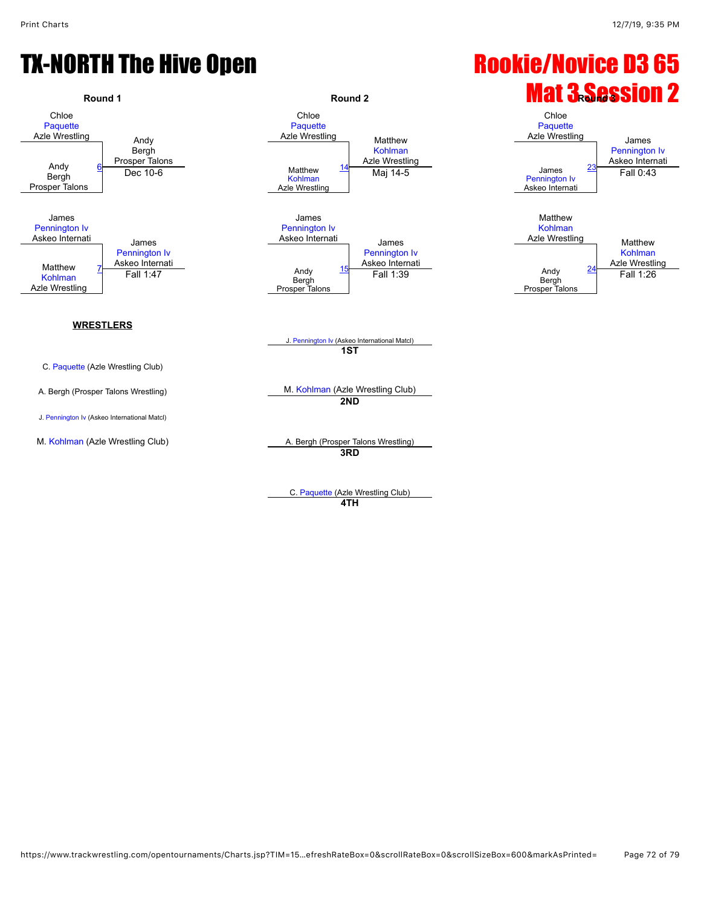# TX-NORTH The Hive Open

# Rookie/Novice D3 65

# Mat 3 Session 2

## Round 1

| Wrestler | Bout | Winner | Result |
|---|---|---|---|
| Chloe Paquette (Azle Wrestling) vs Andy Bergh (Prosper Talons) | 6 | Andy Bergh (Prosper Talons) | Dec 10-6 |
| James Pennington Iv (Askeo Internati) vs Matthew Kohlman (Azle Wrestling) | 7 | James Pennington Iv (Askeo Internati) | Fall 1:47 |

## Round 2

| Wrestler | Bout | Winner | Result |
|---|---|---|---|
| Chloe Paquette (Azle Wrestling) vs Matthew Kohlman (Azle Wrestling) | 14 | Matthew Kohlman (Azle Wrestling) | Maj 14-5 |
| James Pennington Iv (Askeo Internati) vs Andy Bergh (Prosper Talons) | 15 | James Pennington Iv (Askeo Internati) | Fall 1:39 |

## Round 3

| Wrestler | Bout | Winner | Result |
|---|---|---|---|
| Chloe Paquette (Azle Wrestling) vs James Pennington Iv (Askeo Internati) | 23 | James Pennington Iv (Askeo Internati) | Fall 0:43 |
| Matthew Kohlman (Azle Wrestling) vs Andy Bergh (Prosper Talons) | 24 | Matthew Kohlman (Azle Wrestling) | Fall 1:26 |

## WRESTLERS

- C. Paquette (Azle Wrestling Club)
- A. Bergh (Prosper Talons Wrestling)
- J. Pennington Iv (Askeo International Matcl)
- M. Kohlman (Azle Wrestling Club)

## Placings

- **1ST**: J. Pennington Iv (Askeo International Matcl)
- **2ND**: M. Kohlman (Azle Wrestling Club)
- **3RD**: A. Bergh (Prosper Talons Wrestling)
- **4TH**: C. Paquette (Azle Wrestling Club)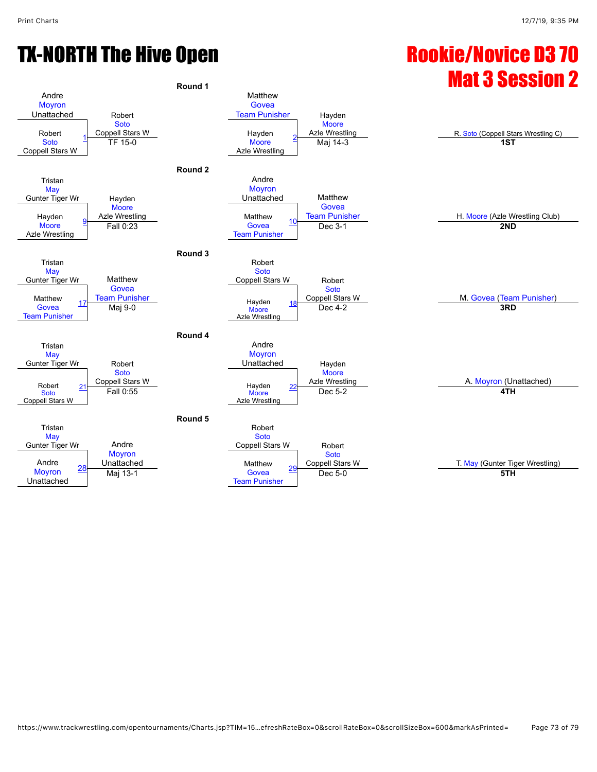# TX-NORTH The Hive Open

# Rookie/Novice D3 70
# Mat 3 Session 2

## Round 1

| Wrestler 1 | Wrestler 2 | Bout | Winner | Result |
|---|---|---|---|---|
| Andre Moyron (Unattached) | Robert Soto (Coppell Stars W) | 1 | Robert Soto (Coppell Stars W) | TF 15-0 |
| Matthew Govea (Team Punisher) | Hayden Moore (Azle Wrestling) | 2 | Hayden Moore (Azle Wrestling) | Maj 14-3 |

## Round 2

| Wrestler 1 | Wrestler 2 | Bout | Winner | Result |
|---|---|---|---|---|
| Tristan May (Gunter Tiger Wr) | Hayden Moore (Azle Wrestling) | 9 | Hayden Moore (Azle Wrestling) | Fall 0:23 |
| Andre Moyron (Unattached) | Matthew Govea (Team Punisher) | 10 | Matthew Govea (Team Punisher) | Dec 3-1 |

## Round 3

| Wrestler 1 | Wrestler 2 | Bout | Winner | Result |
|---|---|---|---|---|
| Tristan May (Gunter Tiger Wr) | Matthew Govea (Team Punisher) | 17 | Matthew Govea (Team Punisher) | Maj 9-0 |
| Robert Soto (Coppell Stars W) | Hayden Moore (Azle Wrestling) | 18 | Robert Soto (Coppell Stars W) | Dec 4-2 |

## Round 4

| Wrestler 1 | Wrestler 2 | Bout | Winner | Result |
|---|---|---|---|---|
| Tristan May (Gunter Tiger Wr) | Robert Soto (Coppell Stars W) | 21 | Robert Soto (Coppell Stars W) | Fall 0:55 |
| Andre Moyron (Unattached) | Hayden Moore (Azle Wrestling) | 22 | Hayden Moore (Azle Wrestling) | Dec 5-2 |

## Round 5

| Wrestler 1 | Wrestler 2 | Bout | Winner | Result |
|---|---|---|---|---|
| Tristan May (Gunter Tiger Wr) | Andre Moyron (Unattached) | 28 | Andre Moyron (Unattached) | Maj 13-1 |
| Robert Soto (Coppell Stars W) | Matthew Govea (Team Punisher) | 29 | Robert Soto (Coppell Stars W) | Dec 5-0 |

## Placings

| Wrestler | Place |
|---|---|
| R. Soto (Coppell Stars Wrestling C) | 1ST |
| H. Moore (Azle Wrestling Club) | 2ND |
| M. Govea (Team Punisher) | 3RD |
| A. Moyron (Unattached) | 4TH |
| T. May (Gunter Tiger Wrestling) | 5TH |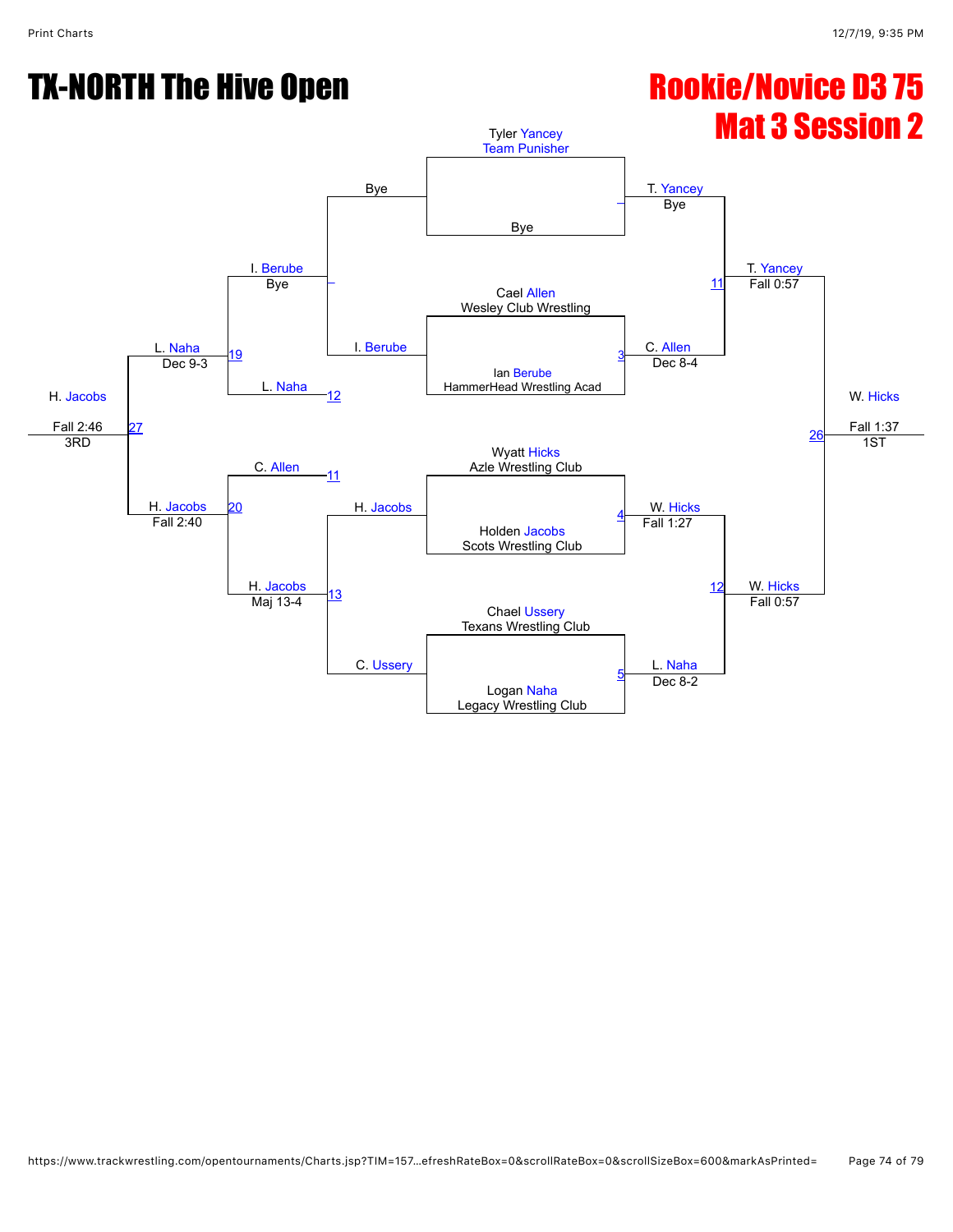# TX-NORTH The Hive Open

## Rookie/Novice D3 75
## Mat 3 Session 2

### Championship Bracket

| Match | Wrestler 1 | Wrestler 2 | Winner | Result |
|---|---|---|---|---|
| – | Tyler Yancey (Team Punisher) | Bye | T. Yancey | Bye |
| 3 | Cael Allen (Wesley Club Wrestling) | Ian Berube (HammerHead Wrestling Acad) | C. Allen | Dec 8-4 |
| 4 | Wyatt Hicks (Azle Wrestling Club) | Holden Jacobs (Scots Wrestling Club) | W. Hicks | Fall 1:27 |
| 5 | Chael Ussery (Texans Wrestling Club) | Logan Naha (Legacy Wrestling Club) | L. Naha | Dec 8-2 |
| 11 | T. Yancey | C. Allen | T. Yancey | Fall 0:57 |
| 12 | W. Hicks | L. Naha | W. Hicks | Fall 0:57 |
| 26 | T. Yancey | W. Hicks | W. Hicks | Fall 1:37 (1ST) |

### Consolation Bracket

| Match | Wrestler 1 | Wrestler 2 | Winner | Result |
|---|---|---|---|---|
| – | Bye | I. Berube | I. Berube | Bye |
| 13 | H. Jacobs | C. Ussery | H. Jacobs | Maj 13-4 |
| 19 | I. Berube | L. Naha | L. Naha | Dec 9-3 |
| 20 | C. Allen | H. Jacobs | H. Jacobs | Fall 2:40 |
| 27 | L. Naha | H. Jacobs | H. Jacobs | Fall 2:46 (3RD) |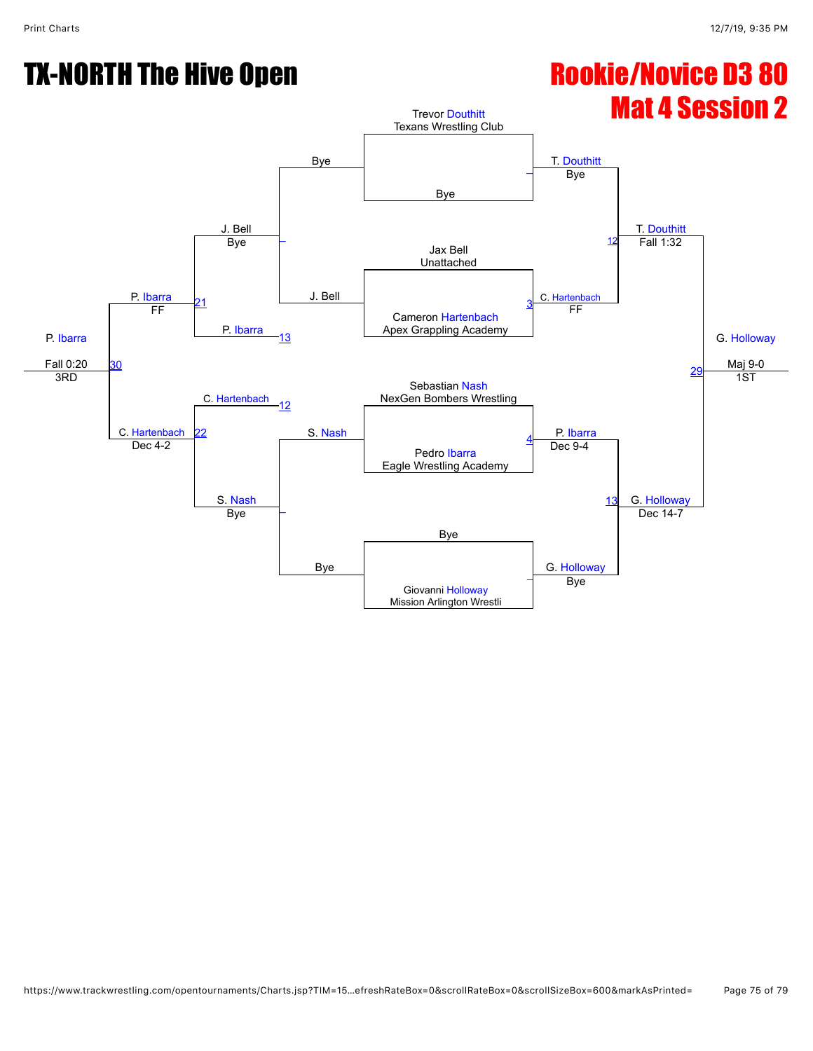# TX-NORTH The Hive Open

## Rookie/Novice D3 80
## Mat 4 Session 2

**Championship Bracket**

| Wrestler | Team |
| --- | --- |
| Trevor Douthitt | Texans Wrestling Club |
| Bye | |
| Jax Bell | Unattached |
| Cameron Hartenbach | Apex Grappling Academy |
| Sebastian Nash | NexGen Bombers Wrestling |
| Pedro Ibarra | Eagle Wrestling Academy |
| Bye | |
| Giovanni Holloway | Mission Arlington Wrestli |

| Match | Winner | Result |
| --- | --- | --- |
| – | T. Douthitt | Bye |
| 3 | C. Hartenbach | FF |
| 4 | P. Ibarra | Dec 9-4 |
| – | G. Holloway | Bye |
| 12 | T. Douthitt | Fall 1:32 |
| 13 | G. Holloway | Dec 14-7 |
| 29 | G. Holloway | Maj 9-0 (1ST) |

**Consolation Bracket**

| Match | Winner | Result |
| --- | --- | --- |
| – (Bye vs J. Bell) | J. Bell | Bye |
| – (S. Nash vs Bye) | S. Nash | Bye |
| 21 (J. Bell vs P. Ibarra [13]) | P. Ibarra | FF |
| 22 (C. Hartenbach [12] vs S. Nash) | C. Hartenbach | Dec 4-2 |
| 30 | P. Ibarra | Fall 0:20 (3RD) |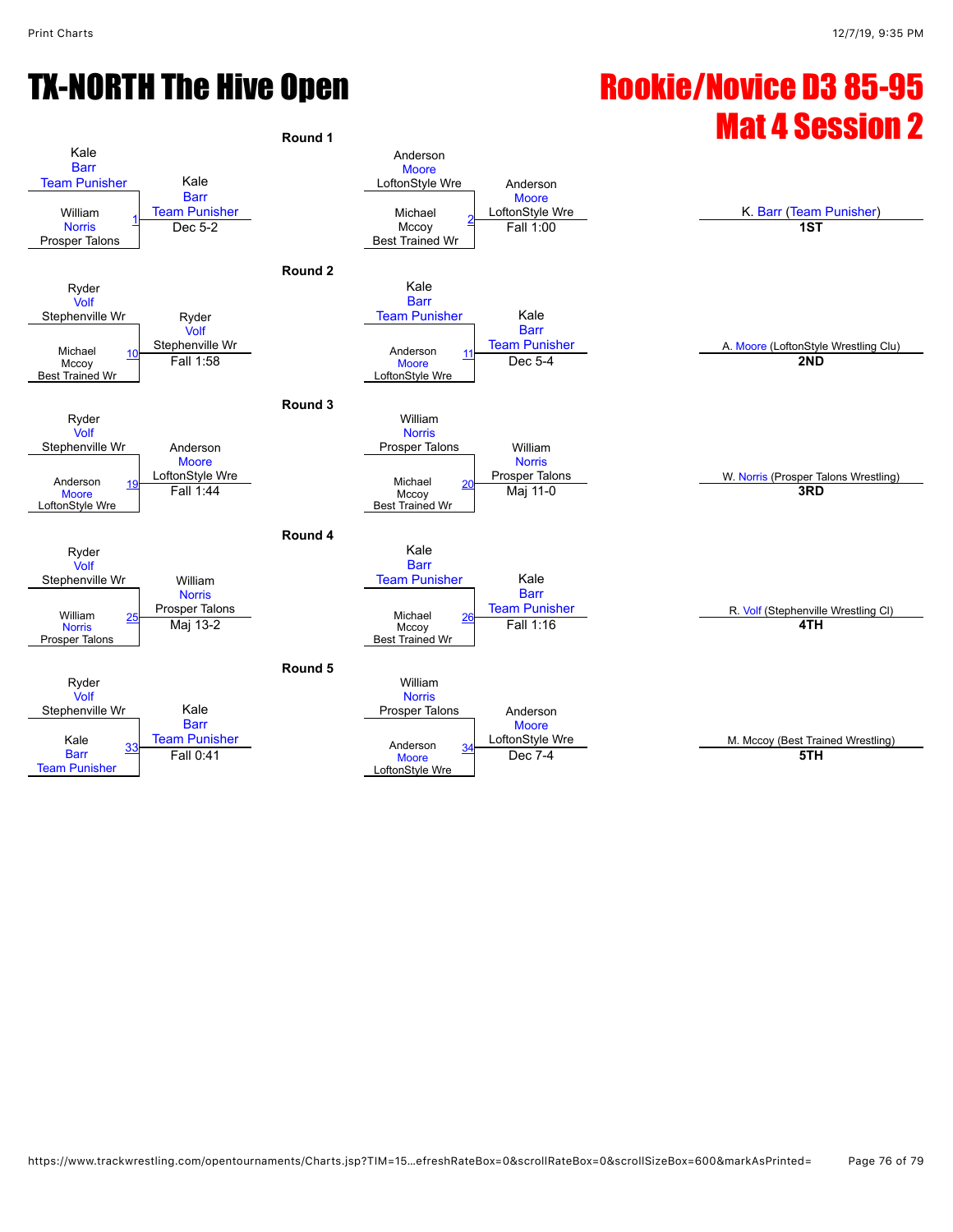# TX-NORTH The Hive Open

# Rookie/Novice D3 85-95
# Mat 4 Session 2

## Round 1

| Wrestler 1 | Wrestler 2 | Bout | Winner | Result |
|---|---|---|---|---|
| Kale Barr (Team Punisher) | William Norris (Prosper Talons) | 1 | Kale Barr (Team Punisher) | Dec 5-2 |
| Anderson Moore (LoftonStyle Wre) | Michael Mccoy (Best Trained Wr) | 2 | Anderson Moore (LoftonStyle Wre) | Fall 1:00 |

## Round 2

| Wrestler 1 | Wrestler 2 | Bout | Winner | Result |
|---|---|---|---|---|
| Ryder Volf (Stephenville Wr) | Michael Mccoy (Best Trained Wr) | 10 | Ryder Volf (Stephenville Wr) | Fall 1:58 |
| Kale Barr (Team Punisher) | Anderson Moore (LoftonStyle Wre) | 11 | Kale Barr (Team Punisher) | Dec 5-4 |

## Round 3

| Wrestler 1 | Wrestler 2 | Bout | Winner | Result |
|---|---|---|---|---|
| Ryder Volf (Stephenville Wr) | Anderson Moore (LoftonStyle Wre) | 19 | Anderson Moore (LoftonStyle Wre) | Fall 1:44 |
| William Norris (Prosper Talons) | Michael Mccoy (Best Trained Wr) | 20 | William Norris (Prosper Talons) | Maj 11-0 |

## Round 4

| Wrestler 1 | Wrestler 2 | Bout | Winner | Result |
|---|---|---|---|---|
| Ryder Volf (Stephenville Wr) | William Norris (Prosper Talons) | 25 | William Norris (Prosper Talons) | Maj 13-2 |
| Kale Barr (Team Punisher) | Michael Mccoy (Best Trained Wr) | 26 | Kale Barr (Team Punisher) | Fall 1:16 |

## Round 5

| Wrestler 1 | Wrestler 2 | Bout | Winner | Result |
|---|---|---|---|---|
| Ryder Volf (Stephenville Wr) | Kale Barr (Team Punisher) | 33 | Kale Barr (Team Punisher) | Fall 0:41 |
| William Norris (Prosper Talons) | Anderson Moore (LoftonStyle Wre) | 34 | Anderson Moore (LoftonStyle Wre) | Dec 7-4 |

## Placements

| Wrestler | Place |
|---|---|
| K. Barr (Team Punisher) | 1ST |
| A. Moore (LoftonStyle Wrestling Clu) | 2ND |
| W. Norris (Prosper Talons Wrestling) | 3RD |
| R. Volf (Stephenville Wrestling Cl) | 4TH |
| M. Mccoy (Best Trained Wrestling) | 5TH |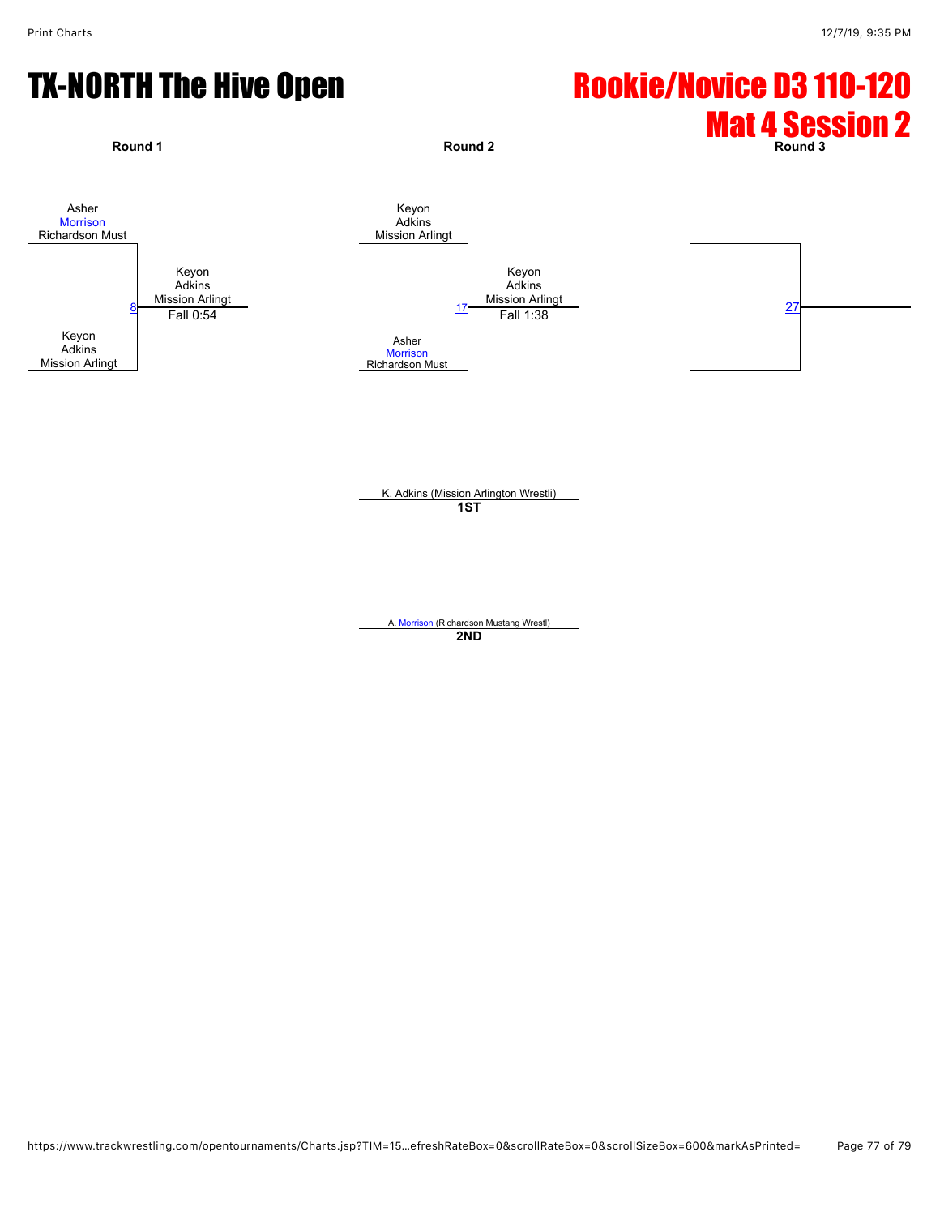# TX-NORTH The Hive Open

# Rookie/Novice D3 110-120
# Mat 4 Session 2

**Round 1**

Asher Morrison, Richardson Must

vs.

Keyon Adkins, Mission Arlingt

Match 8 — Winner: Keyon Adkins, Mission Arlingt — Fall 0:54

**Round 2**

Keyon Adkins, Mission Arlingt

vs.

Asher Morrison, Richardson Must

Match 17 — Winner: Keyon Adkins, Mission Arlingt — Fall 1:38

**Round 3**

Match 27

K. Adkins (Mission Arlington Wrestli)
**1ST**

A. Morrison (Richardson Mustang Wrestl)
**2ND**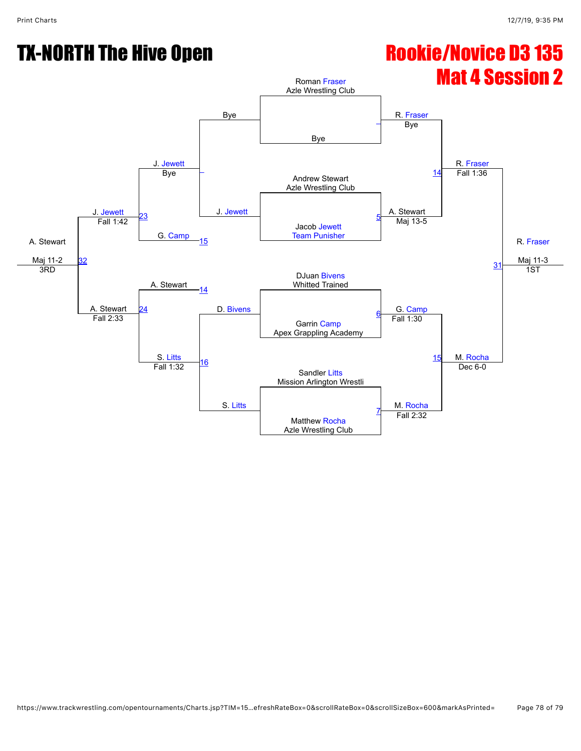# TX-NORTH The Hive Open

## Rookie/Novice D3 135
## Mat 4 Session 2

**Championship Bracket**

First round:
- Roman Fraser (Azle Wrestling Club) vs Bye — R. Fraser, Bye
- Andrew Stewart (Azle Wrestling Club) vs Jacob Jewett (Team Punisher) — Match 5 — A. Stewart, Maj 13-5
- DJuan Bivens (Whitted Trained) vs Garrin Camp (Apex Grappling Academy) — Match 6 — G. Camp, Fall 1:30
- Sandler Litts (Mission Arlington Wrestli) vs Matthew Rocha (Azle Wrestling Club) — Match 7 — M. Rocha, Fall 2:32

Semifinals:
- R. Fraser vs A. Stewart — Match 14 — R. Fraser, Fall 1:36
- G. Camp vs M. Rocha — Match 15 — M. Rocha, Dec 6-0

Final:
- R. Fraser vs M. Rocha — Match 31 — R. Fraser, Maj 11-3 — 1ST

**Consolation Bracket**

- Bye vs J. Jewett — J. Jewett, Bye
- D. Bivens vs S. Litts — Match 16 — S. Litts, Fall 1:32
- J. Jewett vs G. Camp (15) — Match 23 — J. Jewett, Fall 1:42
- A. Stewart (14) vs S. Litts — Match 24 — A. Stewart, Fall 2:33
- J. Jewett vs A. Stewart — Match 32 — A. Stewart, Maj 11-2 — 3RD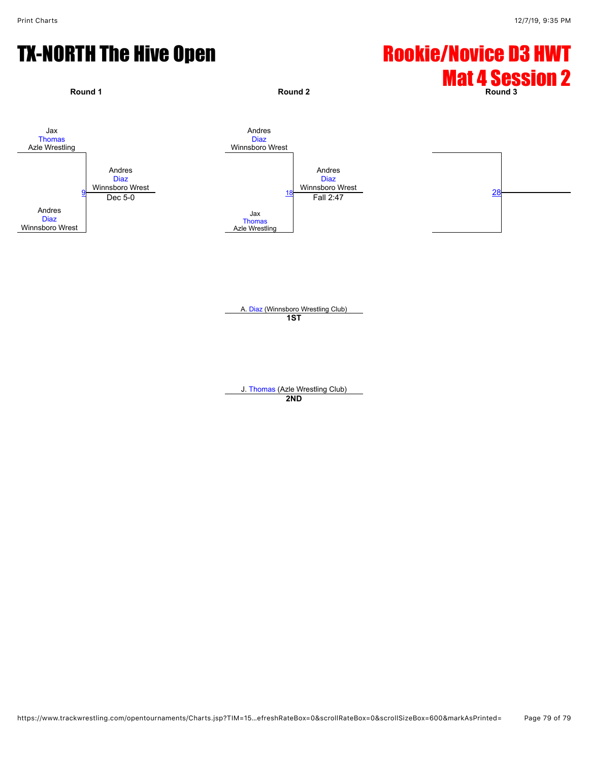# TX-NORTH The Hive Open

## Rookie/Novice D3 HWT
## Mat 4 Session 2

**Round 1**

Jax
Thomas
Azle Wrestling

9

Andres
Diaz
Winnsboro Wrest

Andres
Diaz
Winnsboro Wrest
Dec 5-0

**Round 2**

Andres
Diaz
Winnsboro Wrest

18

Jax
Thomas
Azle Wrestling

Andres
Diaz
Winnsboro Wrest
Fall 2:47

**Round 3**

28

A. Diaz (Winnsboro Wrestling Club)
**1ST**

J. Thomas (Azle Wrestling Club)
**2ND**